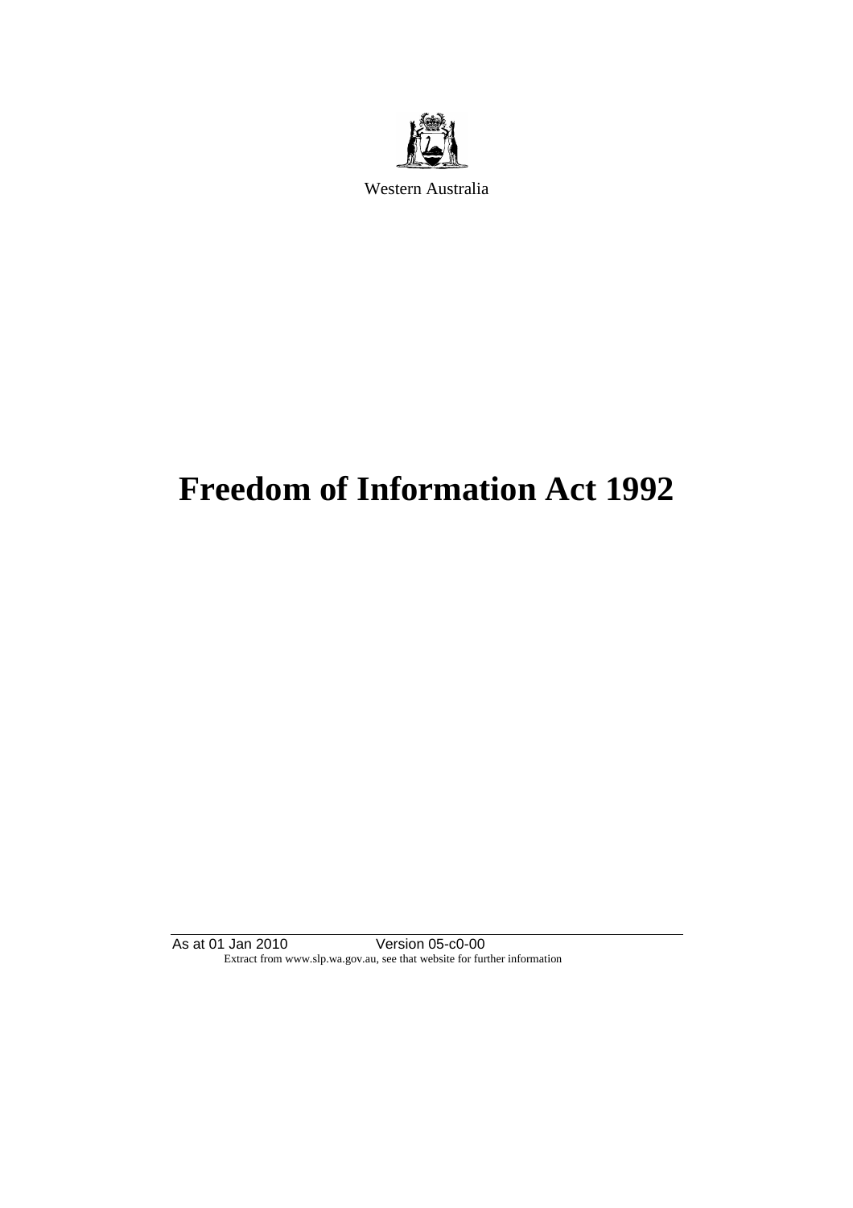Western Australia

# Freedom of Information Act 1992

As at 01 Jan 2010 Version 05-c0-00

Extract from www.slp.wa.gov.au, see that website for further information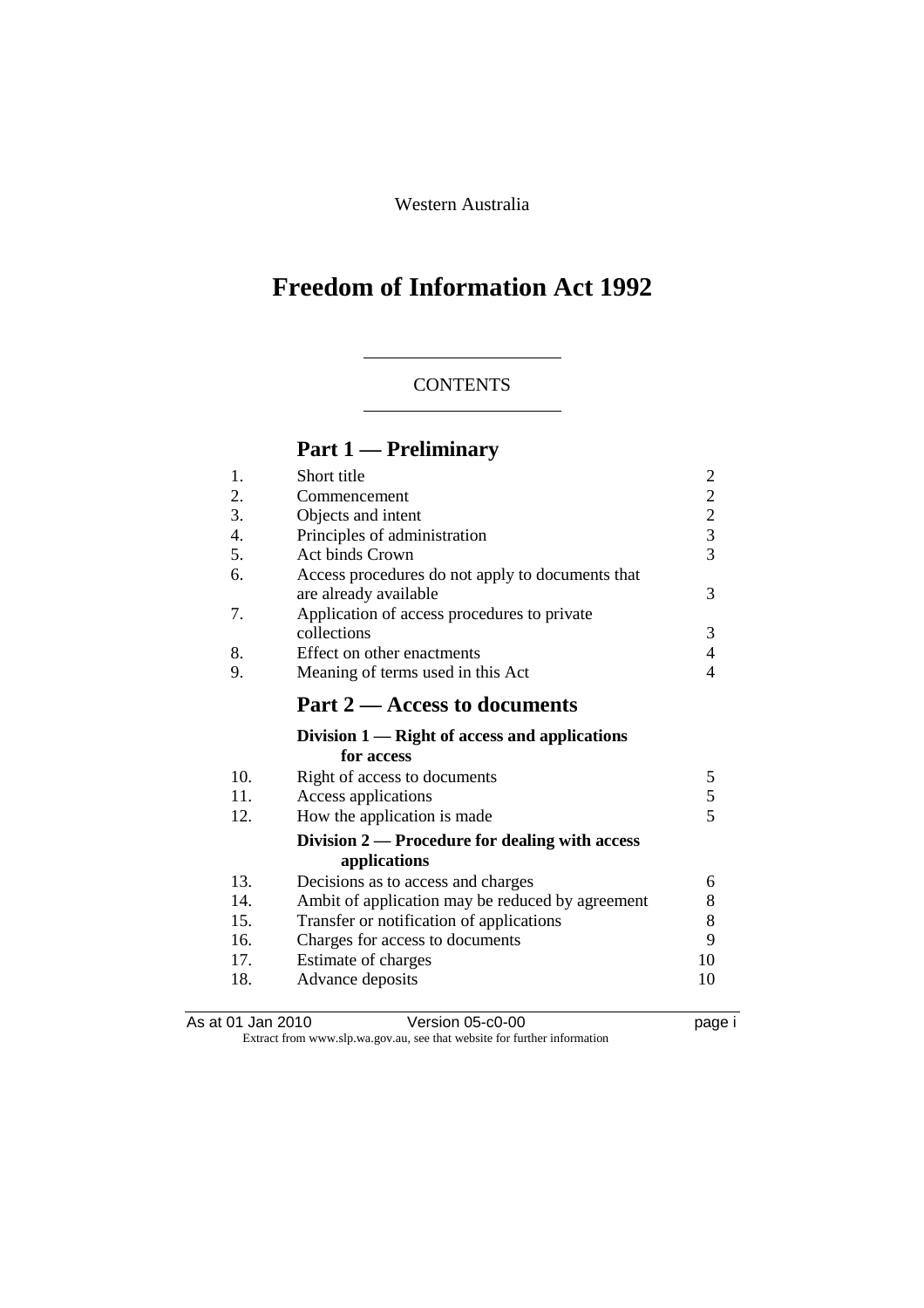Western Australia

# Freedom of Information Act 1992

CONTENTS

## Part 1 — Preliminary

| | | |
|---|---|---|
| 1. | Short title | 2 |
| 2. | Commencement | 2 |
| 3. | Objects and intent | 2 |
| 4. | Principles of administration | 3 |
| 5. | Act binds Crown | 3 |
| 6. | Access procedures do not apply to documents that are already available | 3 |
| 7. | Application of access procedures to private collections | 3 |
| 8. | Effect on other enactments | 4 |
| 9. | Meaning of terms used in this Act | 4 |

## Part 2 — Access to documents

### Division 1 — Right of access and applications for access

| | | |
|---|---|---|
| 10. | Right of access to documents | 5 |
| 11. | Access applications | 5 |
| 12. | How the application is made | 5 |

### Division 2 — Procedure for dealing with access applications

| | | |
|---|---|---|
| 13. | Decisions as to access and charges | 6 |
| 14. | Ambit of application may be reduced by agreement | 8 |
| 15. | Transfer or notification of applications | 8 |
| 16. | Charges for access to documents | 9 |
| 17. | Estimate of charges | 10 |
| 18. | Advance deposits | 10 |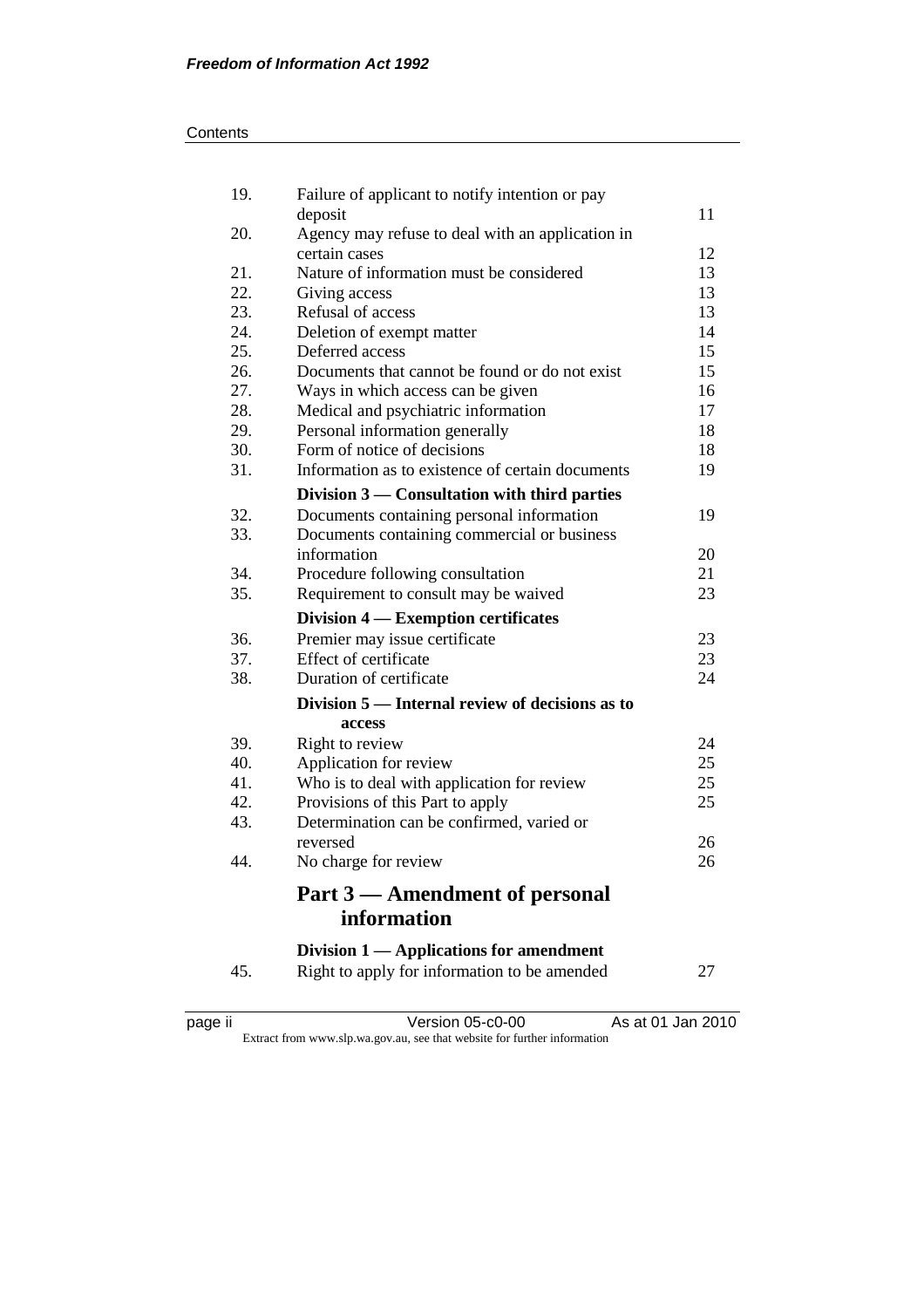| | | |
|---|---|---|
| 19. | Failure of applicant to notify intention or pay deposit | 11 |
| 20. | Agency may refuse to deal with an application in certain cases | 12 |
| 21. | Nature of information must be considered | 13 |
| 22. | Giving access | 13 |
| 23. | Refusal of access | 13 |
| 24. | Deletion of exempt matter | 14 |
| 25. | Deferred access | 15 |
| 26. | Documents that cannot be found or do not exist | 15 |
| 27. | Ways in which access can be given | 16 |
| 28. | Medical and psychiatric information | 17 |
| 29. | Personal information generally | 18 |
| 30. | Form of notice of decisions | 18 |
| 31. | Information as to existence of certain documents | 19 |

**Division 3 — Consultation with third parties**

| | | |
|---|---|---|
| 32. | Documents containing personal information | 19 |
| 33. | Documents containing commercial or business information | 20 |
| 34. | Procedure following consultation | 21 |
| 35. | Requirement to consult may be waived | 23 |

**Division 4 — Exemption certificates**

| | | |
|---|---|---|
| 36. | Premier may issue certificate | 23 |
| 37. | Effect of certificate | 23 |
| 38. | Duration of certificate | 24 |

**Division 5 — Internal review of decisions as to access**

| | | |
|---|---|---|
| 39. | Right to review | 24 |
| 40. | Application for review | 25 |
| 41. | Who is to deal with application for review | 25 |
| 42. | Provisions of this Part to apply | 25 |
| 43. | Determination can be confirmed, varied or reversed | 26 |
| 44. | No charge for review | 26 |

## Part 3 — Amendment of personal information

**Division 1 — Applications for amendment**

| | | |
|---|---|---|
| 45. | Right to apply for information to be amended | 27 |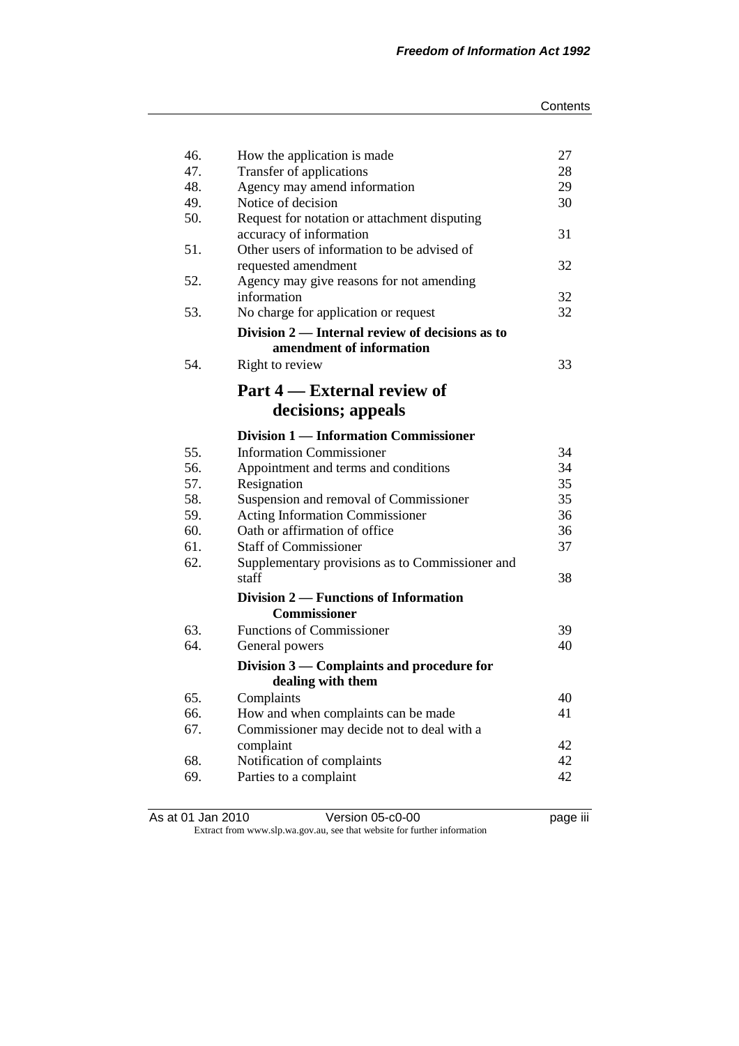| | | |
|---|---|---|
| 46. | How the application is made | 27 |
| 47. | Transfer of applications | 28 |
| 48. | Agency may amend information | 29 |
| 49. | Notice of decision | 30 |
| 50. | Request for notation or attachment disputing accuracy of information | 31 |
| 51. | Other users of information to be advised of requested amendment | 32 |
| 52. | Agency may give reasons for not amending information | 32 |
| 53. | No charge for application or request | 32 |
| | **Division 2 — Internal review of decisions as to amendment of information** | |
| 54. | Right to review | 33 |

## Part 4 — External review of decisions; appeals

| | | |
|---|---|---|
| | **Division 1 — Information Commissioner** | |
| 55. | Information Commissioner | 34 |
| 56. | Appointment and terms and conditions | 34 |
| 57. | Resignation | 35 |
| 58. | Suspension and removal of Commissioner | 35 |
| 59. | Acting Information Commissioner | 36 |
| 60. | Oath or affirmation of office | 36 |
| 61. | Staff of Commissioner | 37 |
| 62. | Supplementary provisions as to Commissioner and staff | 38 |
| | **Division 2 — Functions of Information Commissioner** | |
| 63. | Functions of Commissioner | 39 |
| 64. | General powers | 40 |
| | **Division 3 — Complaints and procedure for dealing with them** | |
| 65. | Complaints | 40 |
| 66. | How and when complaints can be made | 41 |
| 67. | Commissioner may decide not to deal with a complaint | 42 |
| 68. | Notification of complaints | 42 |
| 69. | Parties to a complaint | 42 |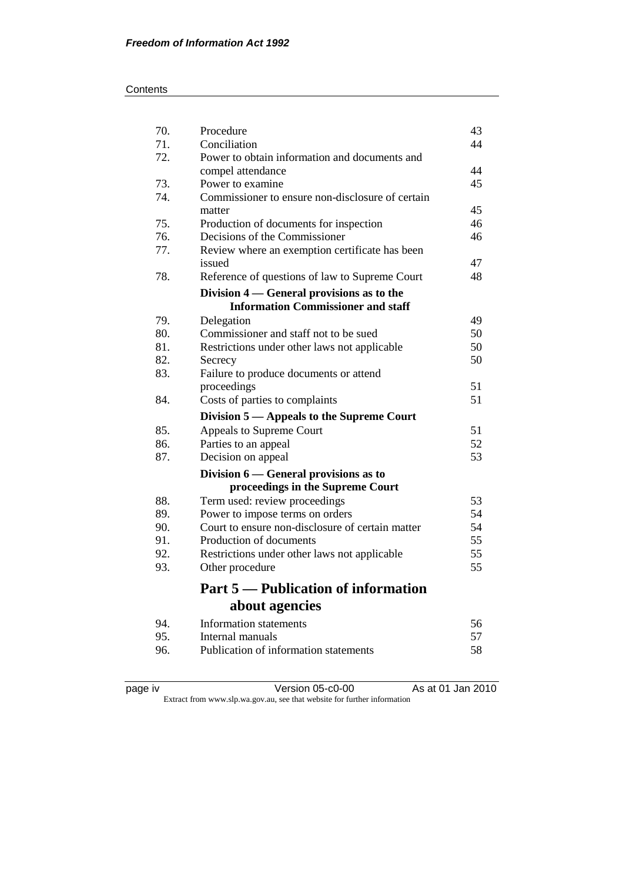| | | |
|---|---|---|
| 70. | Procedure | 43 |
| 71. | Conciliation | 44 |
| 72. | Power to obtain information and documents and compel attendance | 44 |
| 73. | Power to examine | 45 |
| 74. | Commissioner to ensure non-disclosure of certain matter | 45 |
| 75. | Production of documents for inspection | 46 |
| 76. | Decisions of the Commissioner | 46 |
| 77. | Review where an exemption certificate has been issued | 47 |
| 78. | Reference of questions of law to Supreme Court | 48 |
| | **Division 4 — General provisions as to the Information Commissioner and staff** | |
| 79. | Delegation | 49 |
| 80. | Commissioner and staff not to be sued | 50 |
| 81. | Restrictions under other laws not applicable | 50 |
| 82. | Secrecy | 50 |
| 83. | Failure to produce documents or attend proceedings | 51 |
| 84. | Costs of parties to complaints | 51 |
| | **Division 5 — Appeals to the Supreme Court** | |
| 85. | Appeals to Supreme Court | 51 |
| 86. | Parties to an appeal | 52 |
| 87. | Decision on appeal | 53 |
| | **Division 6 — General provisions as to proceedings in the Supreme Court** | |
| 88. | Term used: review proceedings | 53 |
| 89. | Power to impose terms on orders | 54 |
| 90. | Court to ensure non-disclosure of certain matter | 54 |
| 91. | Production of documents | 55 |
| 92. | Restrictions under other laws not applicable | 55 |
| 93. | Other procedure | 55 |

## Part 5 — Publication of information about agencies

| | | |
|---|---|---|
| 94. | Information statements | 56 |
| 95. | Internal manuals | 57 |
| 96. | Publication of information statements | 58 |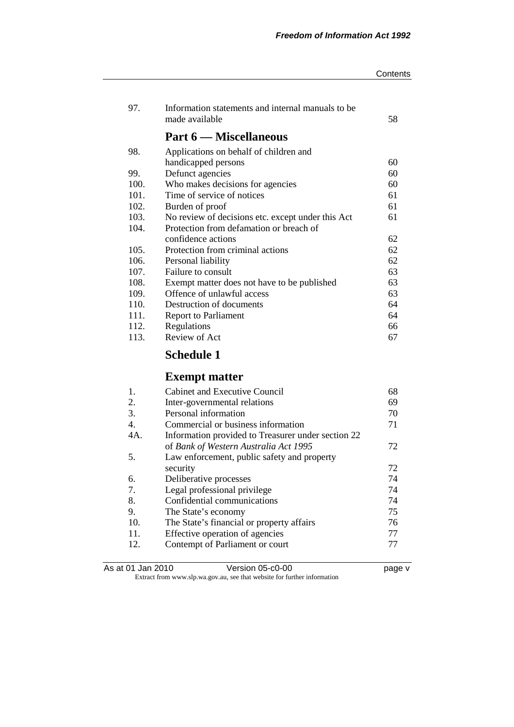| | | |
|---|---|---|
| 97. | Information statements and internal manuals to be made available | 58 |

## Part 6 — Miscellaneous

| | | |
|---|---|---|
| 98. | Applications on behalf of children and handicapped persons | 60 |
| 99. | Defunct agencies | 60 |
| 100. | Who makes decisions for agencies | 60 |
| 101. | Time of service of notices | 61 |
| 102. | Burden of proof | 61 |
| 103. | No review of decisions etc. except under this Act | 61 |
| 104. | Protection from defamation or breach of confidence actions | 62 |
| 105. | Protection from criminal actions | 62 |
| 106. | Personal liability | 62 |
| 107. | Failure to consult | 63 |
| 108. | Exempt matter does not have to be published | 63 |
| 109. | Offence of unlawful access | 63 |
| 110. | Destruction of documents | 64 |
| 111. | Report to Parliament | 64 |
| 112. | Regulations | 66 |
| 113. | Review of Act | 67 |

## Schedule 1

## Exempt matter

| | | |
|---|---|---|
| 1. | Cabinet and Executive Council | 68 |
| 2. | Inter-governmental relations | 69 |
| 3. | Personal information | 70 |
| 4. | Commercial or business information | 71 |
| 4A. | Information provided to Treasurer under section 22 of *Bank of Western Australia Act 1995* | 72 |
| 5. | Law enforcement, public safety and property security | 72 |
| 6. | Deliberative processes | 74 |
| 7. | Legal professional privilege | 74 |
| 8. | Confidential communications | 74 |
| 9. | The State's economy | 75 |
| 10. | The State's financial or property affairs | 76 |
| 11. | Effective operation of agencies | 77 |
| 12. | Contempt of Parliament or court | 77 |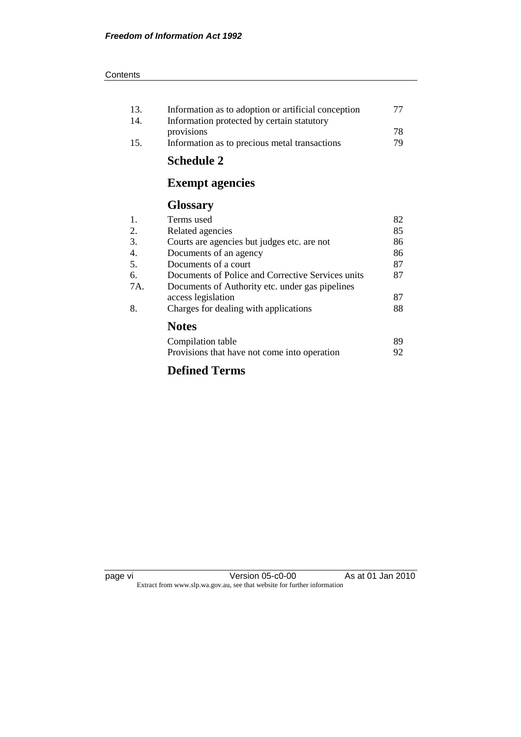| | | |
|---|---|---|
| 13. | Information as to adoption or artificial conception | 77 |
| 14. | Information protected by certain statutory provisions | 78 |
| 15. | Information as to precious metal transactions | 79 |

## Schedule 2

## Exempt agencies

## Glossary

| | | |
|---|---|---|
| 1. | Terms used | 82 |
| 2. | Related agencies | 85 |
| 3. | Courts are agencies but judges etc. are not | 86 |
| 4. | Documents of an agency | 86 |
| 5. | Documents of a court | 87 |
| 6. | Documents of Police and Corrective Services units | 87 |
| 7A. | Documents of Authority etc. under gas pipelines access legislation | 87 |
| 8. | Charges for dealing with applications | 88 |

## Notes

| | |
|---|---|
| Compilation table | 89 |
| Provisions that have not come into operation | 92 |

## Defined Terms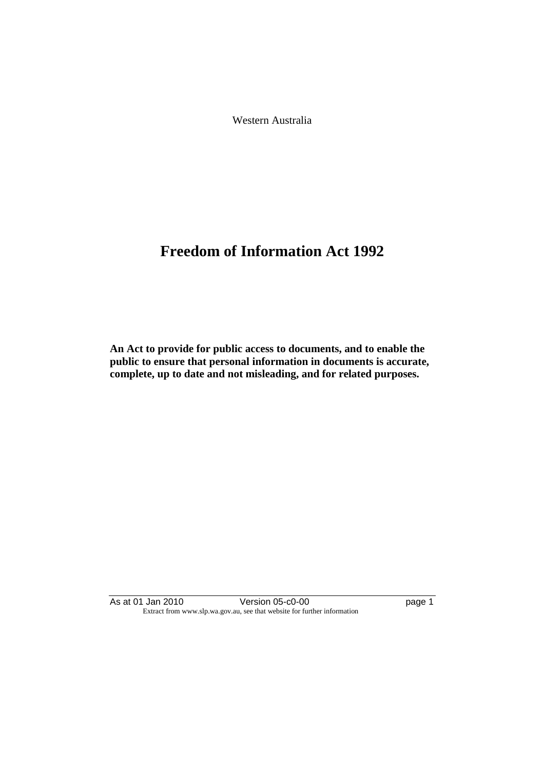Western Australia

# Freedom of Information Act 1992

**An Act to provide for public access to documents, and to enable the public to ensure that personal information in documents is accurate, complete, up to date and not misleading, and for related purposes.**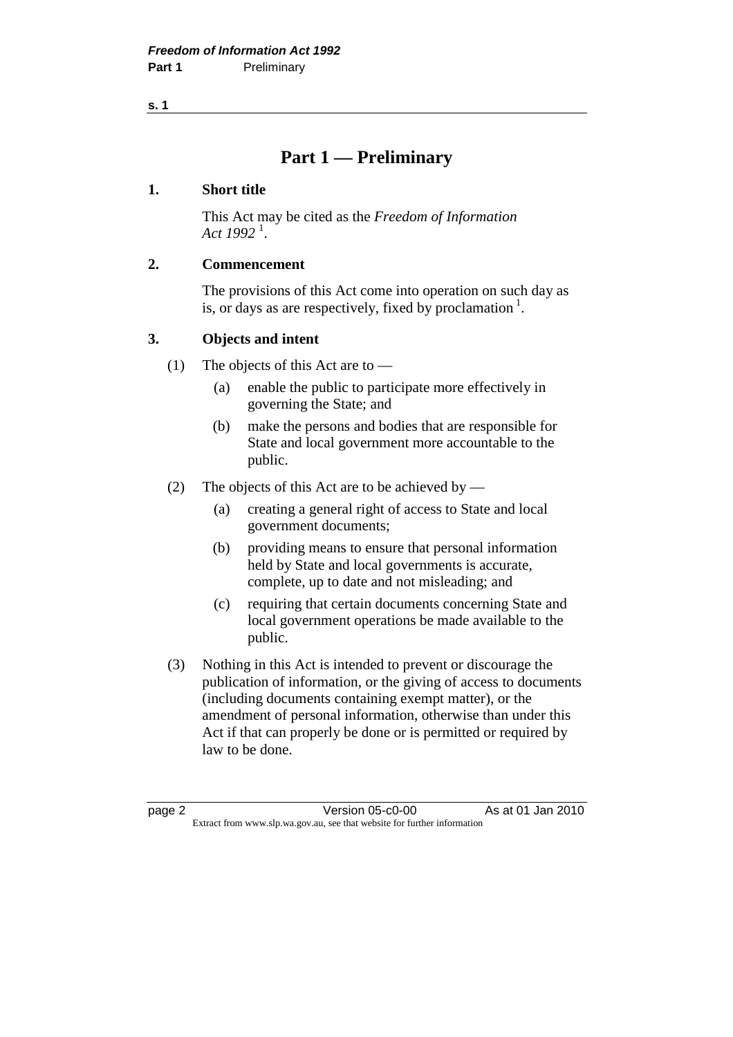# Part 1 — Preliminary

## 1. Short title

This Act may be cited as the *Freedom of Information Act 1992* [1].

## 2. Commencement

The provisions of this Act come into operation on such day as is, or days as are respectively, fixed by proclamation [1].

## 3. Objects and intent

(1) The objects of this Act are to —

(a) enable the public to participate more effectively in governing the State; and

(b) make the persons and bodies that are responsible for State and local government more accountable to the public.

(2) The objects of this Act are to be achieved by —

(a) creating a general right of access to State and local government documents;

(b) providing means to ensure that personal information held by State and local governments is accurate, complete, up to date and not misleading; and

(c) requiring that certain documents concerning State and local government operations be made available to the public.

(3) Nothing in this Act is intended to prevent or discourage the publication of information, or the giving of access to documents (including documents containing exempt matter), or the amendment of personal information, otherwise than under this Act if that can properly be done or is permitted or required by law to be done.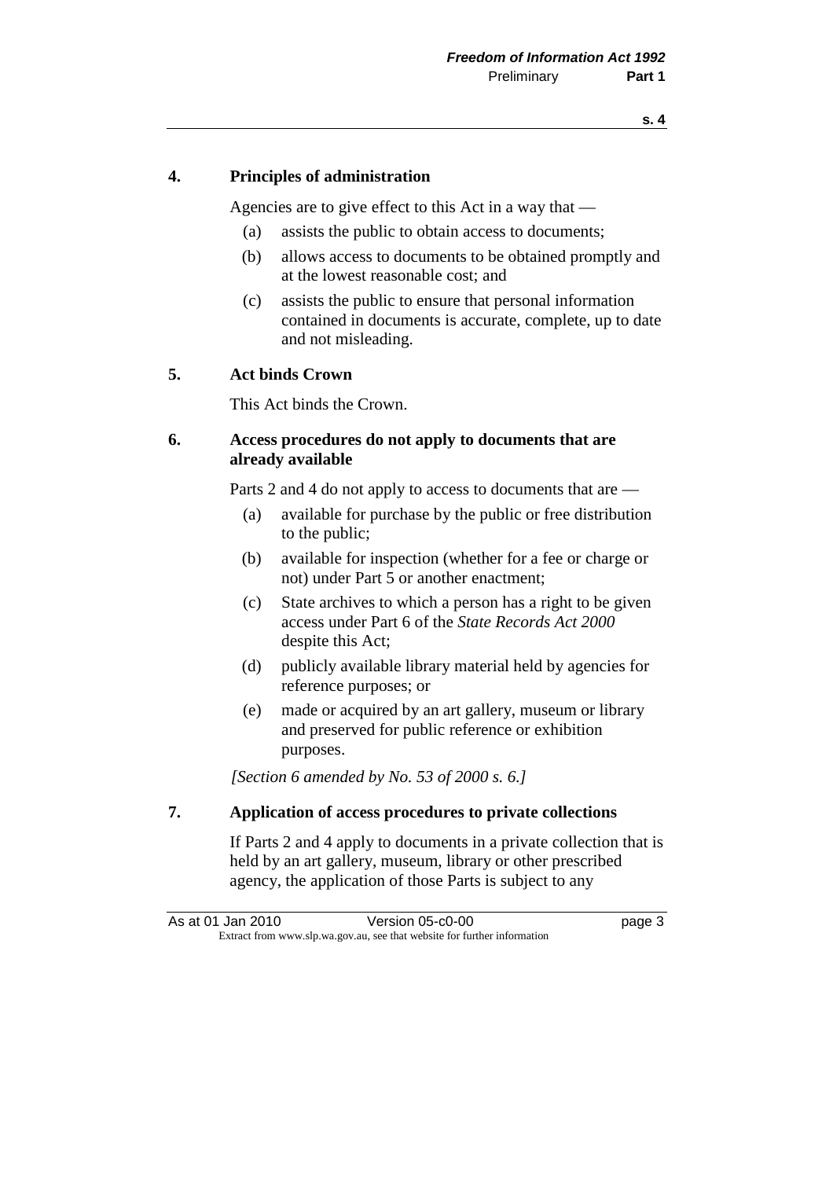## 4. Principles of administration

Agencies are to give effect to this Act in a way that —

(a) assists the public to obtain access to documents;

(b) allows access to documents to be obtained promptly and at the lowest reasonable cost; and

(c) assists the public to ensure that personal information contained in documents is accurate, complete, up to date and not misleading.

## 5. Act binds Crown

This Act binds the Crown.

## 6. Access procedures do not apply to documents that are already available

Parts 2 and 4 do not apply to access to documents that are —

(a) available for purchase by the public or free distribution to the public;

(b) available for inspection (whether for a fee or charge or not) under Part 5 or another enactment;

(c) State archives to which a person has a right to be given access under Part 6 of the *State Records Act 2000* despite this Act;

(d) publicly available library material held by agencies for reference purposes; or

(e) made or acquired by an art gallery, museum or library and preserved for public reference or exhibition purposes.

*[Section 6 amended by No. 53 of 2000 s. 6.]*

## 7. Application of access procedures to private collections

If Parts 2 and 4 apply to documents in a private collection that is held by an art gallery, museum, library or other prescribed agency, the application of those Parts is subject to any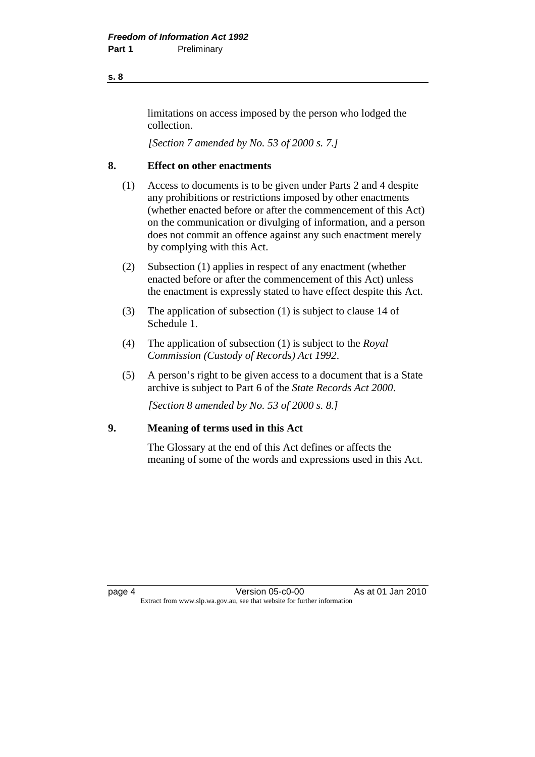limitations on access imposed by the person who lodged the collection.

*[Section 7 amended by No. 53 of 2000 s. 7.]*

## 8. Effect on other enactments

(1) Access to documents is to be given under Parts 2 and 4 despite any prohibitions or restrictions imposed by other enactments (whether enacted before or after the commencement of this Act) on the communication or divulging of information, and a person does not commit an offence against any such enactment merely by complying with this Act.

(2) Subsection (1) applies in respect of any enactment (whether enacted before or after the commencement of this Act) unless the enactment is expressly stated to have effect despite this Act.

(3) The application of subsection (1) is subject to clause 14 of Schedule 1.

(4) The application of subsection (1) is subject to the *Royal Commission (Custody of Records) Act 1992*.

(5) A person's right to be given access to a document that is a State archive is subject to Part 6 of the *State Records Act 2000*.

*[Section 8 amended by No. 53 of 2000 s. 8.]*

## 9. Meaning of terms used in this Act

The Glossary at the end of this Act defines or affects the meaning of some of the words and expressions used in this Act.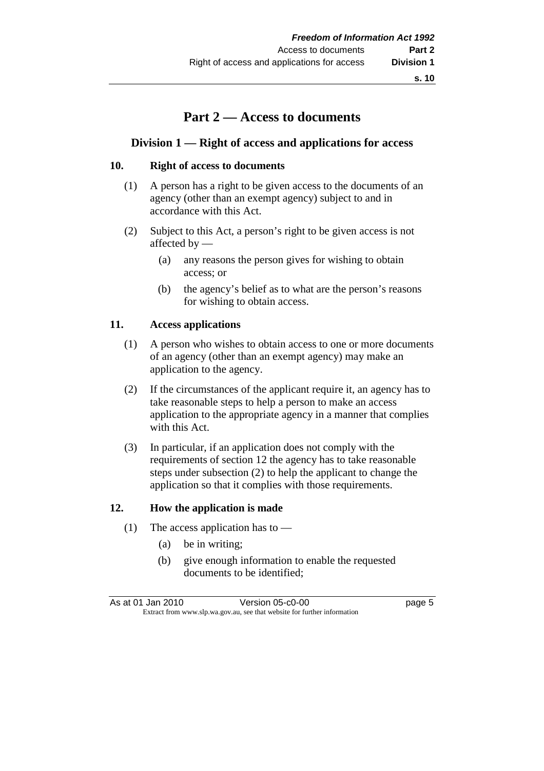# Part 2 — Access to documents

## Division 1 — Right of access and applications for access

### 10. Right of access to documents

(1) A person has a right to be given access to the documents of an agency (other than an exempt agency) subject to and in accordance with this Act.

(2) Subject to this Act, a person's right to be given access is not affected by —

(a) any reasons the person gives for wishing to obtain access; or

(b) the agency's belief as to what are the person's reasons for wishing to obtain access.

### 11. Access applications

(1) A person who wishes to obtain access to one or more documents of an agency (other than an exempt agency) may make an application to the agency.

(2) If the circumstances of the applicant require it, an agency has to take reasonable steps to help a person to make an access application to the appropriate agency in a manner that complies with this Act.

(3) In particular, if an application does not comply with the requirements of section 12 the agency has to take reasonable steps under subsection (2) to help the applicant to change the application so that it complies with those requirements.

### 12. How the application is made

(1) The access application has to —

(a) be in writing;

(b) give enough information to enable the requested documents to be identified;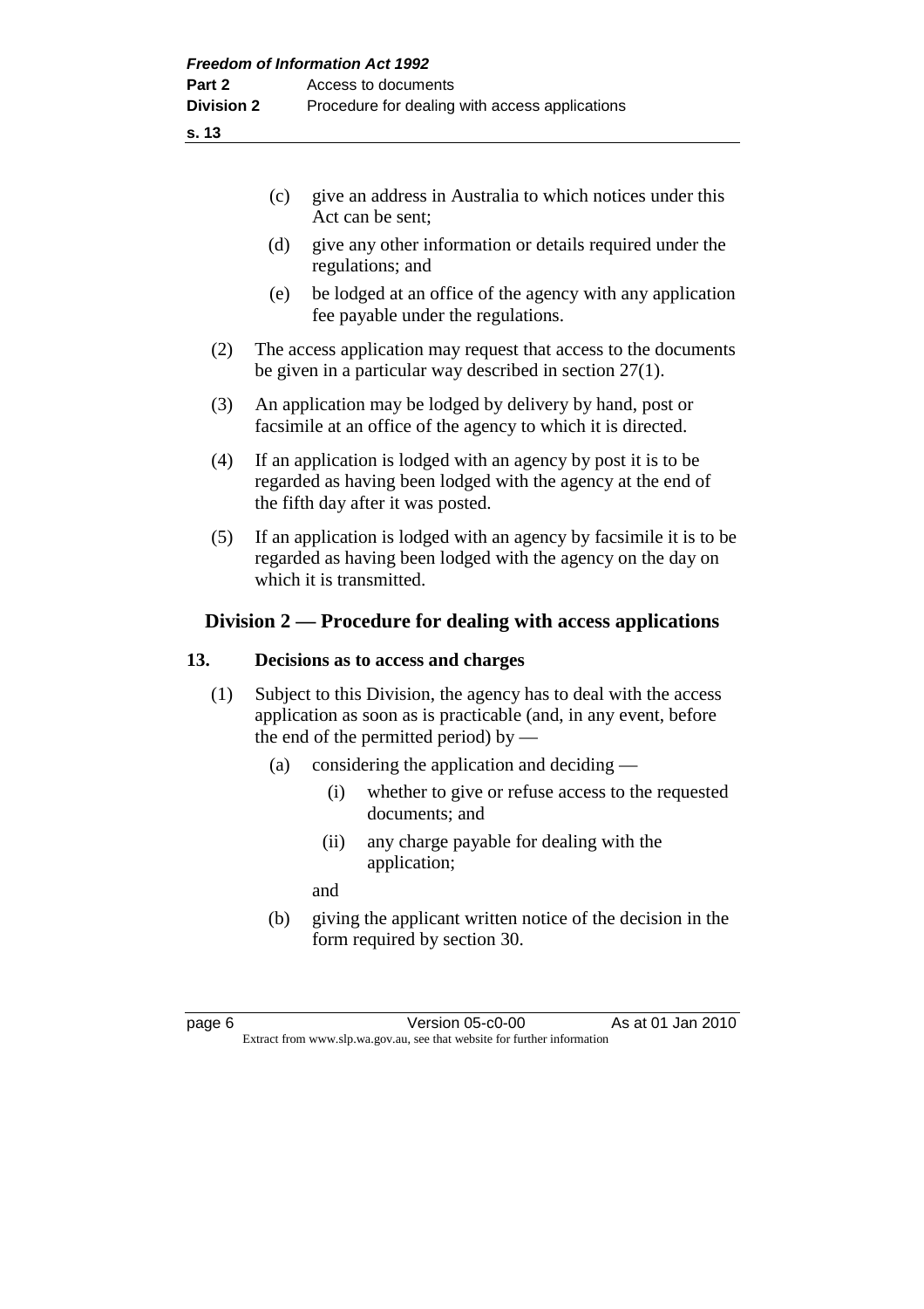(c) give an address in Australia to which notices under this Act can be sent;

(d) give any other information or details required under the regulations; and

(e) be lodged at an office of the agency with any application fee payable under the regulations.

(2) The access application may request that access to the documents be given in a particular way described in section 27(1).

(3) An application may be lodged by delivery by hand, post or facsimile at an office of the agency to which it is directed.

(4) If an application is lodged with an agency by post it is to be regarded as having been lodged with the agency at the end of the fifth day after it was posted.

(5) If an application is lodged with an agency by facsimile it is to be regarded as having been lodged with the agency on the day on which it is transmitted.

## Division 2 — Procedure for dealing with access applications

### 13. Decisions as to access and charges

(1) Subject to this Division, the agency has to deal with the access application as soon as is practicable (and, in any event, before the end of the permitted period) by —

(a) considering the application and deciding —

(i) whether to give or refuse access to the requested documents; and

(ii) any charge payable for dealing with the application;

and

(b) giving the applicant written notice of the decision in the form required by section 30.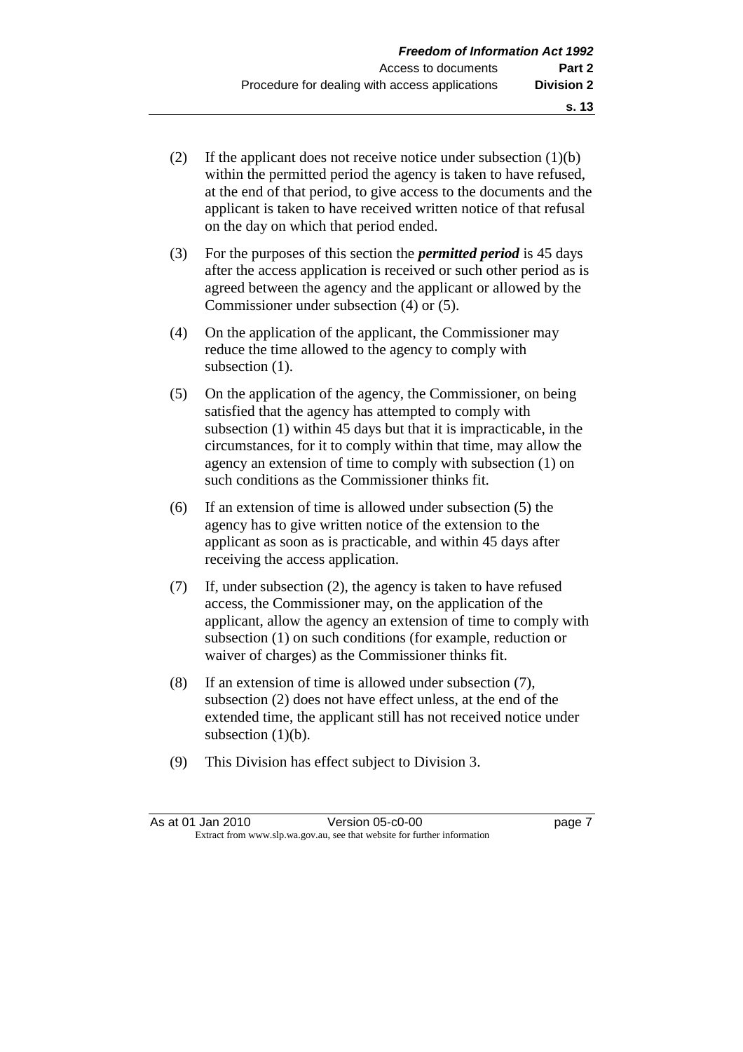(2) If the applicant does not receive notice under subsection (1)(b) within the permitted period the agency is taken to have refused, at the end of that period, to give access to the documents and the applicant is taken to have received written notice of that refusal on the day on which that period ended.

(3) For the purposes of this section the ***permitted period*** is 45 days after the access application is received or such other period as is agreed between the agency and the applicant or allowed by the Commissioner under subsection (4) or (5).

(4) On the application of the applicant, the Commissioner may reduce the time allowed to the agency to comply with subsection (1).

(5) On the application of the agency, the Commissioner, on being satisfied that the agency has attempted to comply with subsection (1) within 45 days but that it is impracticable, in the circumstances, for it to comply within that time, may allow the agency an extension of time to comply with subsection (1) on such conditions as the Commissioner thinks fit.

(6) If an extension of time is allowed under subsection (5) the agency has to give written notice of the extension to the applicant as soon as is practicable, and within 45 days after receiving the access application.

(7) If, under subsection (2), the agency is taken to have refused access, the Commissioner may, on the application of the applicant, allow the agency an extension of time to comply with subsection (1) on such conditions (for example, reduction or waiver of charges) as the Commissioner thinks fit.

(8) If an extension of time is allowed under subsection (7), subsection (2) does not have effect unless, at the end of the extended time, the applicant still has not received notice under subsection (1)(b).

(9) This Division has effect subject to Division 3.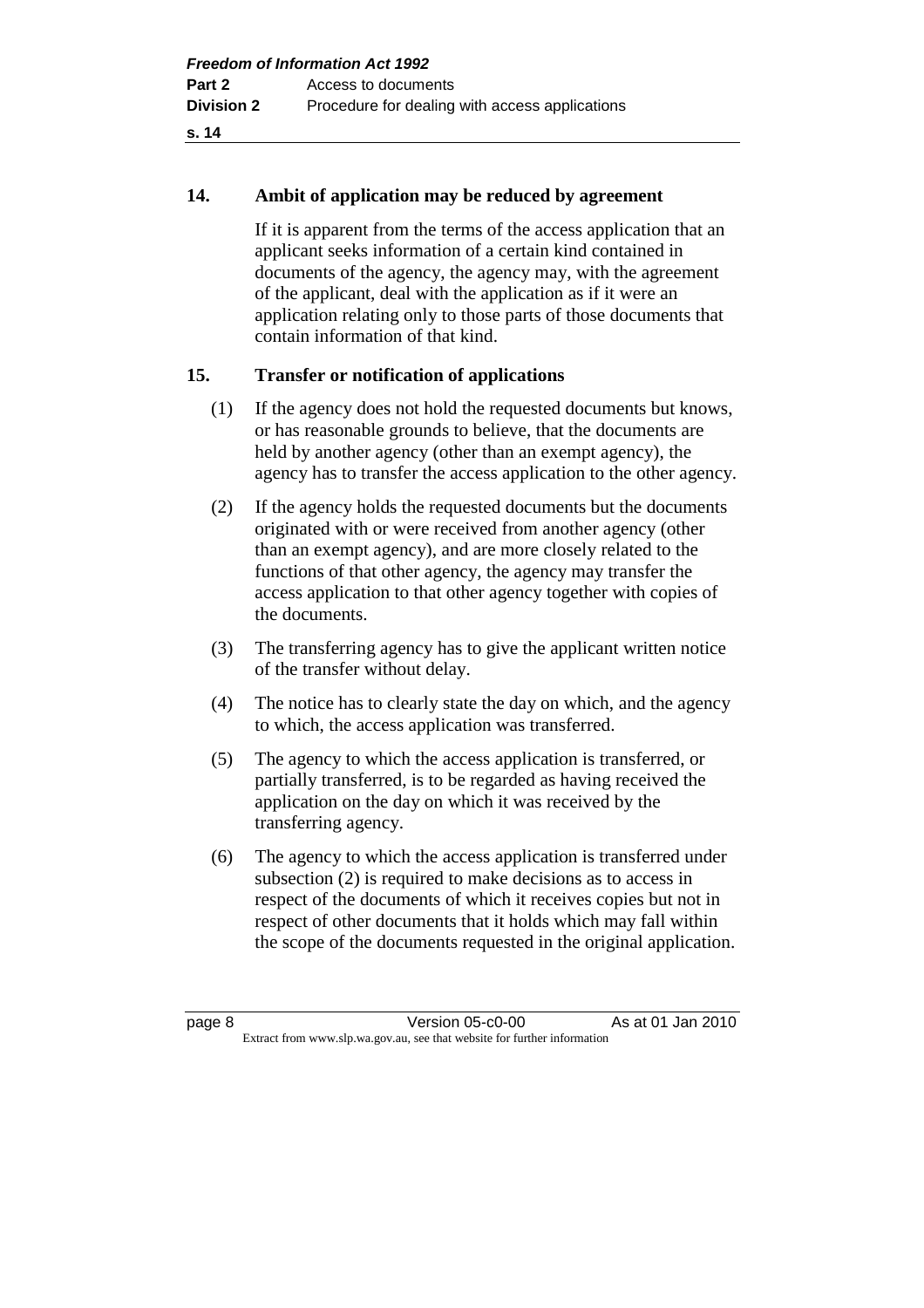## 14. Ambit of application may be reduced by agreement

If it is apparent from the terms of the access application that an applicant seeks information of a certain kind contained in documents of the agency, the agency may, with the agreement of the applicant, deal with the application as if it were an application relating only to those parts of those documents that contain information of that kind.

## 15. Transfer or notification of applications

(1) If the agency does not hold the requested documents but knows, or has reasonable grounds to believe, that the documents are held by another agency (other than an exempt agency), the agency has to transfer the access application to the other agency.

(2) If the agency holds the requested documents but the documents originated with or were received from another agency (other than an exempt agency), and are more closely related to the functions of that other agency, the agency may transfer the access application to that other agency together with copies of the documents.

(3) The transferring agency has to give the applicant written notice of the transfer without delay.

(4) The notice has to clearly state the day on which, and the agency to which, the access application was transferred.

(5) The agency to which the access application is transferred, or partially transferred, is to be regarded as having received the application on the day on which it was received by the transferring agency.

(6) The agency to which the access application is transferred under subsection (2) is required to make decisions as to access in respect of the documents of which it receives copies but not in respect of other documents that it holds which may fall within the scope of the documents requested in the original application.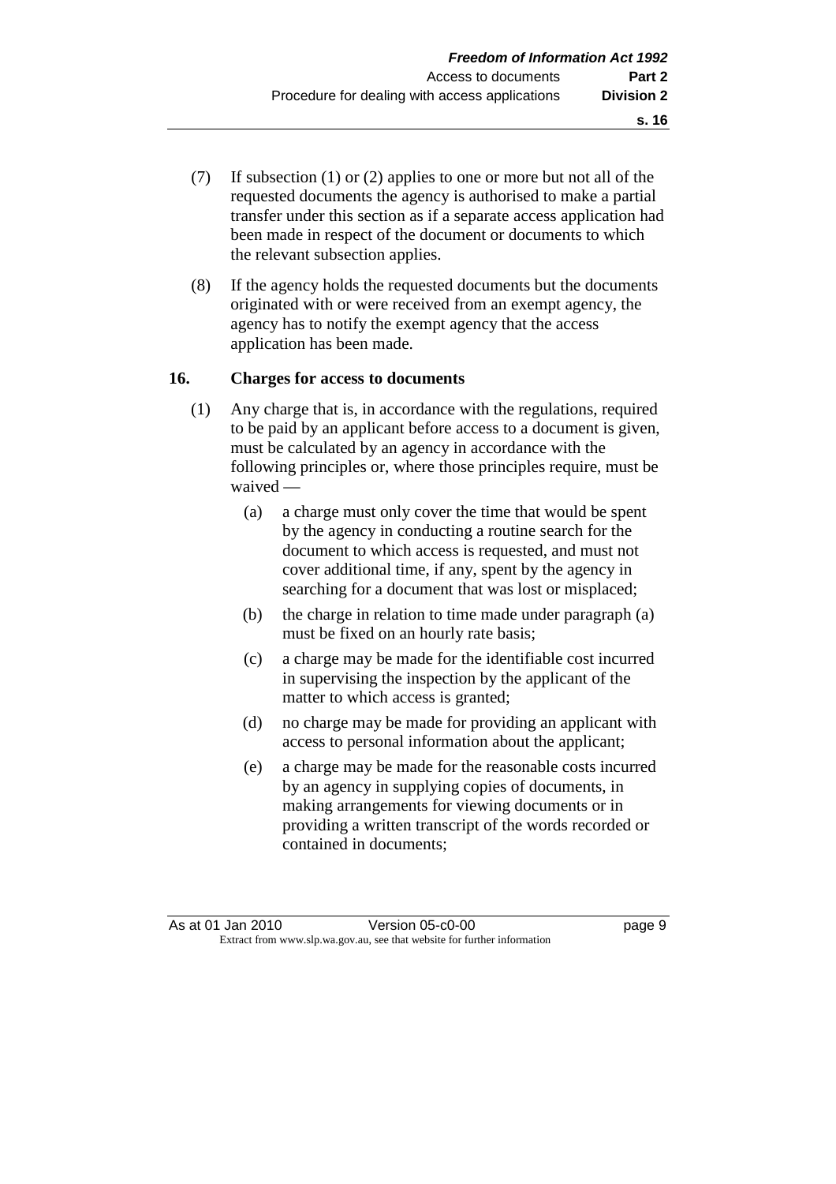(7) If subsection (1) or (2) applies to one or more but not all of the requested documents the agency is authorised to make a partial transfer under this section as if a separate access application had been made in respect of the document or documents to which the relevant subsection applies.

(8) If the agency holds the requested documents but the documents originated with or were received from an exempt agency, the agency has to notify the exempt agency that the access application has been made.

### 16. Charges for access to documents

(1) Any charge that is, in accordance with the regulations, required to be paid by an applicant before access to a document is given, must be calculated by an agency in accordance with the following principles or, where those principles require, must be waived —

  (a) a charge must only cover the time that would be spent by the agency in conducting a routine search for the document to which access is requested, and must not cover additional time, if any, spent by the agency in searching for a document that was lost or misplaced;

  (b) the charge in relation to time made under paragraph (a) must be fixed on an hourly rate basis;

  (c) a charge may be made for the identifiable cost incurred in supervising the inspection by the applicant of the matter to which access is granted;

  (d) no charge may be made for providing an applicant with access to personal information about the applicant;

  (e) a charge may be made for the reasonable costs incurred by an agency in supplying copies of documents, in making arrangements for viewing documents or in providing a written transcript of the words recorded or contained in documents;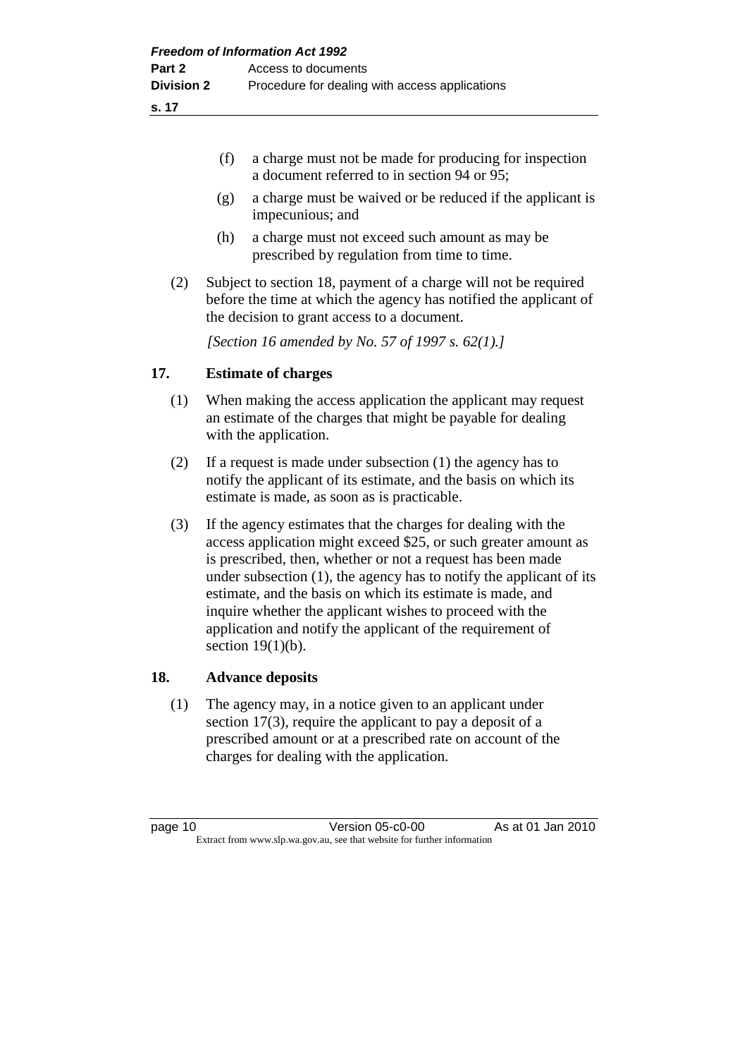(f) a charge must not be made for producing for inspection a document referred to in section 94 or 95;

(g) a charge must be waived or be reduced if the applicant is impecunious; and

(h) a charge must not exceed such amount as may be prescribed by regulation from time to time.

(2) Subject to section 18, payment of a charge will not be required before the time at which the agency has notified the applicant of the decision to grant access to a document.

*[Section 16 amended by No. 57 of 1997 s. 62(1).]*

## 17. Estimate of charges

(1) When making the access application the applicant may request an estimate of the charges that might be payable for dealing with the application.

(2) If a request is made under subsection (1) the agency has to notify the applicant of its estimate, and the basis on which its estimate is made, as soon as is practicable.

(3) If the agency estimates that the charges for dealing with the access application might exceed $25, or such greater amount as is prescribed, then, whether or not a request has been made under subsection (1), the agency has to notify the applicant of its estimate, and the basis on which its estimate is made, and inquire whether the applicant wishes to proceed with the application and notify the applicant of the requirement of section 19(1)(b).

## 18. Advance deposits

(1) The agency may, in a notice given to an applicant under section 17(3), require the applicant to pay a deposit of a prescribed amount or at a prescribed rate on account of the charges for dealing with the application.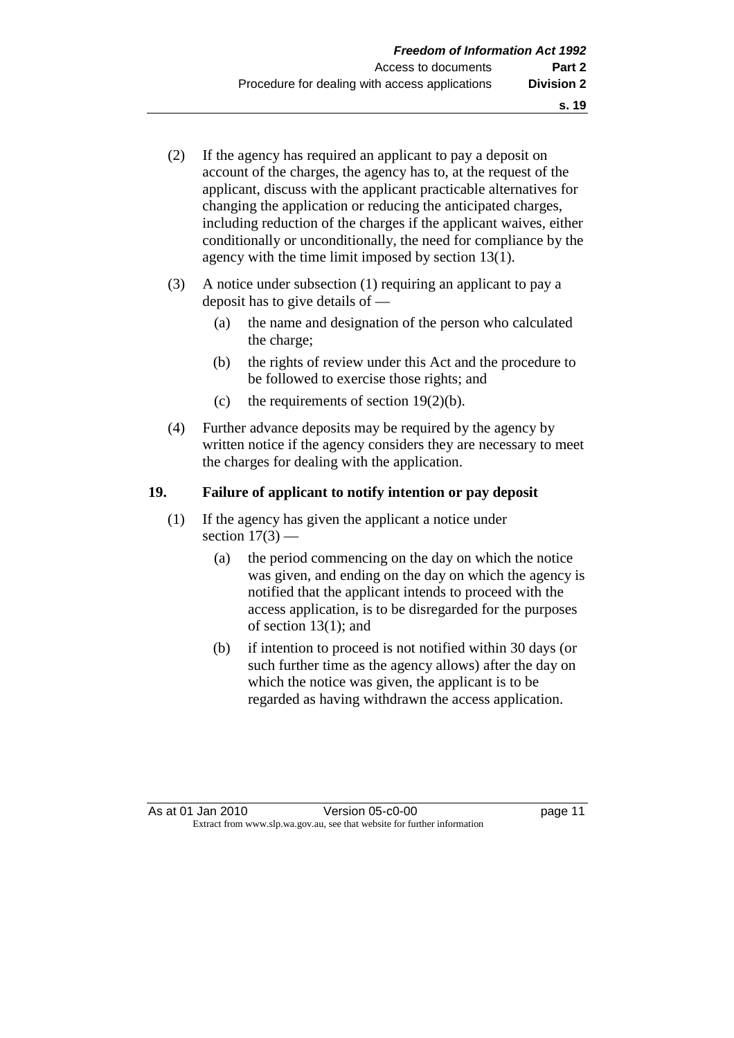(2) If the agency has required an applicant to pay a deposit on account of the charges, the agency has to, at the request of the applicant, discuss with the applicant practicable alternatives for changing the application or reducing the anticipated charges, including reduction of the charges if the applicant waives, either conditionally or unconditionally, the need for compliance by the agency with the time limit imposed by section 13(1).

(3) A notice under subsection (1) requiring an applicant to pay a deposit has to give details of —

(a) the name and designation of the person who calculated the charge;

(b) the rights of review under this Act and the procedure to be followed to exercise those rights; and

(c) the requirements of section 19(2)(b).

(4) Further advance deposits may be required by the agency by written notice if the agency considers they are necessary to meet the charges for dealing with the application.

## 19. Failure of applicant to notify intention or pay deposit

(1) If the agency has given the applicant a notice under section 17(3) —

(a) the period commencing on the day on which the notice was given, and ending on the day on which the agency is notified that the applicant intends to proceed with the access application, is to be disregarded for the purposes of section 13(1); and

(b) if intention to proceed is not notified within 30 days (or such further time as the agency allows) after the day on which the notice was given, the applicant is to be regarded as having withdrawn the access application.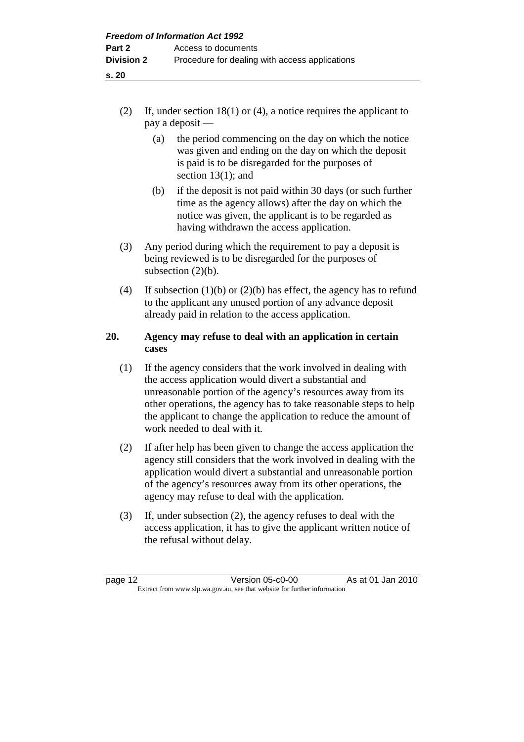(2) If, under section 18(1) or (4), a notice requires the applicant to pay a deposit —

(a) the period commencing on the day on which the notice was given and ending on the day on which the deposit is paid is to be disregarded for the purposes of section 13(1); and

(b) if the deposit is not paid within 30 days (or such further time as the agency allows) after the day on which the notice was given, the applicant is to be regarded as having withdrawn the access application.

(3) Any period during which the requirement to pay a deposit is being reviewed is to be disregarded for the purposes of subsection (2)(b).

(4) If subsection (1)(b) or (2)(b) has effect, the agency has to refund to the applicant any unused portion of any advance deposit already paid in relation to the access application.

**20. Agency may refuse to deal with an application in certain cases**

(1) If the agency considers that the work involved in dealing with the access application would divert a substantial and unreasonable portion of the agency's resources away from its other operations, the agency has to take reasonable steps to help the applicant to change the application to reduce the amount of work needed to deal with it.

(2) If after help has been given to change the access application the agency still considers that the work involved in dealing with the application would divert a substantial and unreasonable portion of the agency's resources away from its other operations, the agency may refuse to deal with the application.

(3) If, under subsection (2), the agency refuses to deal with the access application, it has to give the applicant written notice of the refusal without delay.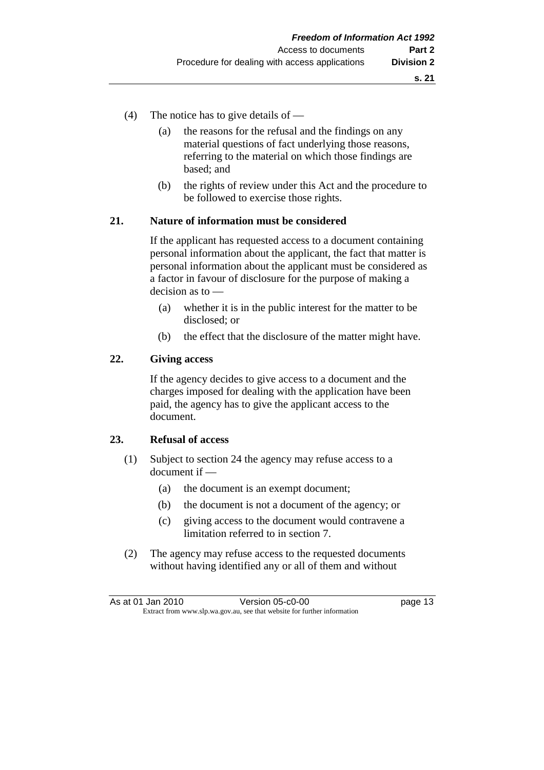(4) The notice has to give details of —

  (a) the reasons for the refusal and the findings on any material questions of fact underlying those reasons, referring to the material on which those findings are based; and

  (b) the rights of review under this Act and the procedure to be followed to exercise those rights.

### 21. Nature of information must be considered

If the applicant has requested access to a document containing personal information about the applicant, the fact that matter is personal information about the applicant must be considered as a factor in favour of disclosure for the purpose of making a decision as to —

  (a) whether it is in the public interest for the matter to be disclosed; or

  (b) the effect that the disclosure of the matter might have.

### 22. Giving access

If the agency decides to give access to a document and the charges imposed for dealing with the application have been paid, the agency has to give the applicant access to the document.

### 23. Refusal of access

(1) Subject to section 24 the agency may refuse access to a document if —

  (a) the document is an exempt document;

  (b) the document is not a document of the agency; or

  (c) giving access to the document would contravene a limitation referred to in section 7.

(2) The agency may refuse access to the requested documents without having identified any or all of them and without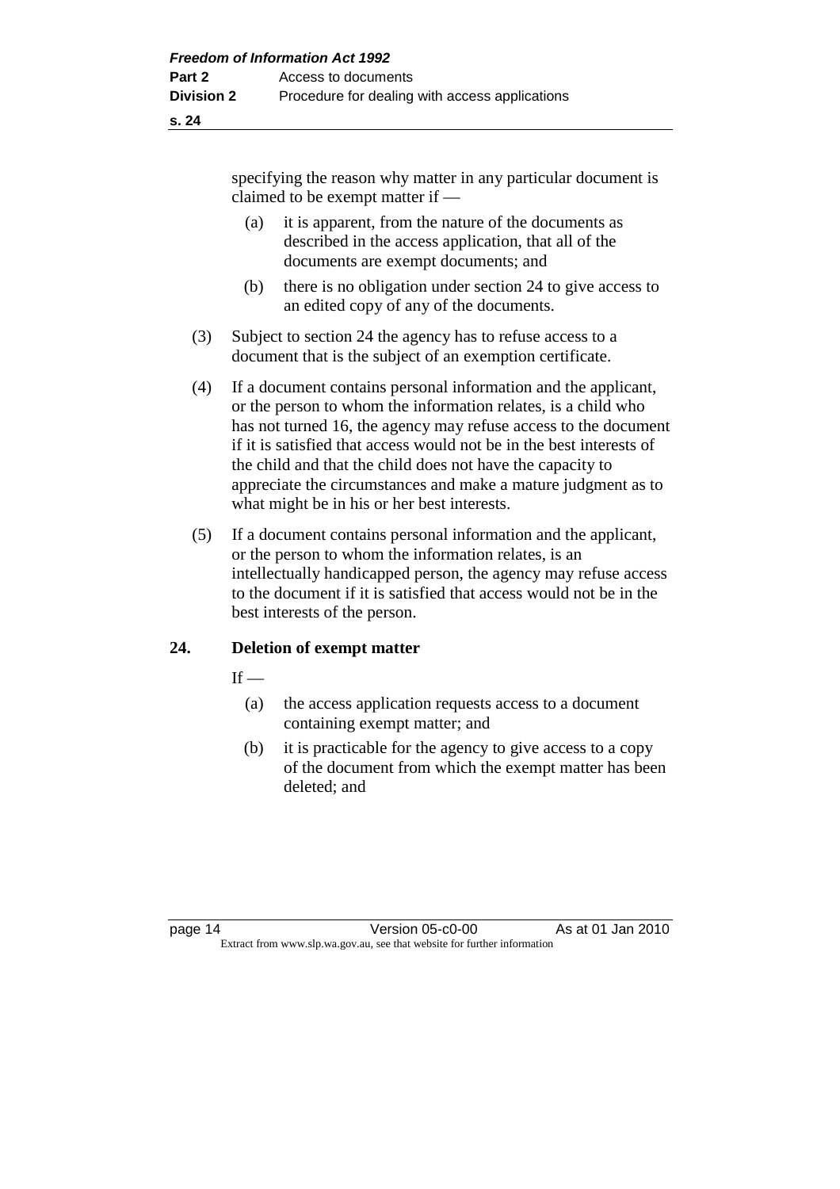specifying the reason why matter in any particular document is claimed to be exempt matter if —

(a) it is apparent, from the nature of the documents as described in the access application, that all of the documents are exempt documents; and

(b) there is no obligation under section 24 to give access to an edited copy of any of the documents.

(3) Subject to section 24 the agency has to refuse access to a document that is the subject of an exemption certificate.

(4) If a document contains personal information and the applicant, or the person to whom the information relates, is a child who has not turned 16, the agency may refuse access to the document if it is satisfied that access would not be in the best interests of the child and that the child does not have the capacity to appreciate the circumstances and make a mature judgment as to what might be in his or her best interests.

(5) If a document contains personal information and the applicant, or the person to whom the information relates, is an intellectually handicapped person, the agency may refuse access to the document if it is satisfied that access would not be in the best interests of the person.

## 24. Deletion of exempt matter

If —

(a) the access application requests access to a document containing exempt matter; and

(b) it is practicable for the agency to give access to a copy of the document from which the exempt matter has been deleted; and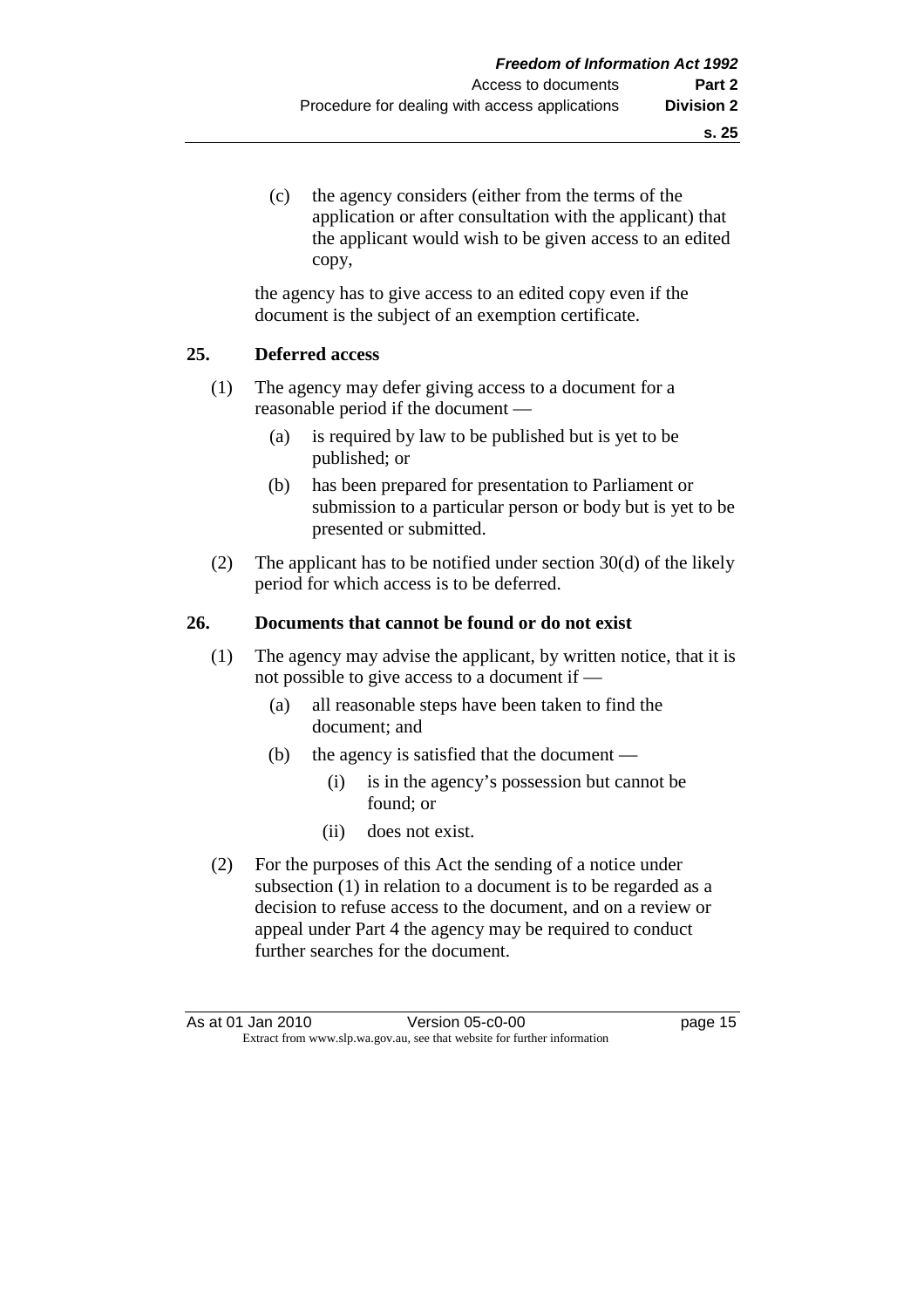(c) the agency considers (either from the terms of the application or after consultation with the applicant) that the applicant would wish to be given access to an edited copy,

the agency has to give access to an edited copy even if the document is the subject of an exemption certificate.

## 25. Deferred access

(1) The agency may defer giving access to a document for a reasonable period if the document —

(a) is required by law to be published but is yet to be published; or

(b) has been prepared for presentation to Parliament or submission to a particular person or body but is yet to be presented or submitted.

(2) The applicant has to be notified under section 30(d) of the likely period for which access is to be deferred.

## 26. Documents that cannot be found or do not exist

(1) The agency may advise the applicant, by written notice, that it is not possible to give access to a document if —

(a) all reasonable steps have been taken to find the document; and

(b) the agency is satisfied that the document —

(i) is in the agency's possession but cannot be found; or

(ii) does not exist.

(2) For the purposes of this Act the sending of a notice under subsection (1) in relation to a document is to be regarded as a decision to refuse access to the document, and on a review or appeal under Part 4 the agency may be required to conduct further searches for the document.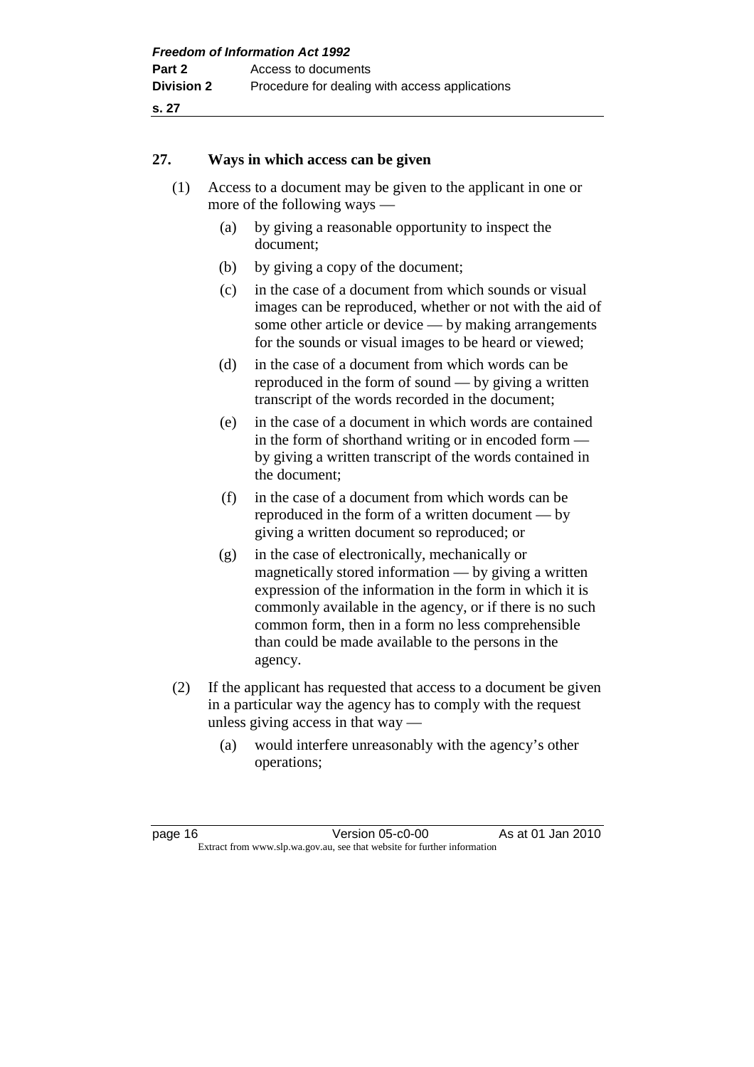## 27. Ways in which access can be given

(1) Access to a document may be given to the applicant in one or more of the following ways —

(a) by giving a reasonable opportunity to inspect the document;

(b) by giving a copy of the document;

(c) in the case of a document from which sounds or visual images can be reproduced, whether or not with the aid of some other article or device — by making arrangements for the sounds or visual images to be heard or viewed;

(d) in the case of a document from which words can be reproduced in the form of sound — by giving a written transcript of the words recorded in the document;

(e) in the case of a document in which words are contained in the form of shorthand writing or in encoded form — by giving a written transcript of the words contained in the document;

(f) in the case of a document from which words can be reproduced in the form of a written document — by giving a written document so reproduced; or

(g) in the case of electronically, mechanically or magnetically stored information — by giving a written expression of the information in the form in which it is commonly available in the agency, or if there is no such common form, then in a form no less comprehensible than could be made available to the persons in the agency.

(2) If the applicant has requested that access to a document be given in a particular way the agency has to comply with the request unless giving access in that way —

(a) would interfere unreasonably with the agency's other operations;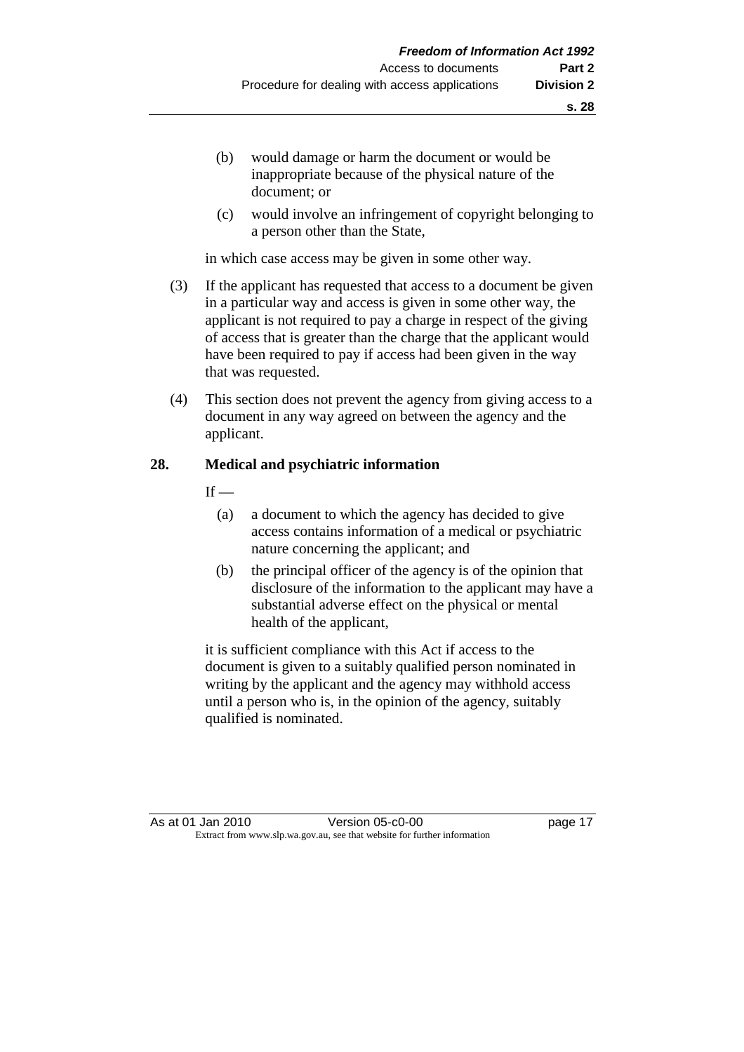(b) would damage or harm the document or would be inappropriate because of the physical nature of the document; or

(c) would involve an infringement of copyright belonging to a person other than the State,

in which case access may be given in some other way.

(3) If the applicant has requested that access to a document be given in a particular way and access is given in some other way, the applicant is not required to pay a charge in respect of the giving of access that is greater than the charge that the applicant would have been required to pay if access had been given in the way that was requested.

(4) This section does not prevent the agency from giving access to a document in any way agreed on between the agency and the applicant.

**28. Medical and psychiatric information**

If —

(a) a document to which the agency has decided to give access contains information of a medical or psychiatric nature concerning the applicant; and

(b) the principal officer of the agency is of the opinion that disclosure of the information to the applicant may have a substantial adverse effect on the physical or mental health of the applicant,

it is sufficient compliance with this Act if access to the document is given to a suitably qualified person nominated in writing by the applicant and the agency may withhold access until a person who is, in the opinion of the agency, suitably qualified is nominated.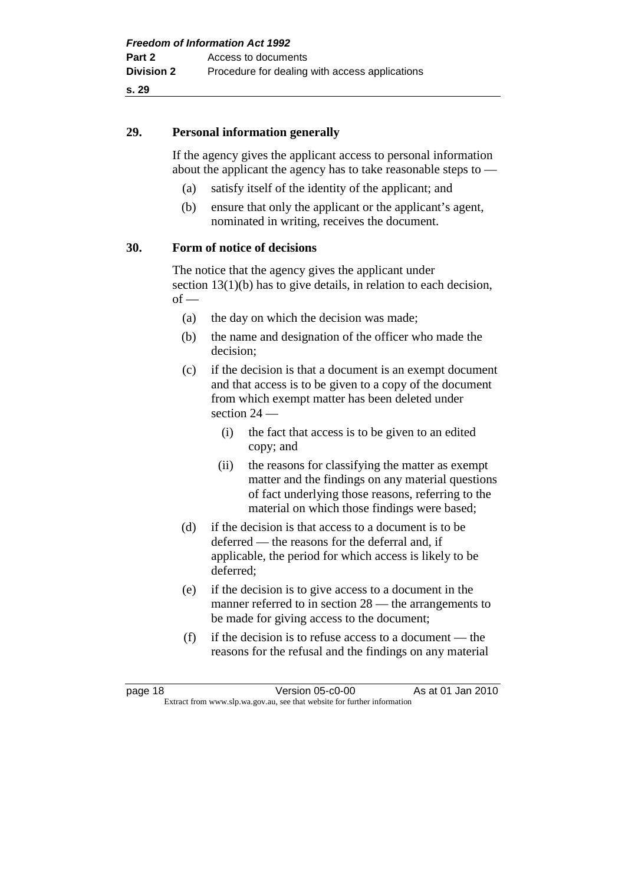## 29. Personal information generally

If the agency gives the applicant access to personal information about the applicant the agency has to take reasonable steps to —

(a) satisfy itself of the identity of the applicant; and

(b) ensure that only the applicant or the applicant's agent, nominated in writing, receives the document.

## 30. Form of notice of decisions

The notice that the agency gives the applicant under section 13(1)(b) has to give details, in relation to each decision, of —

(a) the day on which the decision was made;

(b) the name and designation of the officer who made the decision;

(c) if the decision is that a document is an exempt document and that access is to be given to a copy of the document from which exempt matter has been deleted under section 24 —

  (i) the fact that access is to be given to an edited copy; and

  (ii) the reasons for classifying the matter as exempt matter and the findings on any material questions of fact underlying those reasons, referring to the material on which those findings were based;

(d) if the decision is that access to a document is to be deferred — the reasons for the deferral and, if applicable, the period for which access is likely to be deferred;

(e) if the decision is to give access to a document in the manner referred to in section 28 — the arrangements to be made for giving access to the document;

(f) if the decision is to refuse access to a document — the reasons for the refusal and the findings on any material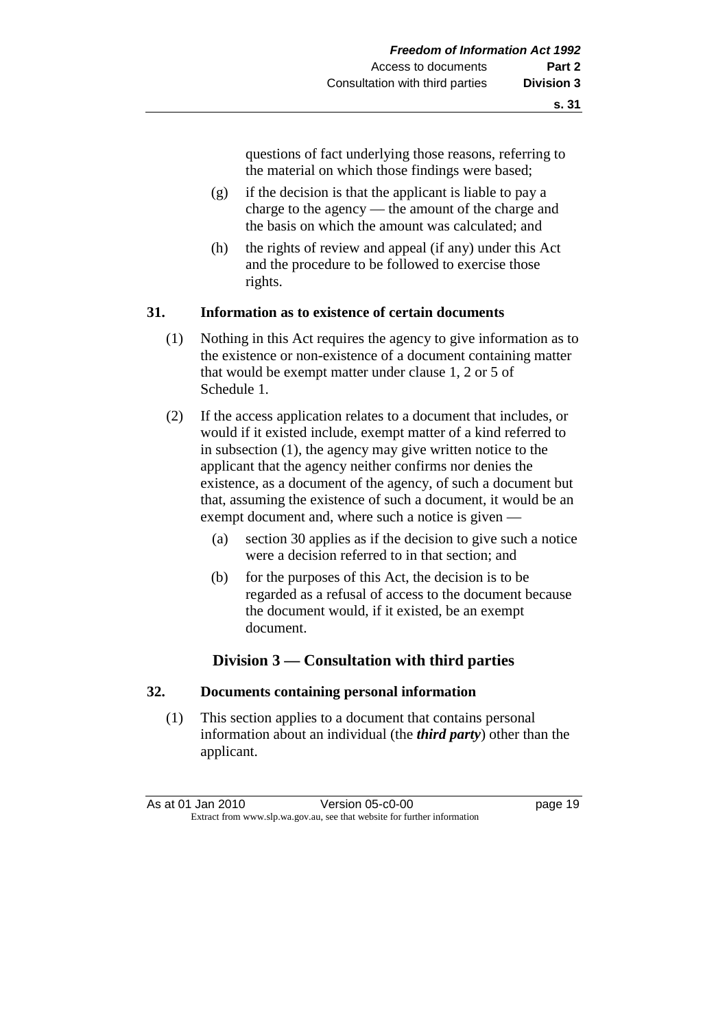questions of fact underlying those reasons, referring to the material on which those findings were based;

(g) if the decision is that the applicant is liable to pay a charge to the agency — the amount of the charge and the basis on which the amount was calculated; and

(h) the rights of review and appeal (if any) under this Act and the procedure to be followed to exercise those rights.

### 31. Information as to existence of certain documents

(1) Nothing in this Act requires the agency to give information as to the existence or non-existence of a document containing matter that would be exempt matter under clause 1, 2 or 5 of Schedule 1.

(2) If the access application relates to a document that includes, or would if it existed include, exempt matter of a kind referred to in subsection (1), the agency may give written notice to the applicant that the agency neither confirms nor denies the existence, as a document of the agency, of such a document but that, assuming the existence of such a document, it would be an exempt document and, where such a notice is given —

(a) section 30 applies as if the decision to give such a notice were a decision referred to in that section; and

(b) for the purposes of this Act, the decision is to be regarded as a refusal of access to the document because the document would, if it existed, be an exempt document.

## Division 3 — Consultation with third parties

### 32. Documents containing personal information

(1) This section applies to a document that contains personal information about an individual (the ***third party***) other than the applicant.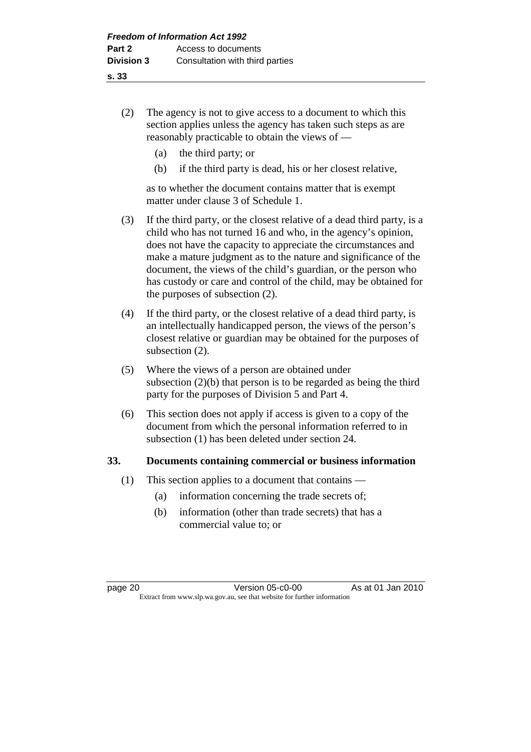(2) The agency is not to give access to a document to which this section applies unless the agency has taken such steps as are reasonably practicable to obtain the views of —

   (a) the third party; or

   (b) if the third party is dead, his or her closest relative,

   as to whether the document contains matter that is exempt matter under clause 3 of Schedule 1.

(3) If the third party, or the closest relative of a dead third party, is a child who has not turned 16 and who, in the agency's opinion, does not have the capacity to appreciate the circumstances and make a mature judgment as to the nature and significance of the document, the views of the child's guardian, or the person who has custody or care and control of the child, may be obtained for the purposes of subsection (2).

(4) If the third party, or the closest relative of a dead third party, is an intellectually handicapped person, the views of the person's closest relative or guardian may be obtained for the purposes of subsection (2).

(5) Where the views of a person are obtained under subsection (2)(b) that person is to be regarded as being the third party for the purposes of Division 5 and Part 4.

(6) This section does not apply if access is given to a copy of the document from which the personal information referred to in subsection (1) has been deleted under section 24.

### 33. Documents containing commercial or business information

(1) This section applies to a document that contains —

   (a) information concerning the trade secrets of;

   (b) information (other than trade secrets) that has a commercial value to; or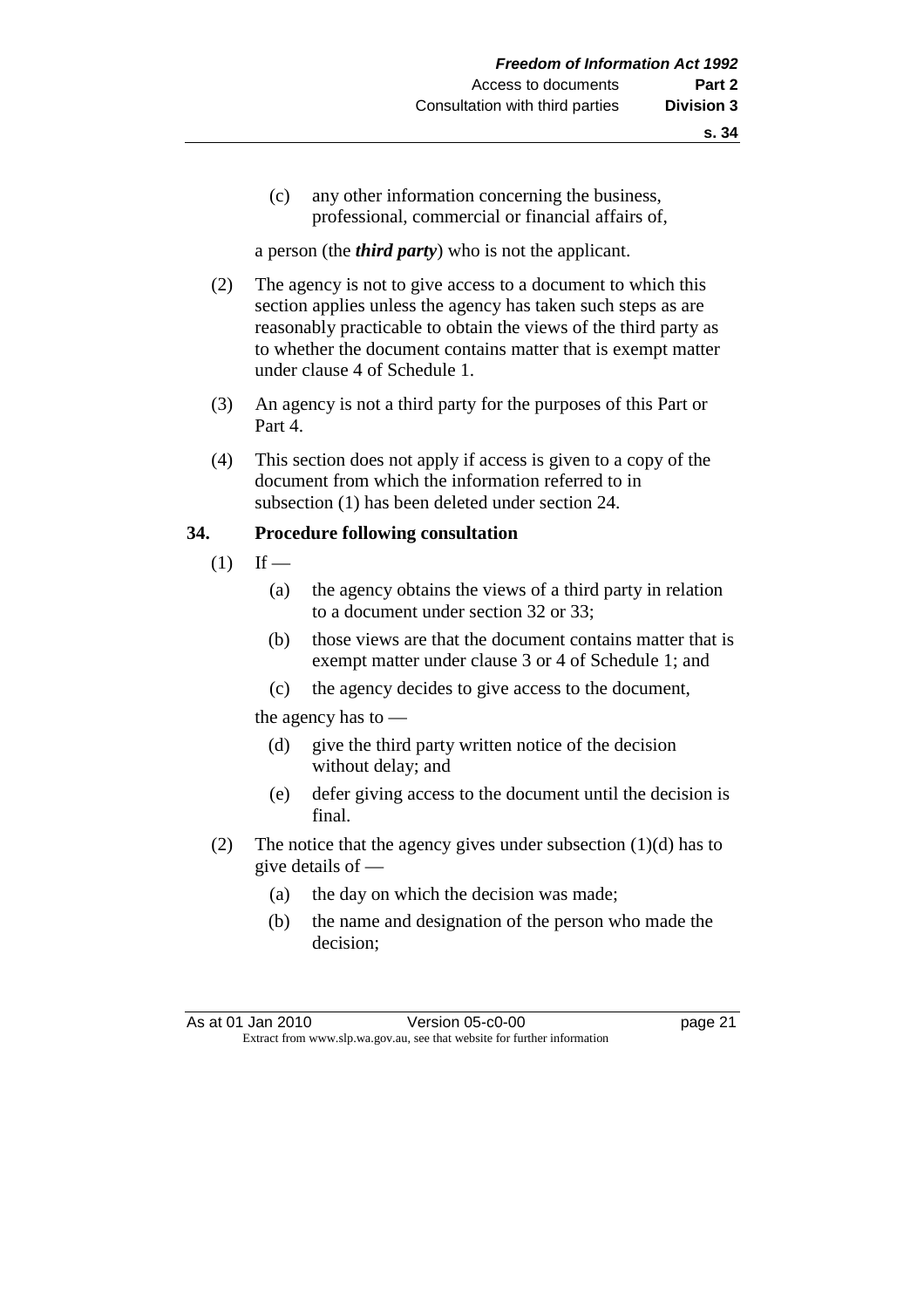(c) any other information concerning the business, professional, commercial or financial affairs of,

a person (the ***third party***) who is not the applicant.

(2) The agency is not to give access to a document to which this section applies unless the agency has taken such steps as are reasonably practicable to obtain the views of the third party as to whether the document contains matter that is exempt matter under clause 4 of Schedule 1.

(3) An agency is not a third party for the purposes of this Part or Part 4.

(4) This section does not apply if access is given to a copy of the document from which the information referred to in subsection (1) has been deleted under section 24.

## 34. Procedure following consultation

(1) If —

(a) the agency obtains the views of a third party in relation to a document under section 32 or 33;

(b) those views are that the document contains matter that is exempt matter under clause 3 or 4 of Schedule 1; and

(c) the agency decides to give access to the document,

the agency has to —

(d) give the third party written notice of the decision without delay; and

(e) defer giving access to the document until the decision is final.

(2) The notice that the agency gives under subsection (1)(d) has to give details of —

(a) the day on which the decision was made;

(b) the name and designation of the person who made the decision;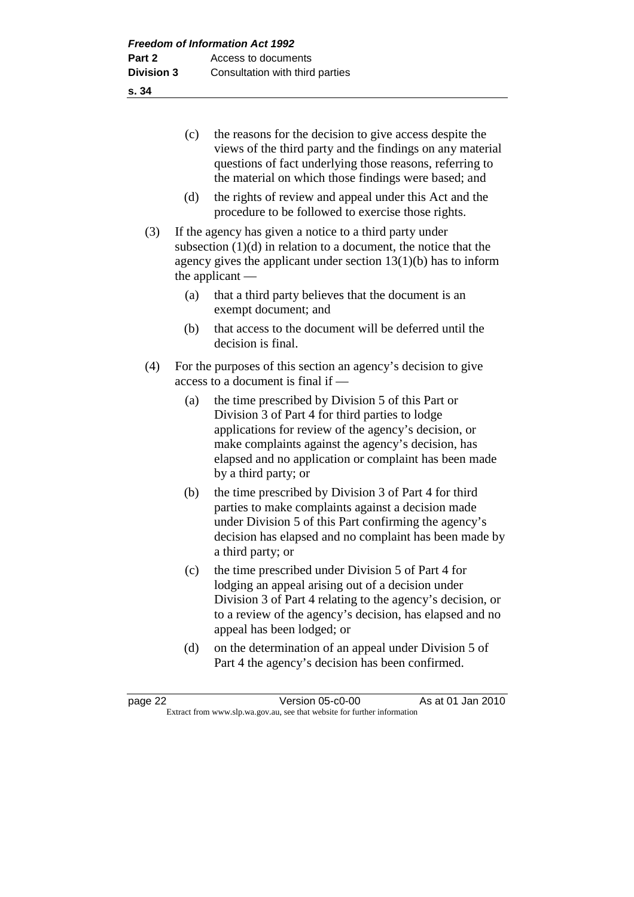(c) the reasons for the decision to give access despite the views of the third party and the findings on any material questions of fact underlying those reasons, referring to the material on which those findings were based; and

(d) the rights of review and appeal under this Act and the procedure to be followed to exercise those rights.

(3) If the agency has given a notice to a third party under subsection (1)(d) in relation to a document, the notice that the agency gives the applicant under section 13(1)(b) has to inform the applicant —

(a) that a third party believes that the document is an exempt document; and

(b) that access to the document will be deferred until the decision is final.

(4) For the purposes of this section an agency's decision to give access to a document is final if —

(a) the time prescribed by Division 5 of this Part or Division 3 of Part 4 for third parties to lodge applications for review of the agency's decision, or make complaints against the agency's decision, has elapsed and no application or complaint has been made by a third party; or

(b) the time prescribed by Division 3 of Part 4 for third parties to make complaints against a decision made under Division 5 of this Part confirming the agency's decision has elapsed and no complaint has been made by a third party; or

(c) the time prescribed under Division 5 of Part 4 for lodging an appeal arising out of a decision under Division 3 of Part 4 relating to the agency's decision, or to a review of the agency's decision, has elapsed and no appeal has been lodged; or

(d) on the determination of an appeal under Division 5 of Part 4 the agency's decision has been confirmed.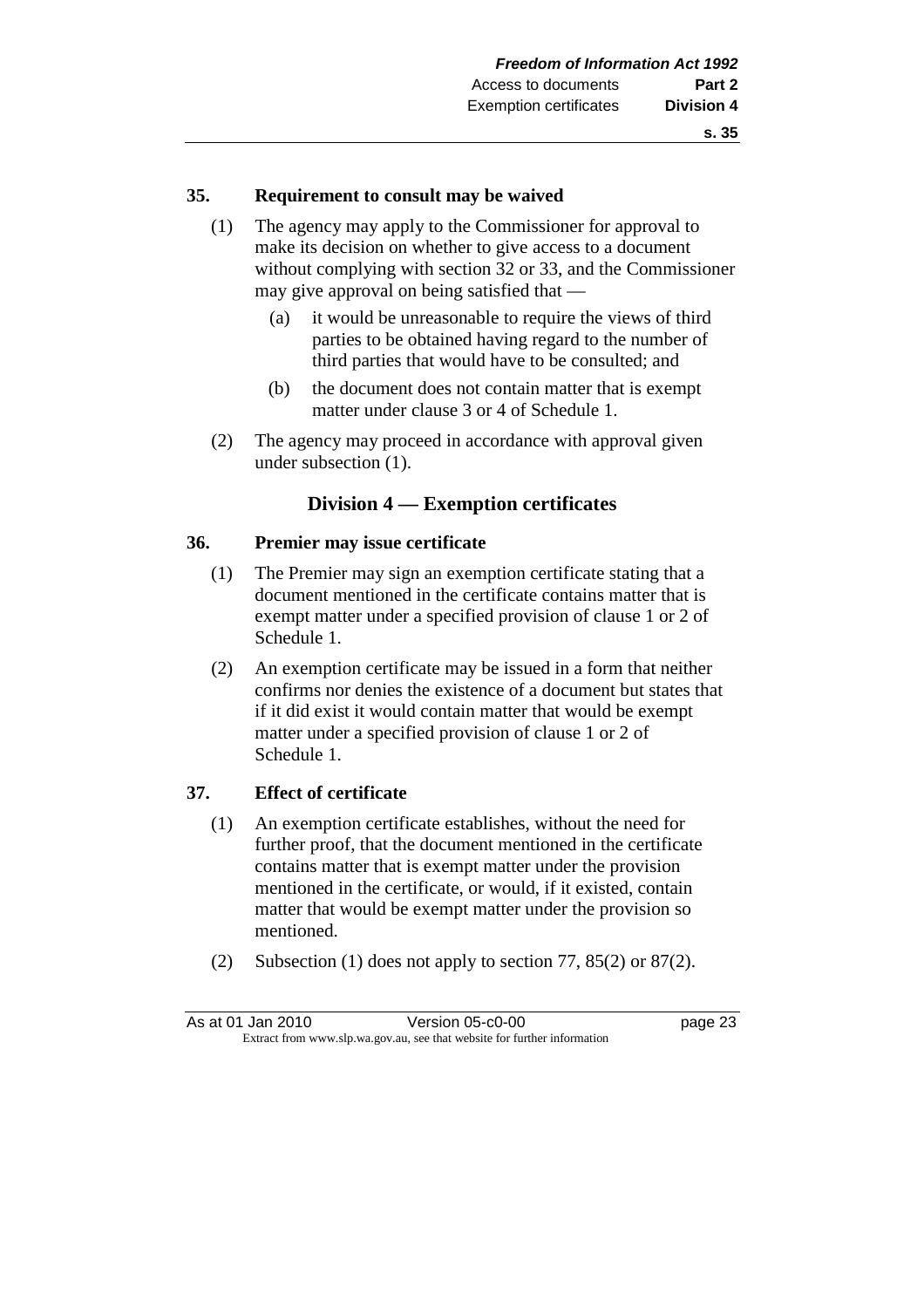### 35. Requirement to consult may be waived

(1) The agency may apply to the Commissioner for approval to make its decision on whether to give access to a document without complying with section 32 or 33, and the Commissioner may give approval on being satisfied that —

(a) it would be unreasonable to require the views of third parties to be obtained having regard to the number of third parties that would have to be consulted; and

(b) the document does not contain matter that is exempt matter under clause 3 or 4 of Schedule 1.

(2) The agency may proceed in accordance with approval given under subsection (1).

## Division 4 — Exemption certificates

### 36. Premier may issue certificate

(1) The Premier may sign an exemption certificate stating that a document mentioned in the certificate contains matter that is exempt matter under a specified provision of clause 1 or 2 of Schedule 1.

(2) An exemption certificate may be issued in a form that neither confirms nor denies the existence of a document but states that if it did exist it would contain matter that would be exempt matter under a specified provision of clause 1 or 2 of Schedule 1.

### 37. Effect of certificate

(1) An exemption certificate establishes, without the need for further proof, that the document mentioned in the certificate contains matter that is exempt matter under the provision mentioned in the certificate, or would, if it existed, contain matter that would be exempt matter under the provision so mentioned.

(2) Subsection (1) does not apply to section 77, 85(2) or 87(2).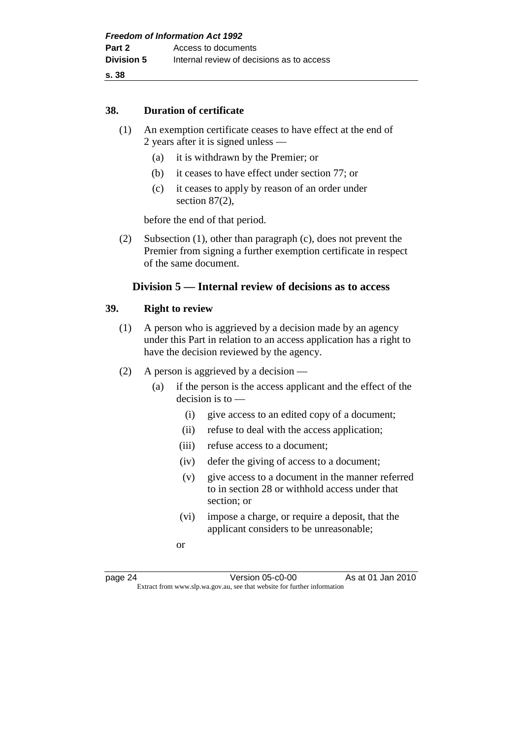### 38. Duration of certificate

(1) An exemption certificate ceases to have effect at the end of 2 years after it is signed unless —

   (a) it is withdrawn by the Premier; or

   (b) it ceases to have effect under section 77; or

   (c) it ceases to apply by reason of an order under section 87(2),

   before the end of that period.

(2) Subsection (1), other than paragraph (c), does not prevent the Premier from signing a further exemption certificate in respect of the same document.

## Division 5 — Internal review of decisions as to access

### 39. Right to review

(1) A person who is aggrieved by a decision made by an agency under this Part in relation to an access application has a right to have the decision reviewed by the agency.

(2) A person is aggrieved by a decision —

   (a) if the person is the access applicant and the effect of the decision is to —

      (i) give access to an edited copy of a document;

      (ii) refuse to deal with the access application;

      (iii) refuse access to a document;

      (iv) defer the giving of access to a document;

      (v) give access to a document in the manner referred to in section 28 or withhold access under that section; or

      (vi) impose a charge, or require a deposit, that the applicant considers to be unreasonable;

   or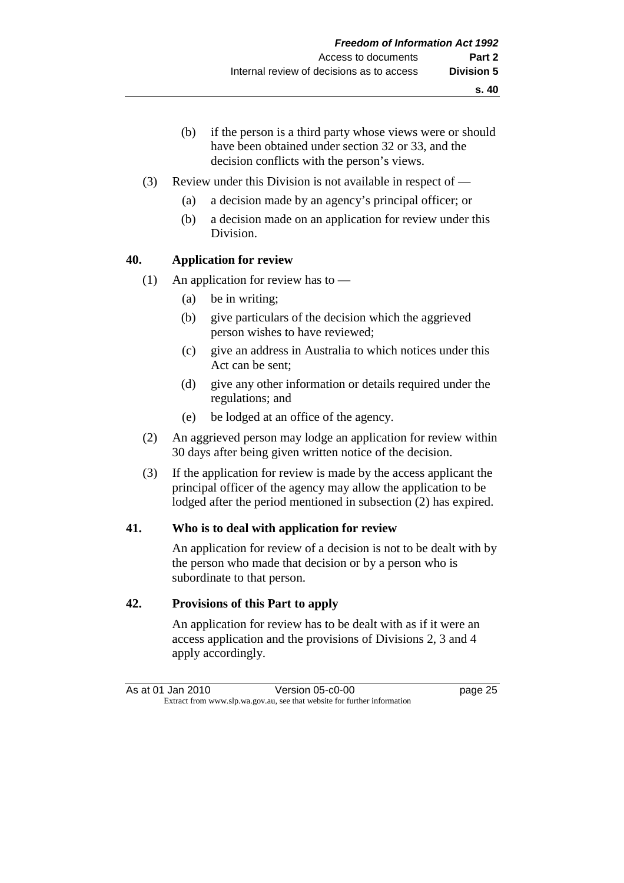(b) if the person is a third party whose views were or should have been obtained under section 32 or 33, and the decision conflicts with the person's views.

(3) Review under this Division is not available in respect of —

(a) a decision made by an agency's principal officer; or

(b) a decision made on an application for review under this Division.

### 40. Application for review

(1) An application for review has to —

(a) be in writing;

(b) give particulars of the decision which the aggrieved person wishes to have reviewed;

(c) give an address in Australia to which notices under this Act can be sent;

(d) give any other information or details required under the regulations; and

(e) be lodged at an office of the agency.

(2) An aggrieved person may lodge an application for review within 30 days after being given written notice of the decision.

(3) If the application for review is made by the access applicant the principal officer of the agency may allow the application to be lodged after the period mentioned in subsection (2) has expired.

### 41. Who is to deal with application for review

An application for review of a decision is not to be dealt with by the person who made that decision or by a person who is subordinate to that person.

### 42. Provisions of this Part to apply

An application for review has to be dealt with as if it were an access application and the provisions of Divisions 2, 3 and 4 apply accordingly.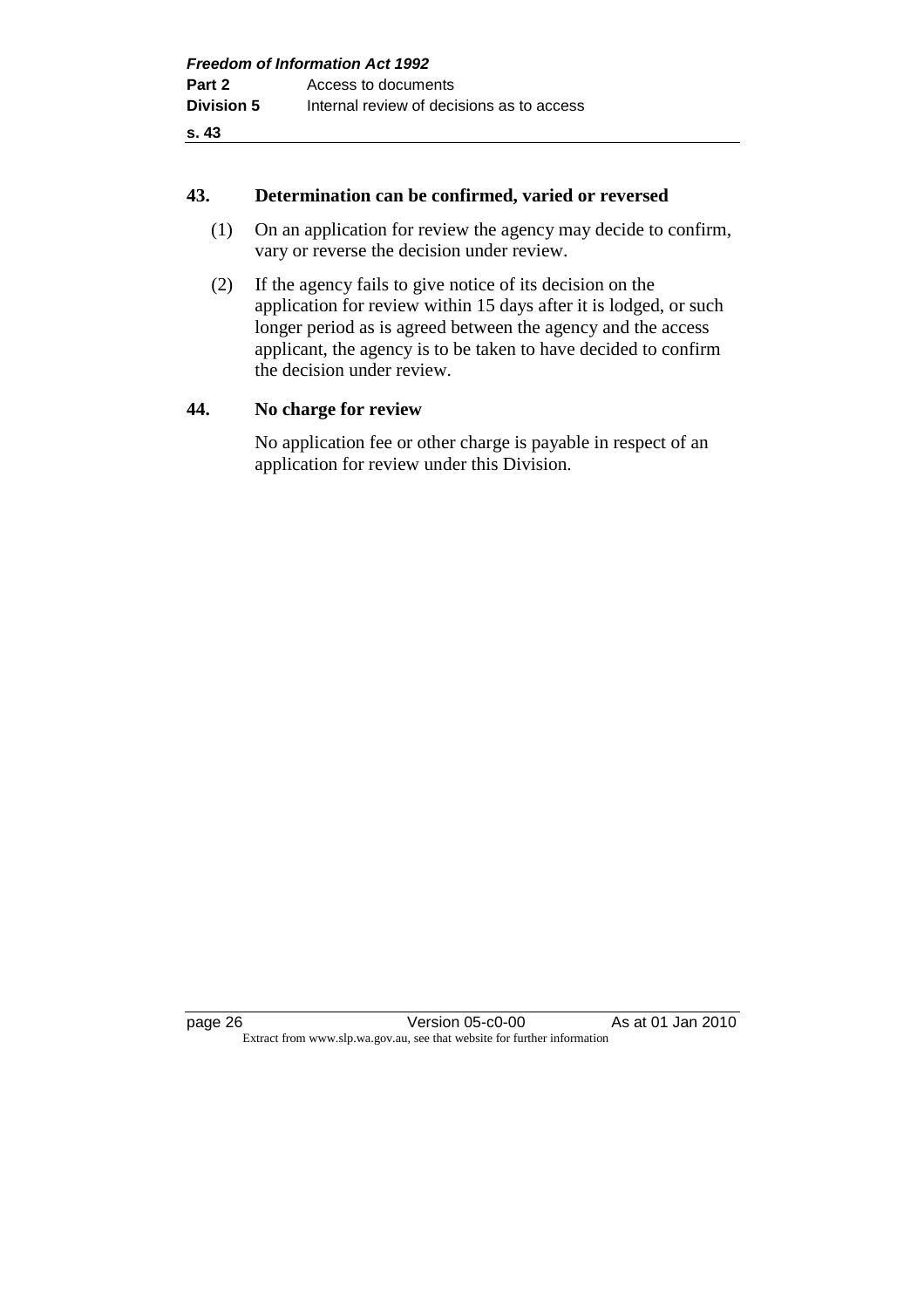## 43. Determination can be confirmed, varied or reversed

(1) On an application for review the agency may decide to confirm, vary or reverse the decision under review.

(2) If the agency fails to give notice of its decision on the application for review within 15 days after it is lodged, or such longer period as is agreed between the agency and the access applicant, the agency is to be taken to have decided to confirm the decision under review.

## 44. No charge for review

No application fee or other charge is payable in respect of an application for review under this Division.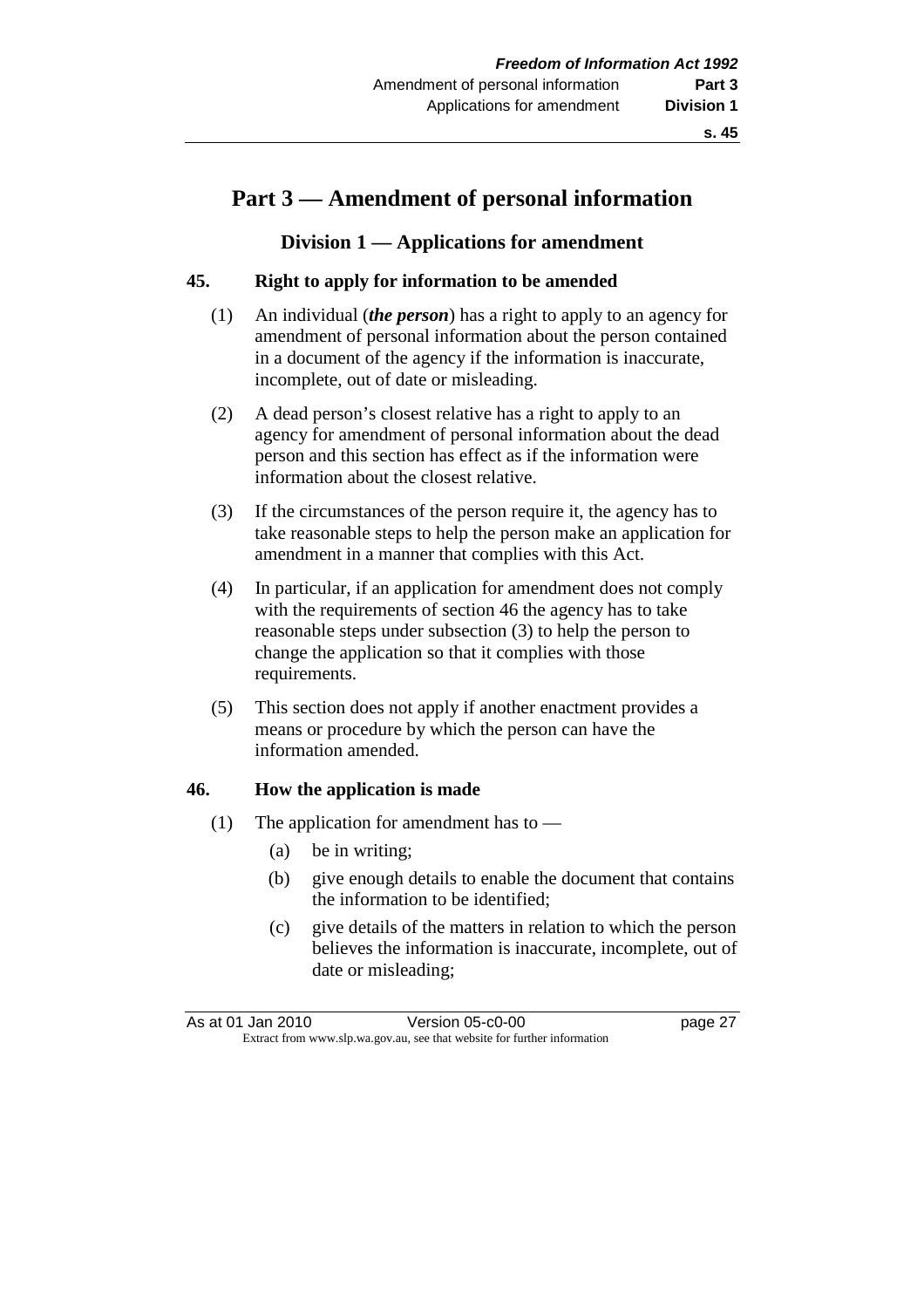# Part 3 — Amendment of personal information

## Division 1 — Applications for amendment

### 45. Right to apply for information to be amended

(1) An individual (***the person***) has a right to apply to an agency for amendment of personal information about the person contained in a document of the agency if the information is inaccurate, incomplete, out of date or misleading.

(2) A dead person's closest relative has a right to apply to an agency for amendment of personal information about the dead person and this section has effect as if the information were information about the closest relative.

(3) If the circumstances of the person require it, the agency has to take reasonable steps to help the person make an application for amendment in a manner that complies with this Act.

(4) In particular, if an application for amendment does not comply with the requirements of section 46 the agency has to take reasonable steps under subsection (3) to help the person to change the application so that it complies with those requirements.

(5) This section does not apply if another enactment provides a means or procedure by which the person can have the information amended.

### 46. How the application is made

(1) The application for amendment has to —

- (a) be in writing;
- (b) give enough details to enable the document that contains the information to be identified;
- (c) give details of the matters in relation to which the person believes the information is inaccurate, incomplete, out of date or misleading;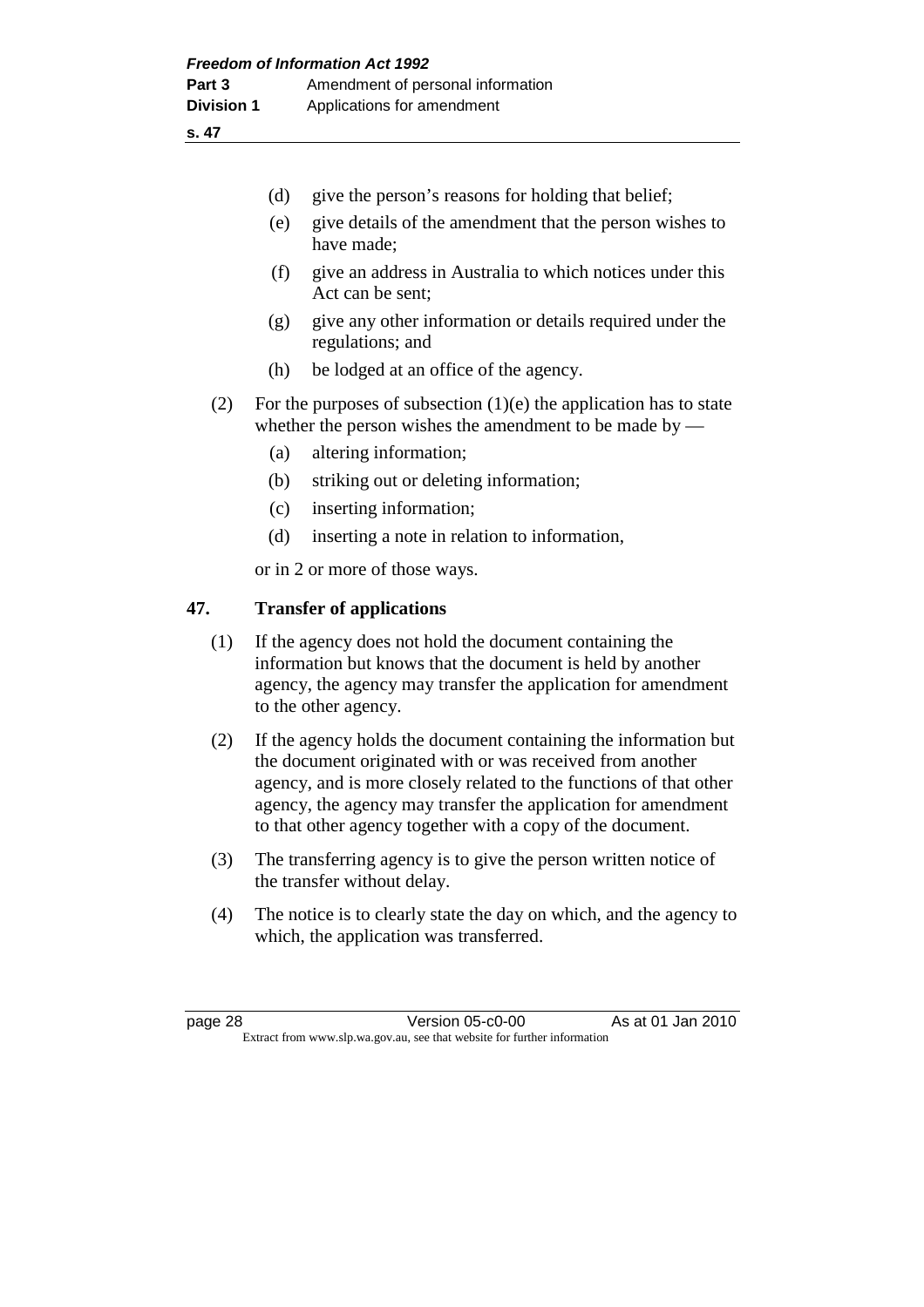(d) give the person's reasons for holding that belief;

(e) give details of the amendment that the person wishes to have made;

(f) give an address in Australia to which notices under this Act can be sent;

(g) give any other information or details required under the regulations; and

(h) be lodged at an office of the agency.

(2) For the purposes of subsection (1)(e) the application has to state whether the person wishes the amendment to be made by —

(a) altering information;

(b) striking out or deleting information;

(c) inserting information;

(d) inserting a note in relation to information,

or in 2 or more of those ways.

## 47. Transfer of applications

(1) If the agency does not hold the document containing the information but knows that the document is held by another agency, the agency may transfer the application for amendment to the other agency.

(2) If the agency holds the document containing the information but the document originated with or was received from another agency, and is more closely related to the functions of that other agency, the agency may transfer the application for amendment to that other agency together with a copy of the document.

(3) The transferring agency is to give the person written notice of the transfer without delay.

(4) The notice is to clearly state the day on which, and the agency to which, the application was transferred.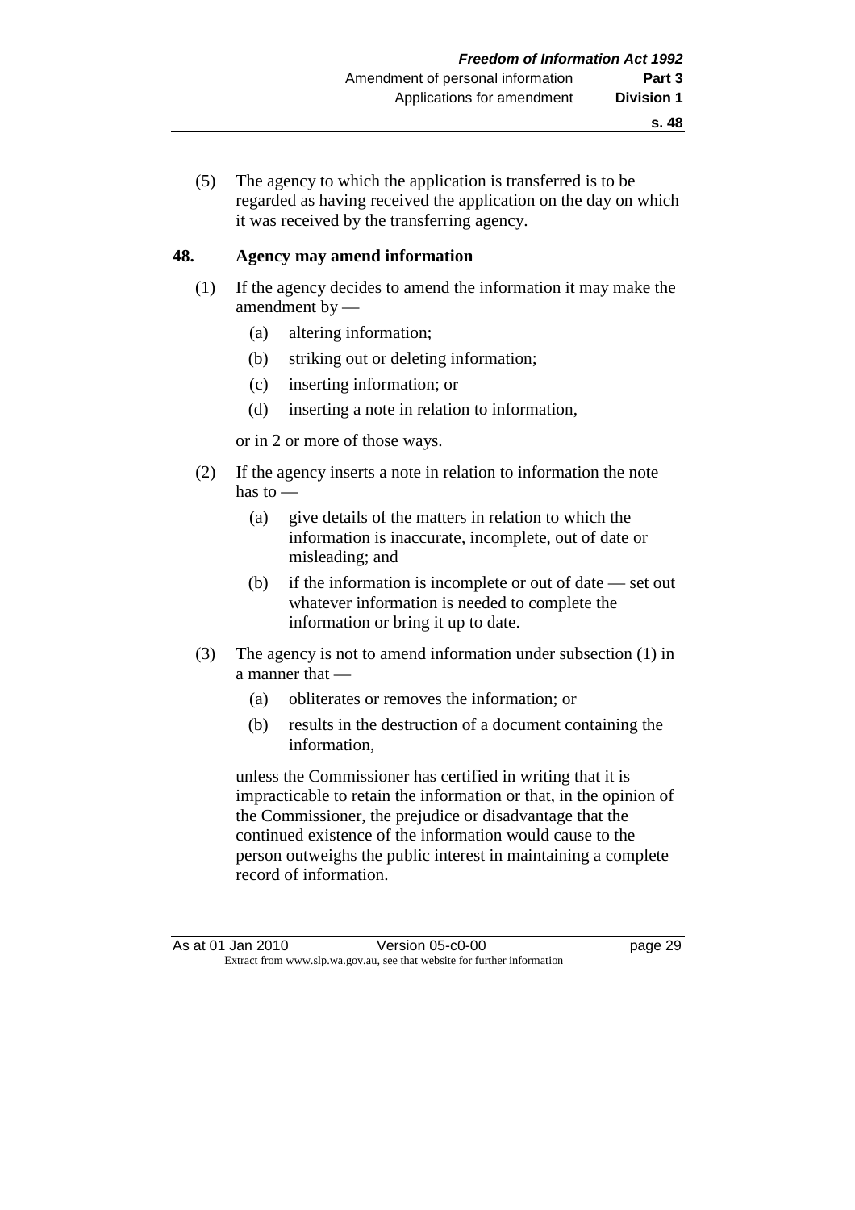(5) The agency to which the application is transferred is to be regarded as having received the application on the day on which it was received by the transferring agency.

## 48. Agency may amend information

(1) If the agency decides to amend the information it may make the amendment by —

- (a) altering information;
- (b) striking out or deleting information;
- (c) inserting information; or
- (d) inserting a note in relation to information,

or in 2 or more of those ways.

(2) If the agency inserts a note in relation to information the note has to —

- (a) give details of the matters in relation to which the information is inaccurate, incomplete, out of date or misleading; and
- (b) if the information is incomplete or out of date — set out whatever information is needed to complete the information or bring it up to date.

(3) The agency is not to amend information under subsection (1) in a manner that —

- (a) obliterates or removes the information; or
- (b) results in the destruction of a document containing the information,

unless the Commissioner has certified in writing that it is impracticable to retain the information or that, in the opinion of the Commissioner, the prejudice or disadvantage that the continued existence of the information would cause to the person outweighs the public interest in maintaining a complete record of information.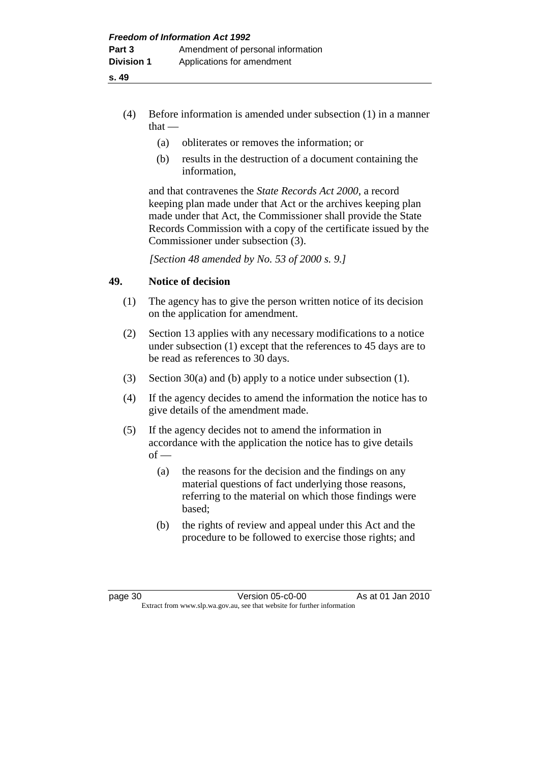(4) Before information is amended under subsection (1) in a manner that —

   (a) obliterates or removes the information; or

   (b) results in the destruction of a document containing the information,

   and that contravenes the *State Records Act 2000*, a record keeping plan made under that Act or the archives keeping plan made under that Act, the Commissioner shall provide the State Records Commission with a copy of the certificate issued by the Commissioner under subsection (3).

   *[Section 48 amended by No. 53 of 2000 s. 9.]*

## 49. Notice of decision

(1) The agency has to give the person written notice of its decision on the application for amendment.

(2) Section 13 applies with any necessary modifications to a notice under subsection (1) except that the references to 45 days are to be read as references to 30 days.

(3) Section 30(a) and (b) apply to a notice under subsection (1).

(4) If the agency decides to amend the information the notice has to give details of the amendment made.

(5) If the agency decides not to amend the information in accordance with the application the notice has to give details of —

   (a) the reasons for the decision and the findings on any material questions of fact underlying those reasons, referring to the material on which those findings were based;

   (b) the rights of review and appeal under this Act and the procedure to be followed to exercise those rights; and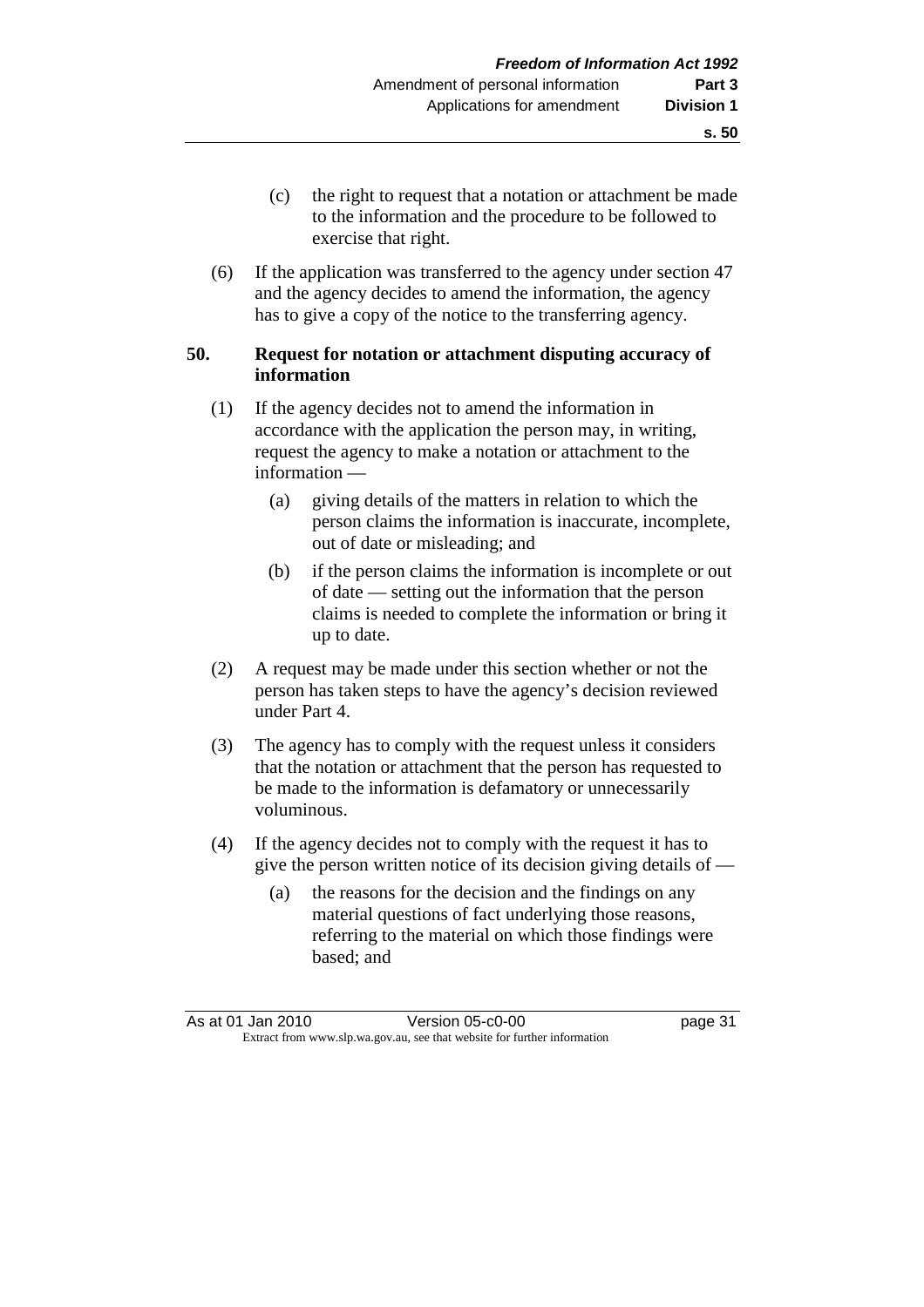(c) the right to request that a notation or attachment be made to the information and the procedure to be followed to exercise that right.

(6) If the application was transferred to the agency under section 47 and the agency decides to amend the information, the agency has to give a copy of the notice to the transferring agency.

### 50. Request for notation or attachment disputing accuracy of information

(1) If the agency decides not to amend the information in accordance with the application the person may, in writing, request the agency to make a notation or attachment to the information —

(a) giving details of the matters in relation to which the person claims the information is inaccurate, incomplete, out of date or misleading; and

(b) if the person claims the information is incomplete or out of date — setting out the information that the person claims is needed to complete the information or bring it up to date.

(2) A request may be made under this section whether or not the person has taken steps to have the agency's decision reviewed under Part 4.

(3) The agency has to comply with the request unless it considers that the notation or attachment that the person has requested to be made to the information is defamatory or unnecessarily voluminous.

(4) If the agency decides not to comply with the request it has to give the person written notice of its decision giving details of —

(a) the reasons for the decision and the findings on any material questions of fact underlying those reasons, referring to the material on which those findings were based; and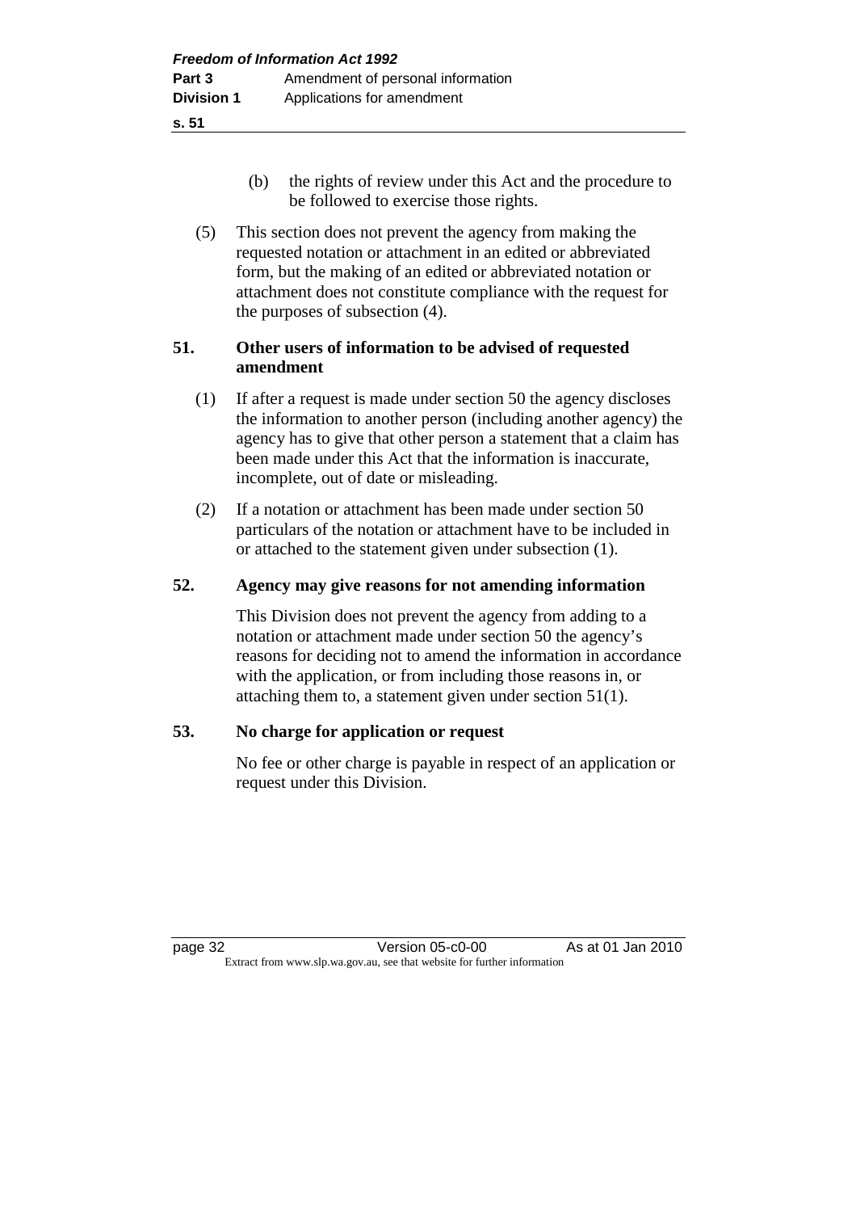(b) the rights of review under this Act and the procedure to be followed to exercise those rights.

(5) This section does not prevent the agency from making the requested notation or attachment in an edited or abbreviated form, but the making of an edited or abbreviated notation or attachment does not constitute compliance with the request for the purposes of subsection (4).

### 51. Other users of information to be advised of requested amendment

(1) If after a request is made under section 50 the agency discloses the information to another person (including another agency) the agency has to give that other person a statement that a claim has been made under this Act that the information is inaccurate, incomplete, out of date or misleading.

(2) If a notation or attachment has been made under section 50 particulars of the notation or attachment have to be included in or attached to the statement given under subsection (1).

### 52. Agency may give reasons for not amending information

This Division does not prevent the agency from adding to a notation or attachment made under section 50 the agency's reasons for deciding not to amend the information in accordance with the application, or from including those reasons in, or attaching them to, a statement given under section 51(1).

### 53. No charge for application or request

No fee or other charge is payable in respect of an application or request under this Division.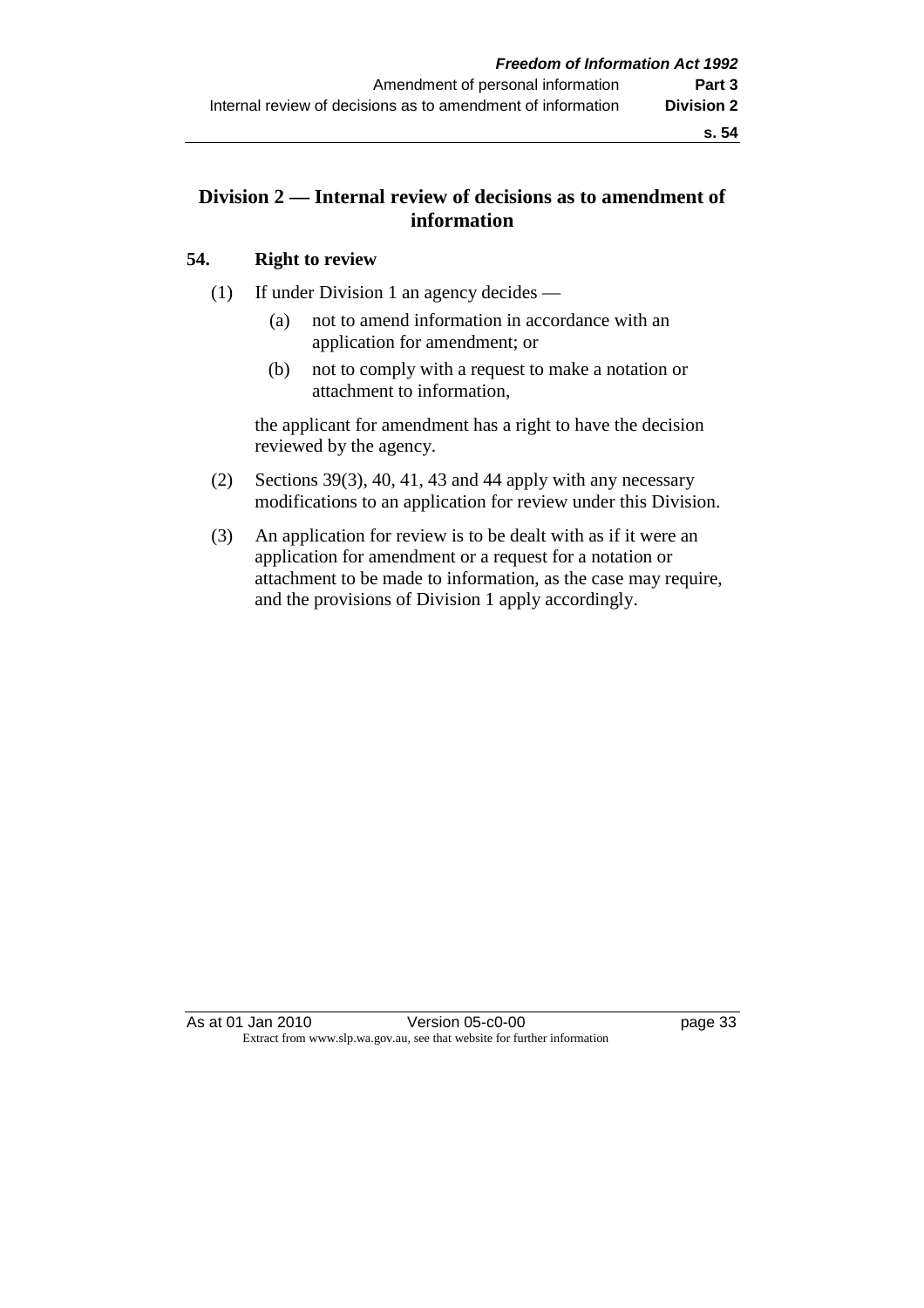## Division 2 — Internal review of decisions as to amendment of information

### 54. Right to review

(1) If under Division 1 an agency decides —

(a) not to amend information in accordance with an application for amendment; or

(b) not to comply with a request to make a notation or attachment to information,

the applicant for amendment has a right to have the decision reviewed by the agency.

(2) Sections 39(3), 40, 41, 43 and 44 apply with any necessary modifications to an application for review under this Division.

(3) An application for review is to be dealt with as if it were an application for amendment or a request for a notation or attachment to be made to information, as the case may require, and the provisions of Division 1 apply accordingly.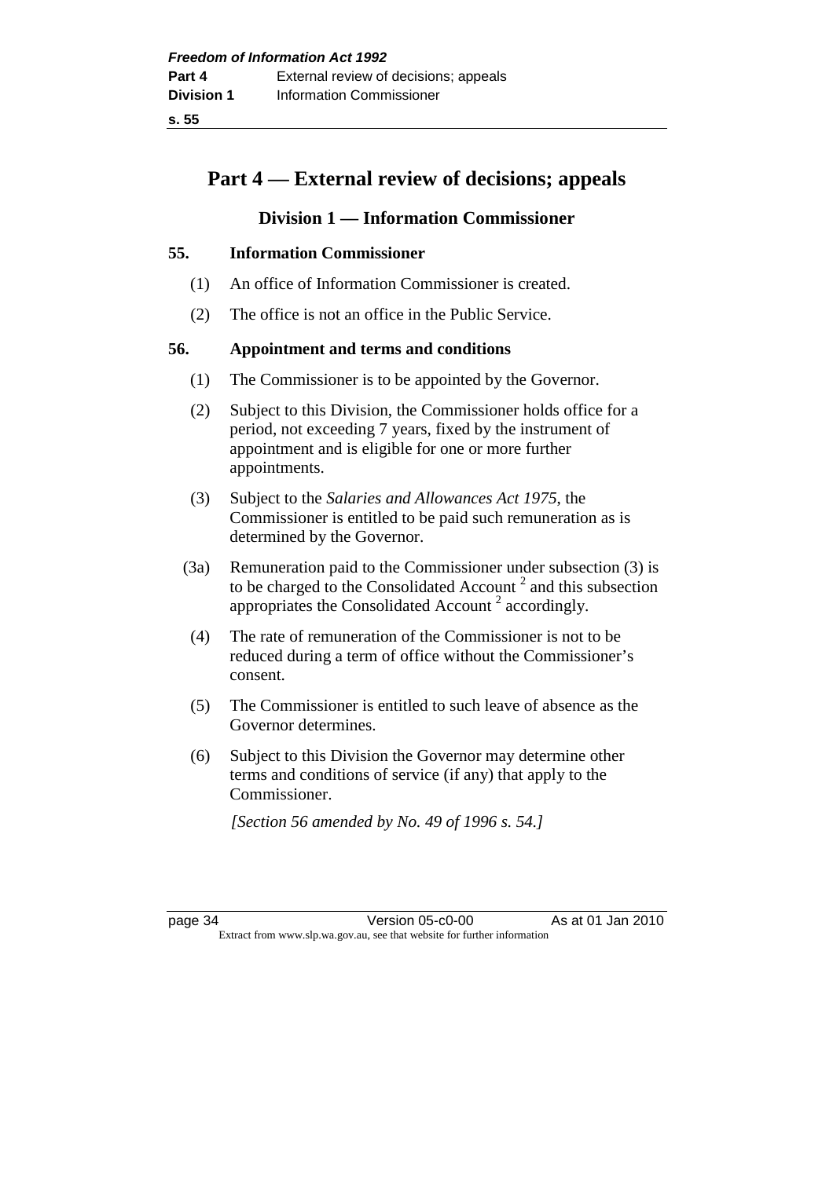# Part 4 — External review of decisions; appeals

## Division 1 — Information Commissioner

### 55. Information Commissioner

(1) An office of Information Commissioner is created.

(2) The office is not an office in the Public Service.

### 56. Appointment and terms and conditions

(1) The Commissioner is to be appointed by the Governor.

(2) Subject to this Division, the Commissioner holds office for a period, not exceeding 7 years, fixed by the instrument of appointment and is eligible for one or more further appointments.

(3) Subject to the *Salaries and Allowances Act 1975*, the Commissioner is entitled to be paid such remuneration as is determined by the Governor.

(3a) Remuneration paid to the Commissioner under subsection (3) is to be charged to the Consolidated Account [2] and this subsection appropriates the Consolidated Account [2] accordingly.

(4) The rate of remuneration of the Commissioner is not to be reduced during a term of office without the Commissioner's consent.

(5) The Commissioner is entitled to such leave of absence as the Governor determines.

(6) Subject to this Division the Governor may determine other terms and conditions of service (if any) that apply to the Commissioner.

*[Section 56 amended by No. 49 of 1996 s. 54.]*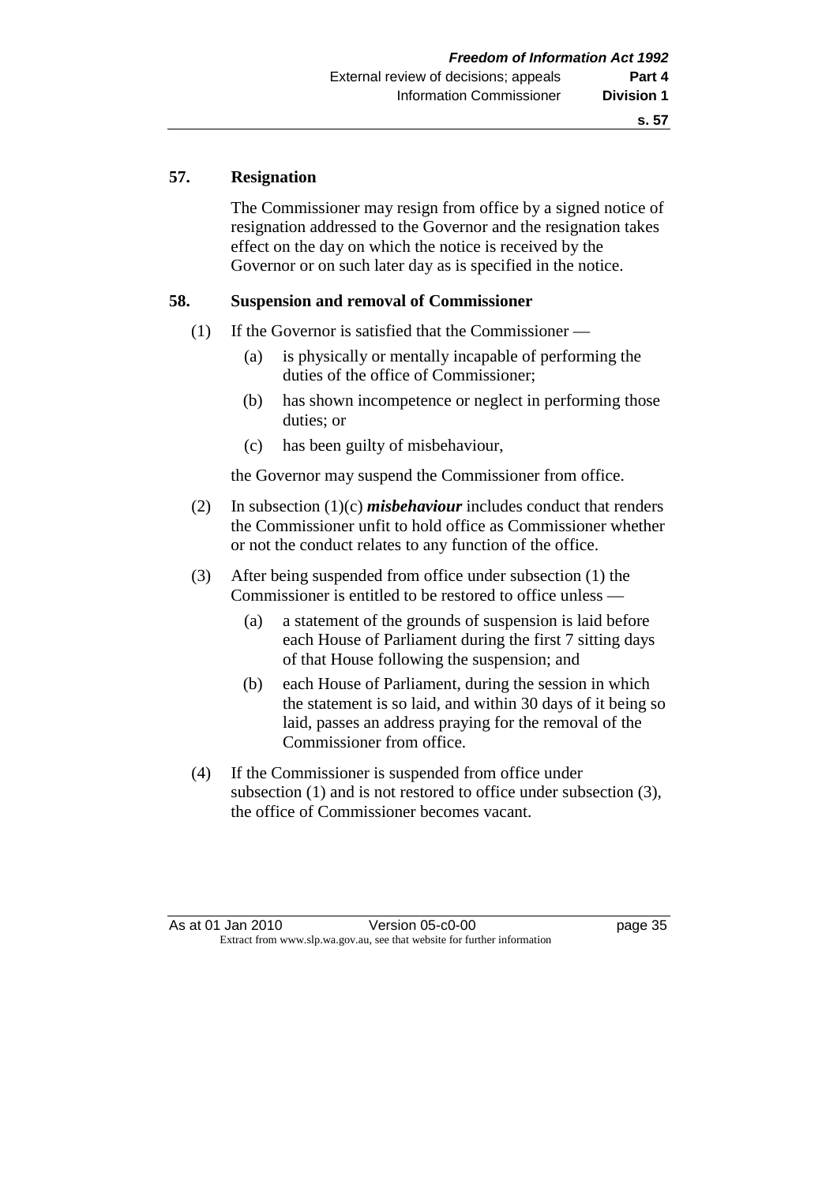## 57. Resignation

The Commissioner may resign from office by a signed notice of resignation addressed to the Governor and the resignation takes effect on the day on which the notice is received by the Governor or on such later day as is specified in the notice.

## 58. Suspension and removal of Commissioner

(1) If the Governor is satisfied that the Commissioner —

   (a) is physically or mentally incapable of performing the duties of the office of Commissioner;

   (b) has shown incompetence or neglect in performing those duties; or

   (c) has been guilty of misbehaviour,

the Governor may suspend the Commissioner from office.

(2) In subsection (1)(c) ***misbehaviour*** includes conduct that renders the Commissioner unfit to hold office as Commissioner whether or not the conduct relates to any function of the office.

(3) After being suspended from office under subsection (1) the Commissioner is entitled to be restored to office unless —

   (a) a statement of the grounds of suspension is laid before each House of Parliament during the first 7 sitting days of that House following the suspension; and

   (b) each House of Parliament, during the session in which the statement is so laid, and within 30 days of it being so laid, passes an address praying for the removal of the Commissioner from office.

(4) If the Commissioner is suspended from office under subsection (1) and is not restored to office under subsection (3), the office of Commissioner becomes vacant.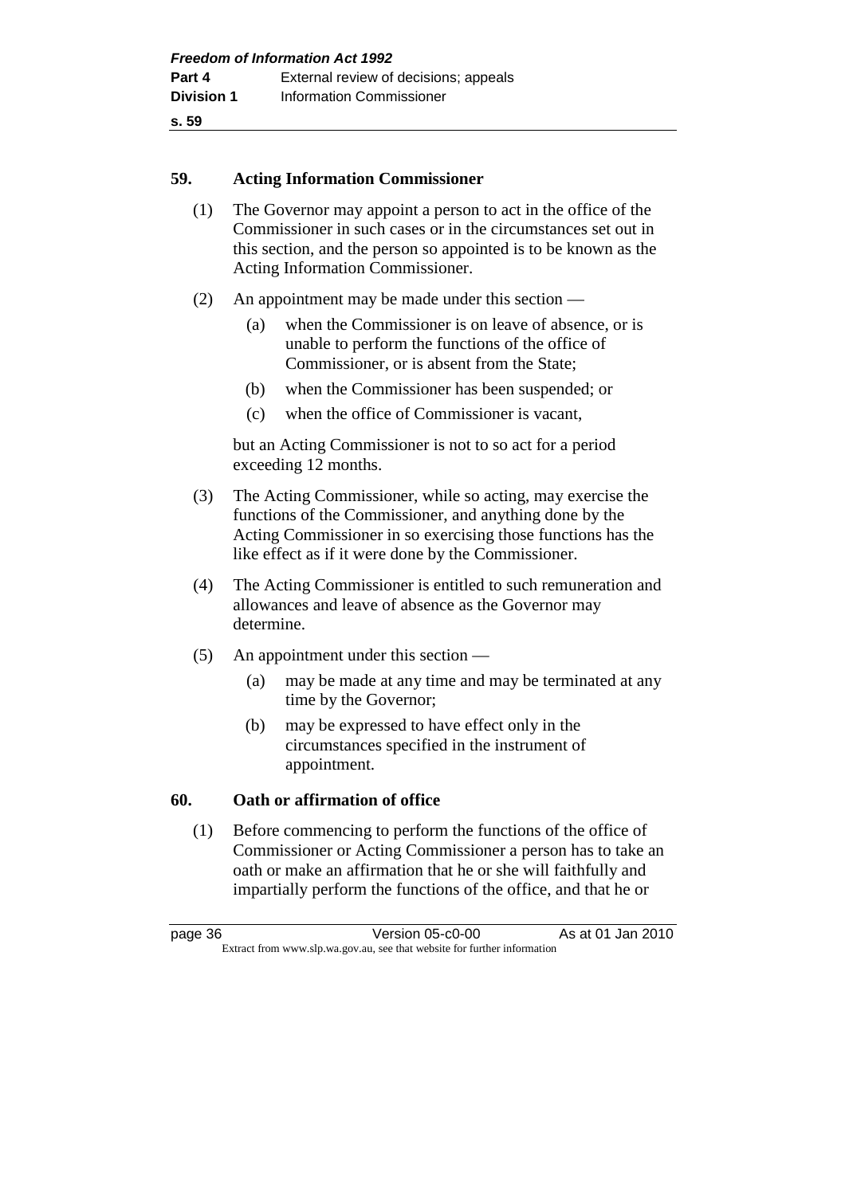## 59. Acting Information Commissioner

(1) The Governor may appoint a person to act in the office of the Commissioner in such cases or in the circumstances set out in this section, and the person so appointed is to be known as the Acting Information Commissioner.

(2) An appointment may be made under this section —

  (a) when the Commissioner is on leave of absence, or is unable to perform the functions of the office of Commissioner, or is absent from the State;

  (b) when the Commissioner has been suspended; or

  (c) when the office of Commissioner is vacant,

but an Acting Commissioner is not to so act for a period exceeding 12 months.

(3) The Acting Commissioner, while so acting, may exercise the functions of the Commissioner, and anything done by the Acting Commissioner in so exercising those functions has the like effect as if it were done by the Commissioner.

(4) The Acting Commissioner is entitled to such remuneration and allowances and leave of absence as the Governor may determine.

(5) An appointment under this section —

  (a) may be made at any time and may be terminated at any time by the Governor;

  (b) may be expressed to have effect only in the circumstances specified in the instrument of appointment.

## 60. Oath or affirmation of office

(1) Before commencing to perform the functions of the office of Commissioner or Acting Commissioner a person has to take an oath or make an affirmation that he or she will faithfully and impartially perform the functions of the office, and that he or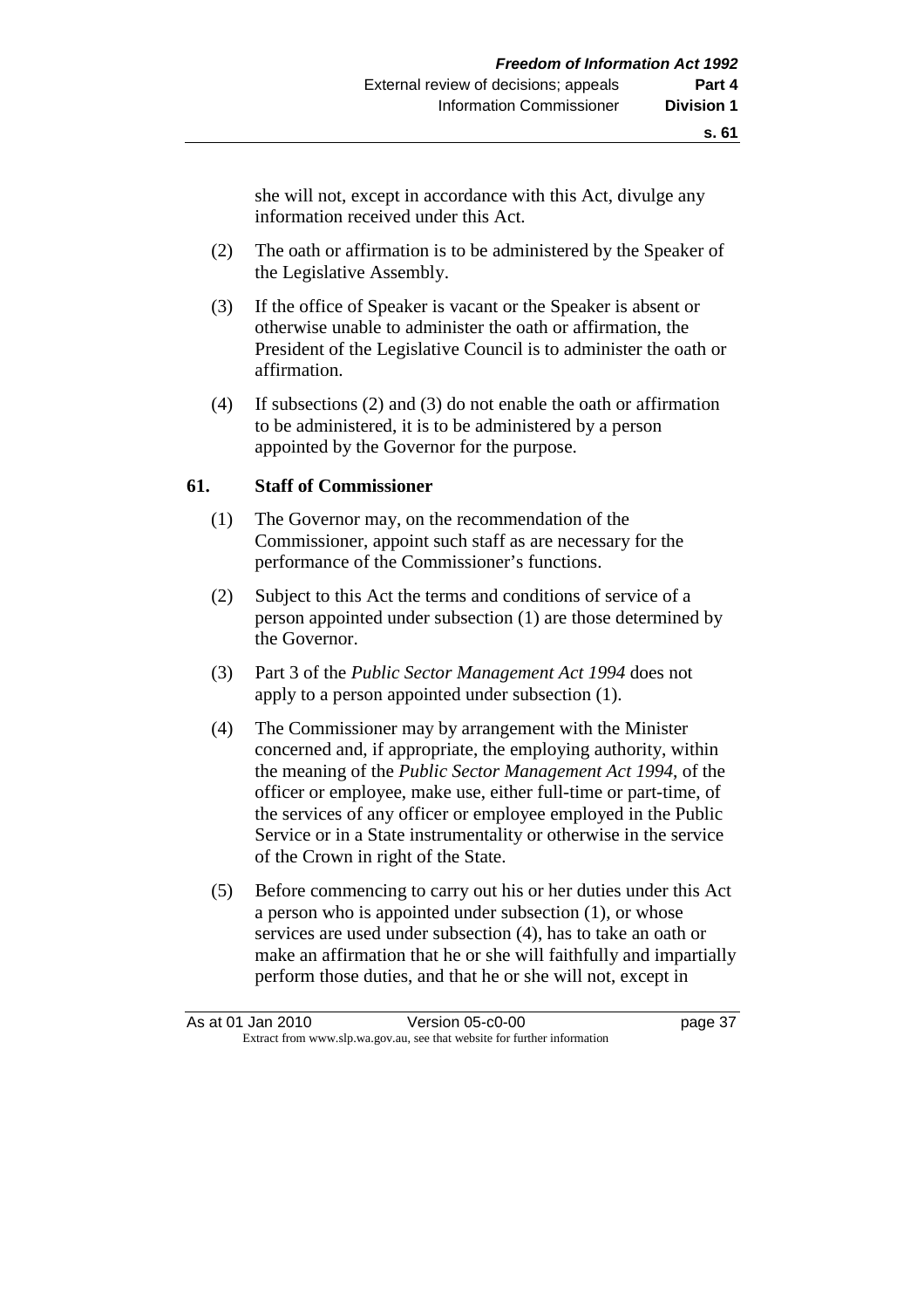she will not, except in accordance with this Act, divulge any information received under this Act.

(2) The oath or affirmation is to be administered by the Speaker of the Legislative Assembly.

(3) If the office of Speaker is vacant or the Speaker is absent or otherwise unable to administer the oath or affirmation, the President of the Legislative Council is to administer the oath or affirmation.

(4) If subsections (2) and (3) do not enable the oath or affirmation to be administered, it is to be administered by a person appointed by the Governor for the purpose.

## 61. Staff of Commissioner

(1) The Governor may, on the recommendation of the Commissioner, appoint such staff as are necessary for the performance of the Commissioner's functions.

(2) Subject to this Act the terms and conditions of service of a person appointed under subsection (1) are those determined by the Governor.

(3) Part 3 of the *Public Sector Management Act 1994* does not apply to a person appointed under subsection (1).

(4) The Commissioner may by arrangement with the Minister concerned and, if appropriate, the employing authority, within the meaning of the *Public Sector Management Act 1994*, of the officer or employee, make use, either full-time or part-time, of the services of any officer or employee employed in the Public Service or in a State instrumentality or otherwise in the service of the Crown in right of the State.

(5) Before commencing to carry out his or her duties under this Act a person who is appointed under subsection (1), or whose services are used under subsection (4), has to take an oath or make an affirmation that he or she will faithfully and impartially perform those duties, and that he or she will not, except in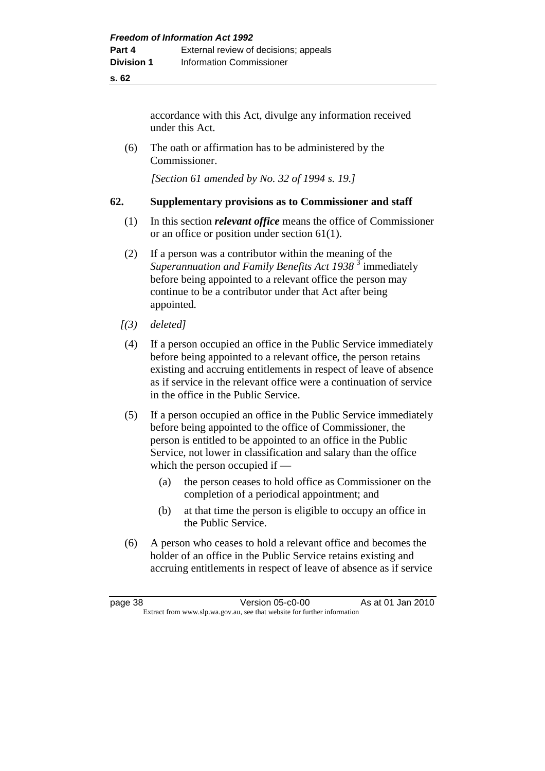accordance with this Act, divulge any information received under this Act.

(6) The oath or affirmation has to be administered by the Commissioner.

*[Section 61 amended by No. 32 of 1994 s. 19.]*

### 62. Supplementary provisions as to Commissioner and staff

(1) In this section ***relevant office*** means the office of Commissioner or an office or position under section 61(1).

(2) If a person was a contributor within the meaning of the *Superannuation and Family Benefits Act 1938* [3] immediately before being appointed to a relevant office the person may continue to be a contributor under that Act after being appointed.

*[(3) deleted]*

(4) If a person occupied an office in the Public Service immediately before being appointed to a relevant office, the person retains existing and accruing entitlements in respect of leave of absence as if service in the relevant office were a continuation of service in the office in the Public Service.

(5) If a person occupied an office in the Public Service immediately before being appointed to the office of Commissioner, the person is entitled to be appointed to an office in the Public Service, not lower in classification and salary than the office which the person occupied if —

(a) the person ceases to hold office as Commissioner on the completion of a periodical appointment; and

(b) at that time the person is eligible to occupy an office in the Public Service.

(6) A person who ceases to hold a relevant office and becomes the holder of an office in the Public Service retains existing and accruing entitlements in respect of leave of absence as if service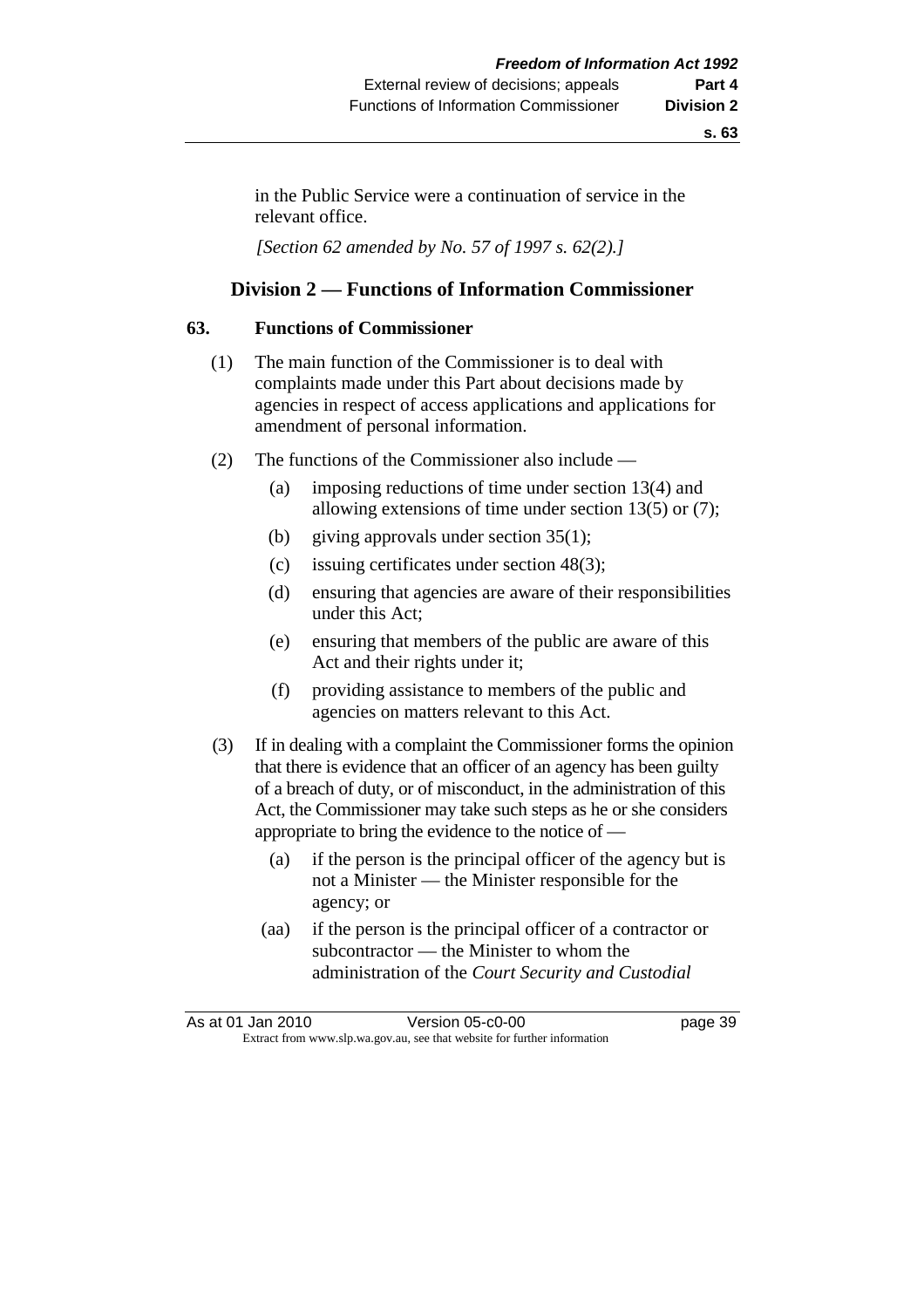in the Public Service were a continuation of service in the relevant office.

*[Section 62 amended by No. 57 of 1997 s. 62(2).]*

## Division 2 — Functions of Information Commissioner

### 63. Functions of Commissioner

(1) The main function of the Commissioner is to deal with complaints made under this Part about decisions made by agencies in respect of access applications and applications for amendment of personal information.

(2) The functions of the Commissioner also include —

- (a) imposing reductions of time under section 13(4) and allowing extensions of time under section 13(5) or (7);
- (b) giving approvals under section 35(1);
- (c) issuing certificates under section 48(3);
- (d) ensuring that agencies are aware of their responsibilities under this Act;
- (e) ensuring that members of the public are aware of this Act and their rights under it;
- (f) providing assistance to members of the public and agencies on matters relevant to this Act.

(3) If in dealing with a complaint the Commissioner forms the opinion that there is evidence that an officer of an agency has been guilty of a breach of duty, or of misconduct, in the administration of this Act, the Commissioner may take such steps as he or she considers appropriate to bring the evidence to the notice of —

- (a) if the person is the principal officer of the agency but is not a Minister — the Minister responsible for the agency; or
- (aa) if the person is the principal officer of a contractor or subcontractor — the Minister to whom the administration of the *Court Security and Custodial*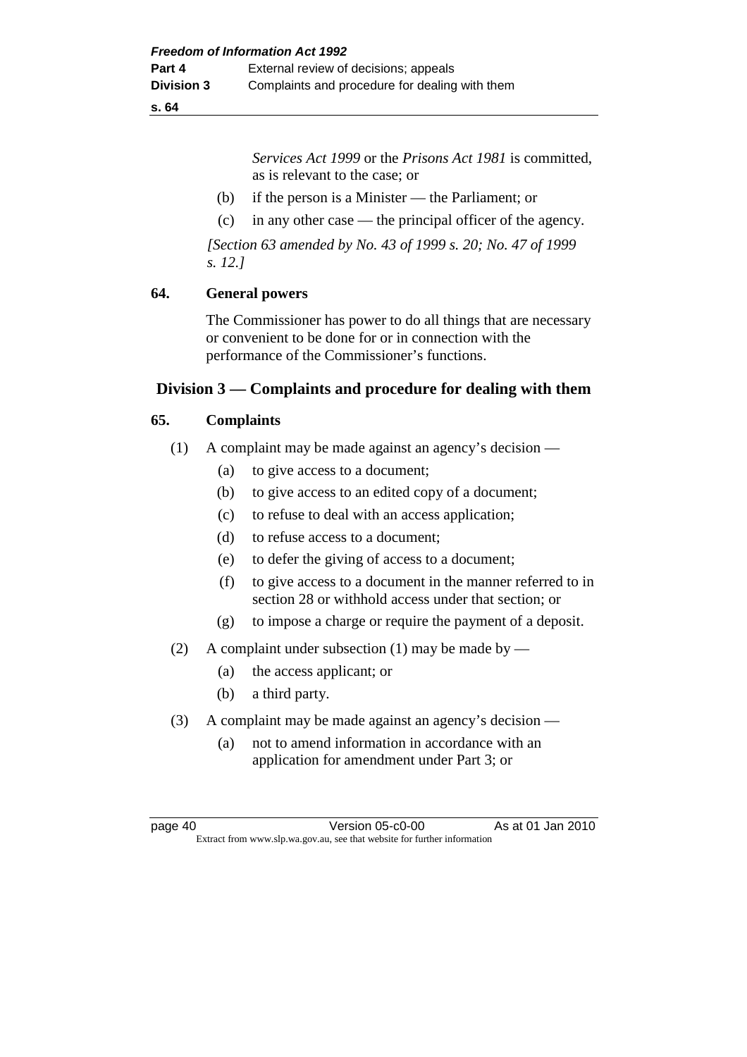*Services Act 1999* or the *Prisons Act 1981* is committed, as is relevant to the case; or

(b) if the person is a Minister — the Parliament; or

(c) in any other case — the principal officer of the agency.

*[Section 63 amended by No. 43 of 1999 s. 20; No. 47 of 1999 s. 12.]*

### 64. General powers

The Commissioner has power to do all things that are necessary or convenient to be done for or in connection with the performance of the Commissioner's functions.

## Division 3 — Complaints and procedure for dealing with them

### 65. Complaints

(1) A complaint may be made against an agency's decision —

(a) to give access to a document;

(b) to give access to an edited copy of a document;

(c) to refuse to deal with an access application;

(d) to refuse access to a document;

(e) to defer the giving of access to a document;

(f) to give access to a document in the manner referred to in section 28 or withhold access under that section; or

(g) to impose a charge or require the payment of a deposit.

(2) A complaint under subsection (1) may be made by —

(a) the access applicant; or

(b) a third party.

(3) A complaint may be made against an agency's decision —

(a) not to amend information in accordance with an application for amendment under Part 3; or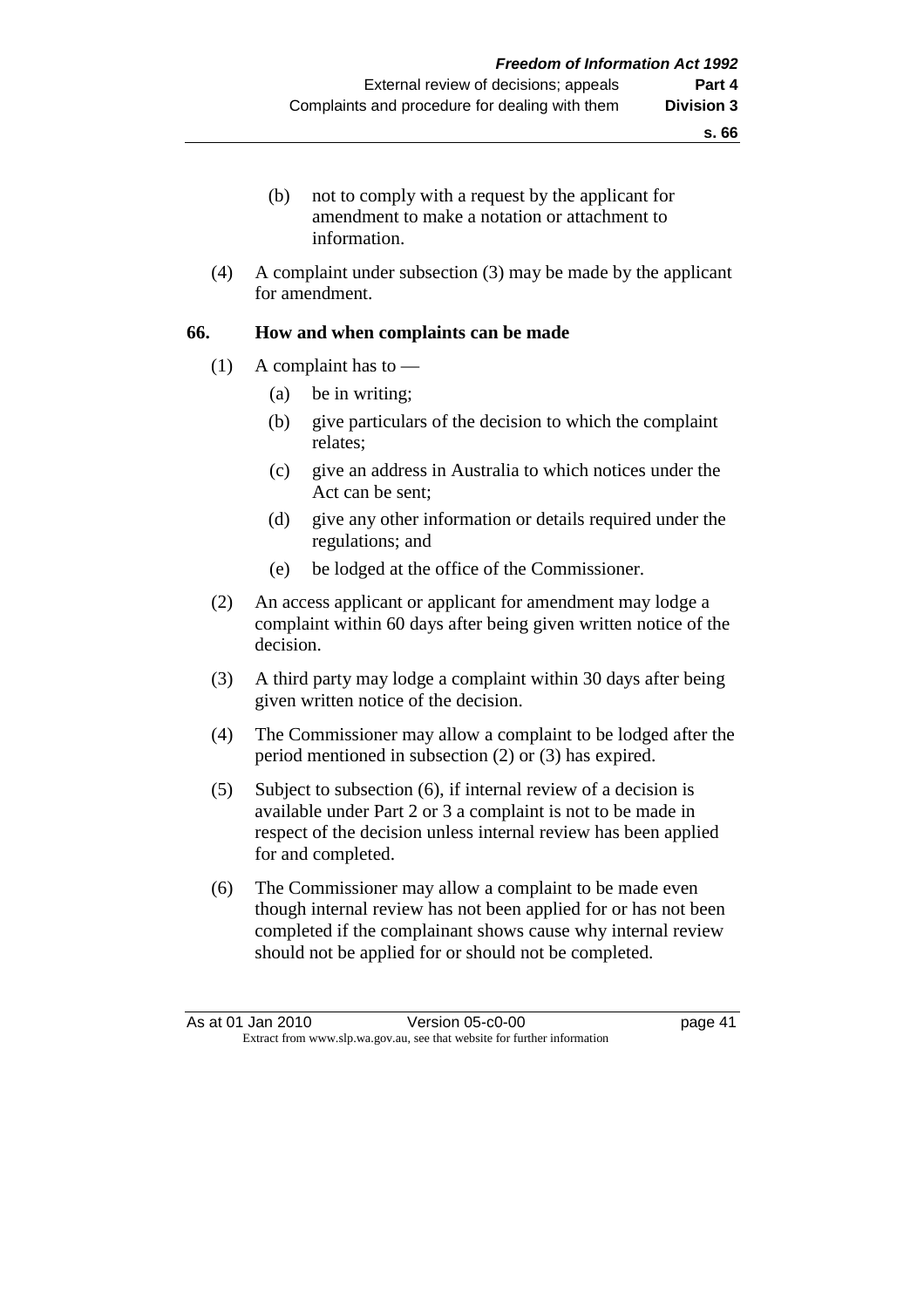(b) not to comply with a request by the applicant for amendment to make a notation or attachment to information.

(4) A complaint under subsection (3) may be made by the applicant for amendment.

### 66. How and when complaints can be made

(1) A complaint has to —

- (a) be in writing;
- (b) give particulars of the decision to which the complaint relates;
- (c) give an address in Australia to which notices under the Act can be sent;
- (d) give any other information or details required under the regulations; and
- (e) be lodged at the office of the Commissioner.

(2) An access applicant or applicant for amendment may lodge a complaint within 60 days after being given written notice of the decision.

(3) A third party may lodge a complaint within 30 days after being given written notice of the decision.

(4) The Commissioner may allow a complaint to be lodged after the period mentioned in subsection (2) or (3) has expired.

(5) Subject to subsection (6), if internal review of a decision is available under Part 2 or 3 a complaint is not to be made in respect of the decision unless internal review has been applied for and completed.

(6) The Commissioner may allow a complaint to be made even though internal review has not been applied for or has not been completed if the complainant shows cause why internal review should not be applied for or should not be completed.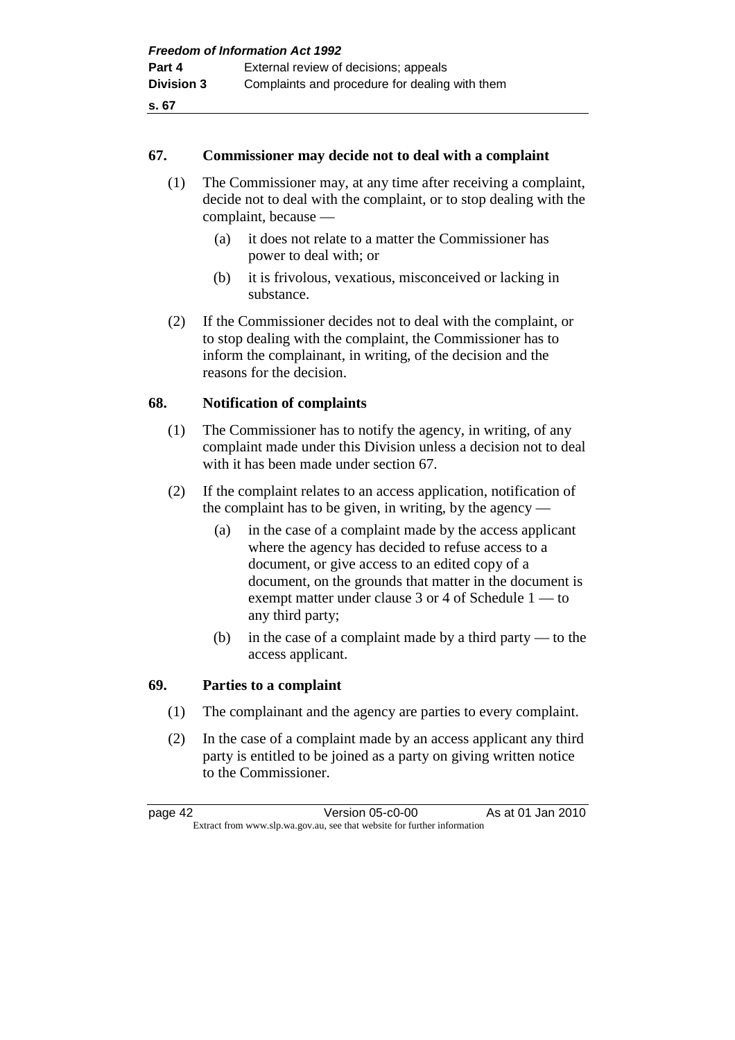## 67. Commissioner may decide not to deal with a complaint

(1) The Commissioner may, at any time after receiving a complaint, decide not to deal with the complaint, or to stop dealing with the complaint, because —

(a) it does not relate to a matter the Commissioner has power to deal with; or

(b) it is frivolous, vexatious, misconceived or lacking in substance.

(2) If the Commissioner decides not to deal with the complaint, or to stop dealing with the complaint, the Commissioner has to inform the complainant, in writing, of the decision and the reasons for the decision.

## 68. Notification of complaints

(1) The Commissioner has to notify the agency, in writing, of any complaint made under this Division unless a decision not to deal with it has been made under section 67.

(2) If the complaint relates to an access application, notification of the complaint has to be given, in writing, by the agency —

(a) in the case of a complaint made by the access applicant where the agency has decided to refuse access to a document, or give access to an edited copy of a document, on the grounds that matter in the document is exempt matter under clause 3 or 4 of Schedule 1 — to any third party;

(b) in the case of a complaint made by a third party — to the access applicant.

## 69. Parties to a complaint

(1) The complainant and the agency are parties to every complaint.

(2) In the case of a complaint made by an access applicant any third party is entitled to be joined as a party on giving written notice to the Commissioner.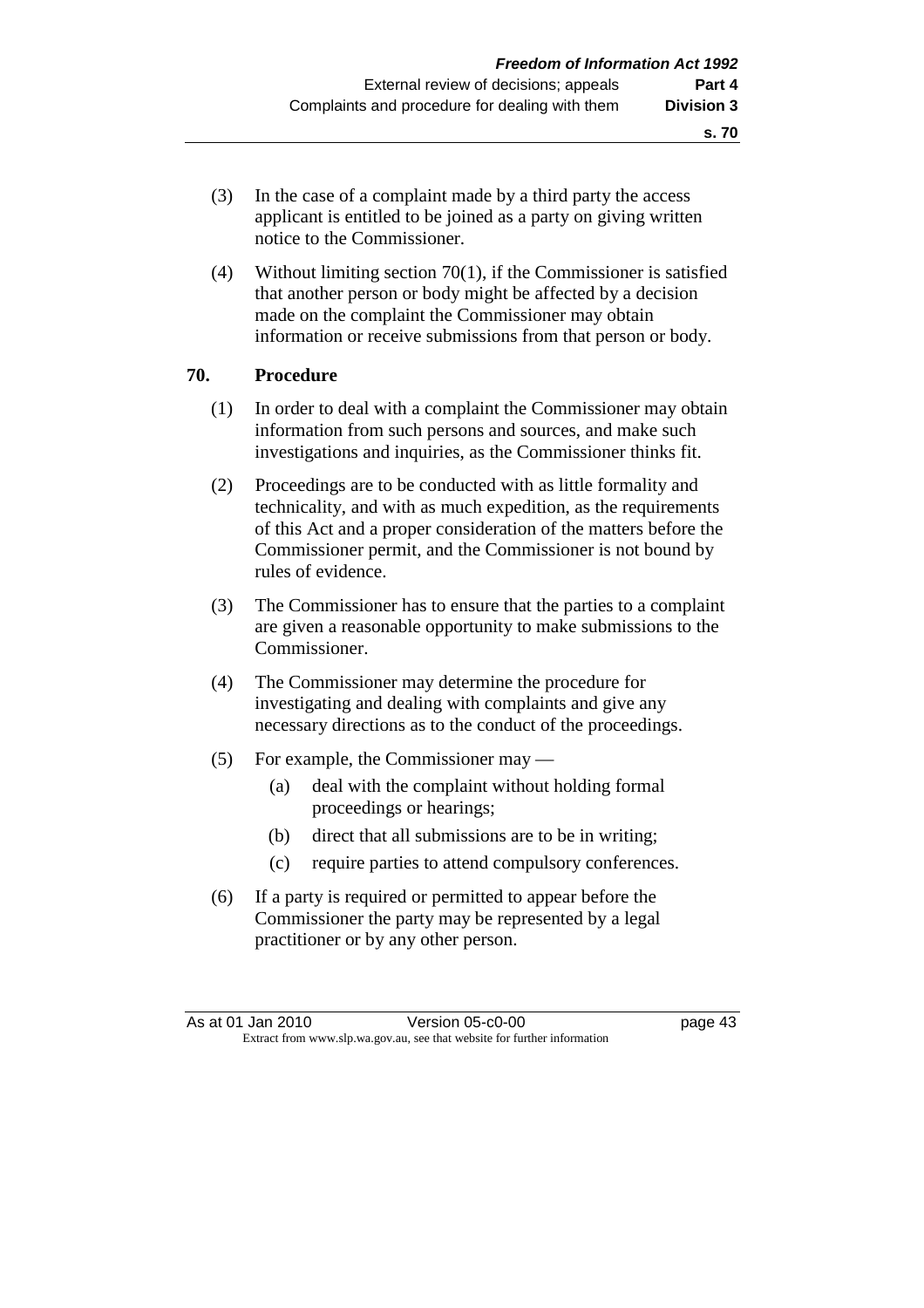(3) In the case of a complaint made by a third party the access applicant is entitled to be joined as a party on giving written notice to the Commissioner.

(4) Without limiting section 70(1), if the Commissioner is satisfied that another person or body might be affected by a decision made on the complaint the Commissioner may obtain information or receive submissions from that person or body.

## 70. Procedure

(1) In order to deal with a complaint the Commissioner may obtain information from such persons and sources, and make such investigations and inquiries, as the Commissioner thinks fit.

(2) Proceedings are to be conducted with as little formality and technicality, and with as much expedition, as the requirements of this Act and a proper consideration of the matters before the Commissioner permit, and the Commissioner is not bound by rules of evidence.

(3) The Commissioner has to ensure that the parties to a complaint are given a reasonable opportunity to make submissions to the Commissioner.

(4) The Commissioner may determine the procedure for investigating and dealing with complaints and give any necessary directions as to the conduct of the proceedings.

(5) For example, the Commissioner may —

  (a) deal with the complaint without holding formal proceedings or hearings;

  (b) direct that all submissions are to be in writing;

  (c) require parties to attend compulsory conferences.

(6) If a party is required or permitted to appear before the Commissioner the party may be represented by a legal practitioner or by any other person.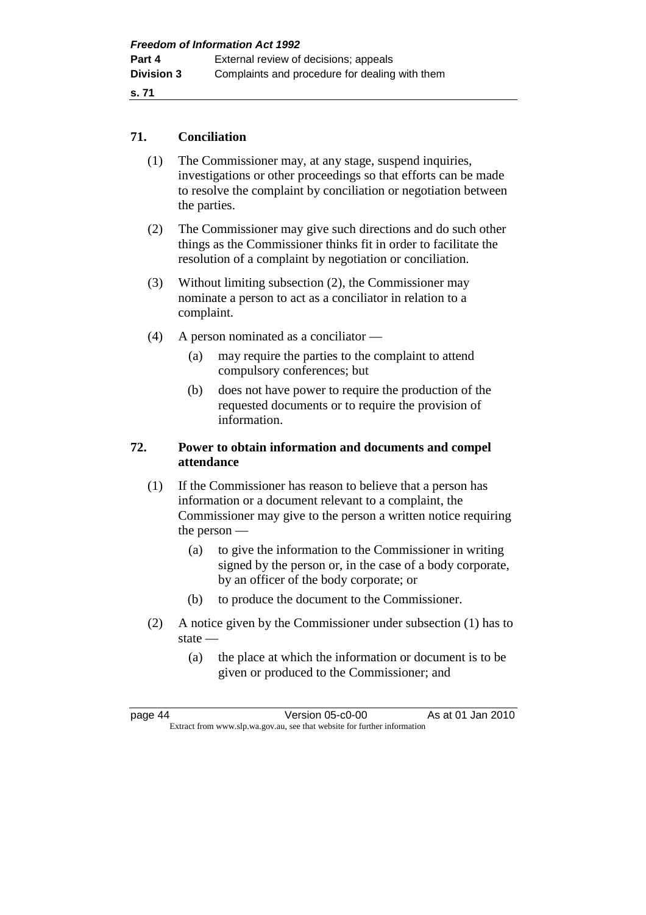### 71. Conciliation

(1) The Commissioner may, at any stage, suspend inquiries, investigations or other proceedings so that efforts can be made to resolve the complaint by conciliation or negotiation between the parties.

(2) The Commissioner may give such directions and do such other things as the Commissioner thinks fit in order to facilitate the resolution of a complaint by negotiation or conciliation.

(3) Without limiting subsection (2), the Commissioner may nominate a person to act as a conciliator in relation to a complaint.

(4) A person nominated as a conciliator —

- (a) may require the parties to the complaint to attend compulsory conferences; but
- (b) does not have power to require the production of the requested documents or to require the provision of information.

### 72. Power to obtain information and documents and compel attendance

(1) If the Commissioner has reason to believe that a person has information or a document relevant to a complaint, the Commissioner may give to the person a written notice requiring the person —

- (a) to give the information to the Commissioner in writing signed by the person or, in the case of a body corporate, by an officer of the body corporate; or
- (b) to produce the document to the Commissioner.

(2) A notice given by the Commissioner under subsection (1) has to state —

- (a) the place at which the information or document is to be given or produced to the Commissioner; and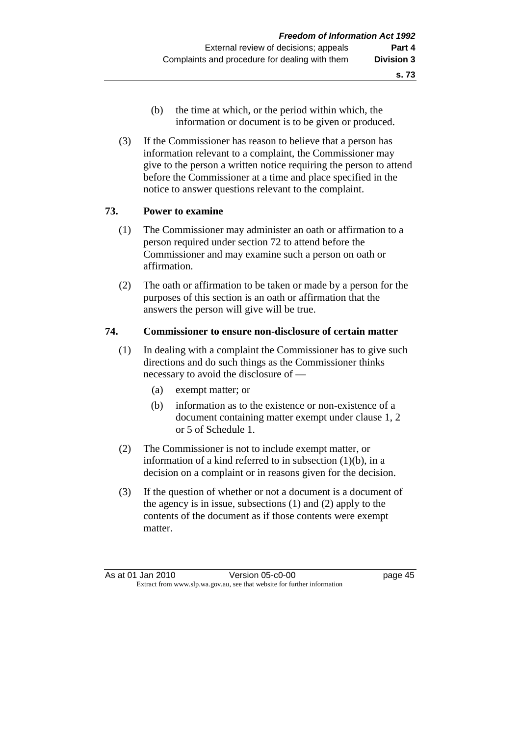(b) the time at which, or the period within which, the information or document is to be given or produced.

(3) If the Commissioner has reason to believe that a person has information relevant to a complaint, the Commissioner may give to the person a written notice requiring the person to attend before the Commissioner at a time and place specified in the notice to answer questions relevant to the complaint.

## 73. Power to examine

(1) The Commissioner may administer an oath or affirmation to a person required under section 72 to attend before the Commissioner and may examine such a person on oath or affirmation.

(2) The oath or affirmation to be taken or made by a person for the purposes of this section is an oath or affirmation that the answers the person will give will be true.

## 74. Commissioner to ensure non-disclosure of certain matter

(1) In dealing with a complaint the Commissioner has to give such directions and do such things as the Commissioner thinks necessary to avoid the disclosure of —

- (a) exempt matter; or
- (b) information as to the existence or non-existence of a document containing matter exempt under clause 1, 2 or 5 of Schedule 1.

(2) The Commissioner is not to include exempt matter, or information of a kind referred to in subsection (1)(b), in a decision on a complaint or in reasons given for the decision.

(3) If the question of whether or not a document is a document of the agency is in issue, subsections (1) and (2) apply to the contents of the document as if those contents were exempt matter.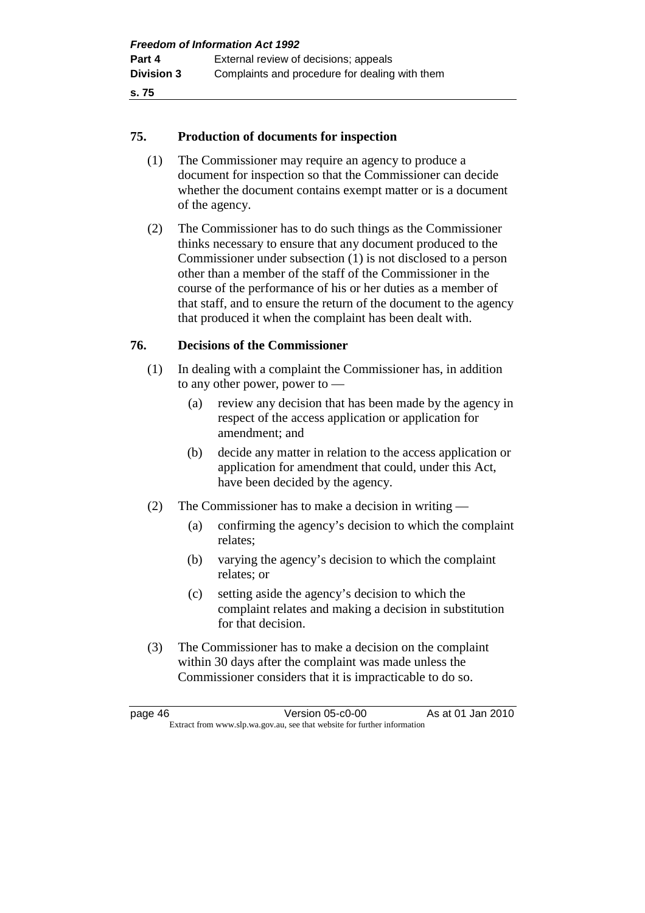## 75. Production of documents for inspection

(1) The Commissioner may require an agency to produce a document for inspection so that the Commissioner can decide whether the document contains exempt matter or is a document of the agency.

(2) The Commissioner has to do such things as the Commissioner thinks necessary to ensure that any document produced to the Commissioner under subsection (1) is not disclosed to a person other than a member of the staff of the Commissioner in the course of the performance of his or her duties as a member of that staff, and to ensure the return of the document to the agency that produced it when the complaint has been dealt with.

## 76. Decisions of the Commissioner

(1) In dealing with a complaint the Commissioner has, in addition to any other power, power to —

- (a) review any decision that has been made by the agency in respect of the access application or application for amendment; and
- (b) decide any matter in relation to the access application or application for amendment that could, under this Act, have been decided by the agency.

(2) The Commissioner has to make a decision in writing —

- (a) confirming the agency's decision to which the complaint relates;
- (b) varying the agency's decision to which the complaint relates; or
- (c) setting aside the agency's decision to which the complaint relates and making a decision in substitution for that decision.

(3) The Commissioner has to make a decision on the complaint within 30 days after the complaint was made unless the Commissioner considers that it is impracticable to do so.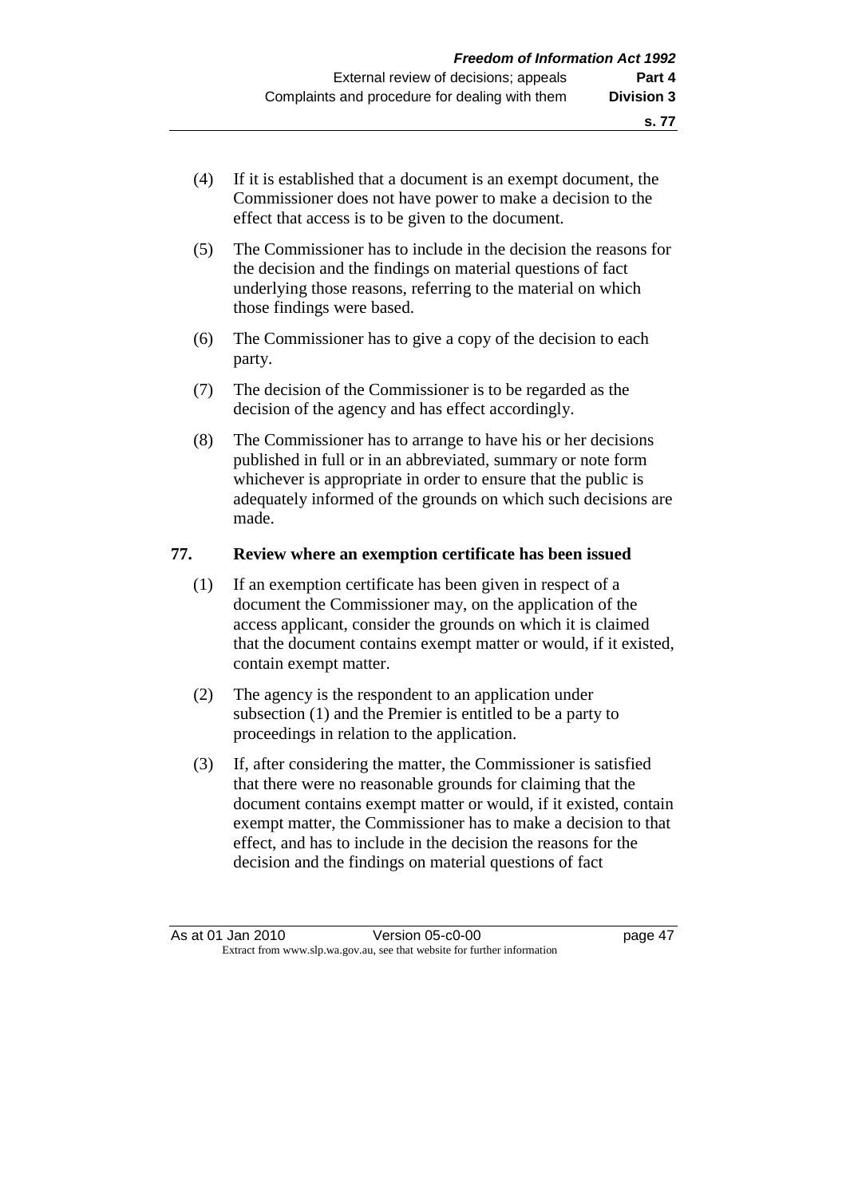(4) If it is established that a document is an exempt document, the Commissioner does not have power to make a decision to the effect that access is to be given to the document.

(5) The Commissioner has to include in the decision the reasons for the decision and the findings on material questions of fact underlying those reasons, referring to the material on which those findings were based.

(6) The Commissioner has to give a copy of the decision to each party.

(7) The decision of the Commissioner is to be regarded as the decision of the agency and has effect accordingly.

(8) The Commissioner has to arrange to have his or her decisions published in full or in an abbreviated, summary or note form whichever is appropriate in order to ensure that the public is adequately informed of the grounds on which such decisions are made.

## 77. Review where an exemption certificate has been issued

(1) If an exemption certificate has been given in respect of a document the Commissioner may, on the application of the access applicant, consider the grounds on which it is claimed that the document contains exempt matter or would, if it existed, contain exempt matter.

(2) The agency is the respondent to an application under subsection (1) and the Premier is entitled to be a party to proceedings in relation to the application.

(3) If, after considering the matter, the Commissioner is satisfied that there were no reasonable grounds for claiming that the document contains exempt matter or would, if it existed, contain exempt matter, the Commissioner has to make a decision to that effect, and has to include in the decision the reasons for the decision and the findings on material questions of fact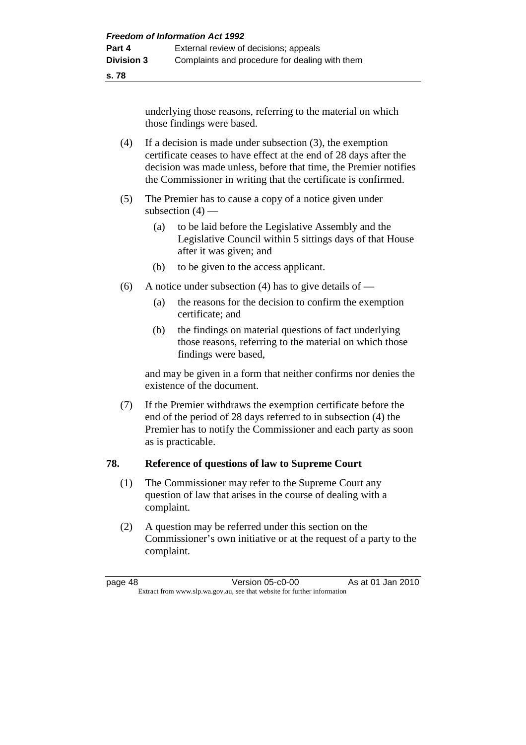underlying those reasons, referring to the material on which those findings were based.

(4) If a decision is made under subsection (3), the exemption certificate ceases to have effect at the end of 28 days after the decision was made unless, before that time, the Premier notifies the Commissioner in writing that the certificate is confirmed.

(5) The Premier has to cause a copy of a notice given under subsection (4) —

  (a) to be laid before the Legislative Assembly and the Legislative Council within 5 sittings days of that House after it was given; and

  (b) to be given to the access applicant.

(6) A notice under subsection (4) has to give details of —

  (a) the reasons for the decision to confirm the exemption certificate; and

  (b) the findings on material questions of fact underlying those reasons, referring to the material on which those findings were based,

and may be given in a form that neither confirms nor denies the existence of the document.

(7) If the Premier withdraws the exemption certificate before the end of the period of 28 days referred to in subsection (4) the Premier has to notify the Commissioner and each party as soon as is practicable.

## 78. Reference of questions of law to Supreme Court

(1) The Commissioner may refer to the Supreme Court any question of law that arises in the course of dealing with a complaint.

(2) A question may be referred under this section on the Commissioner's own initiative or at the request of a party to the complaint.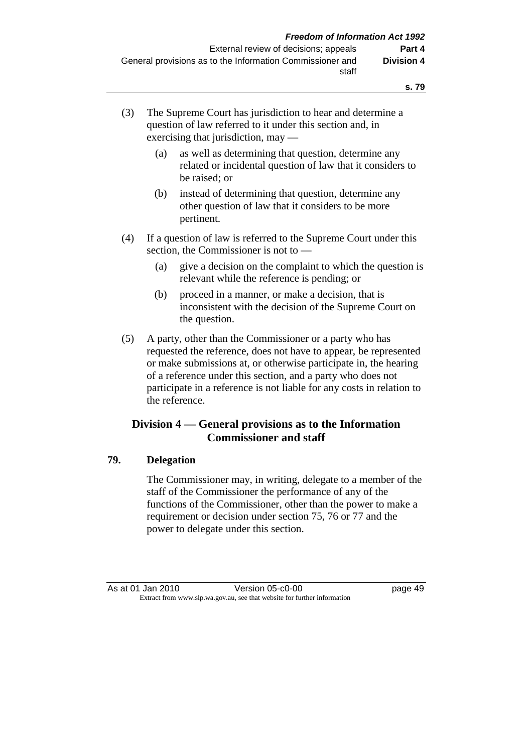(3) The Supreme Court has jurisdiction to hear and determine a question of law referred to it under this section and, in exercising that jurisdiction, may —

(a) as well as determining that question, determine any related or incidental question of law that it considers to be raised; or

(b) instead of determining that question, determine any other question of law that it considers to be more pertinent.

(4) If a question of law is referred to the Supreme Court under this section, the Commissioner is not to —

(a) give a decision on the complaint to which the question is relevant while the reference is pending; or

(b) proceed in a manner, or make a decision, that is inconsistent with the decision of the Supreme Court on the question.

(5) A party, other than the Commissioner or a party who has requested the reference, does not have to appear, be represented or make submissions at, or otherwise participate in, the hearing of a reference under this section, and a party who does not participate in a reference is not liable for any costs in relation to the reference.

## Division 4 — General provisions as to the Information Commissioner and staff

### 79. Delegation

The Commissioner may, in writing, delegate to a member of the staff of the Commissioner the performance of any of the functions of the Commissioner, other than the power to make a requirement or decision under section 75, 76 or 77 and the power to delegate under this section.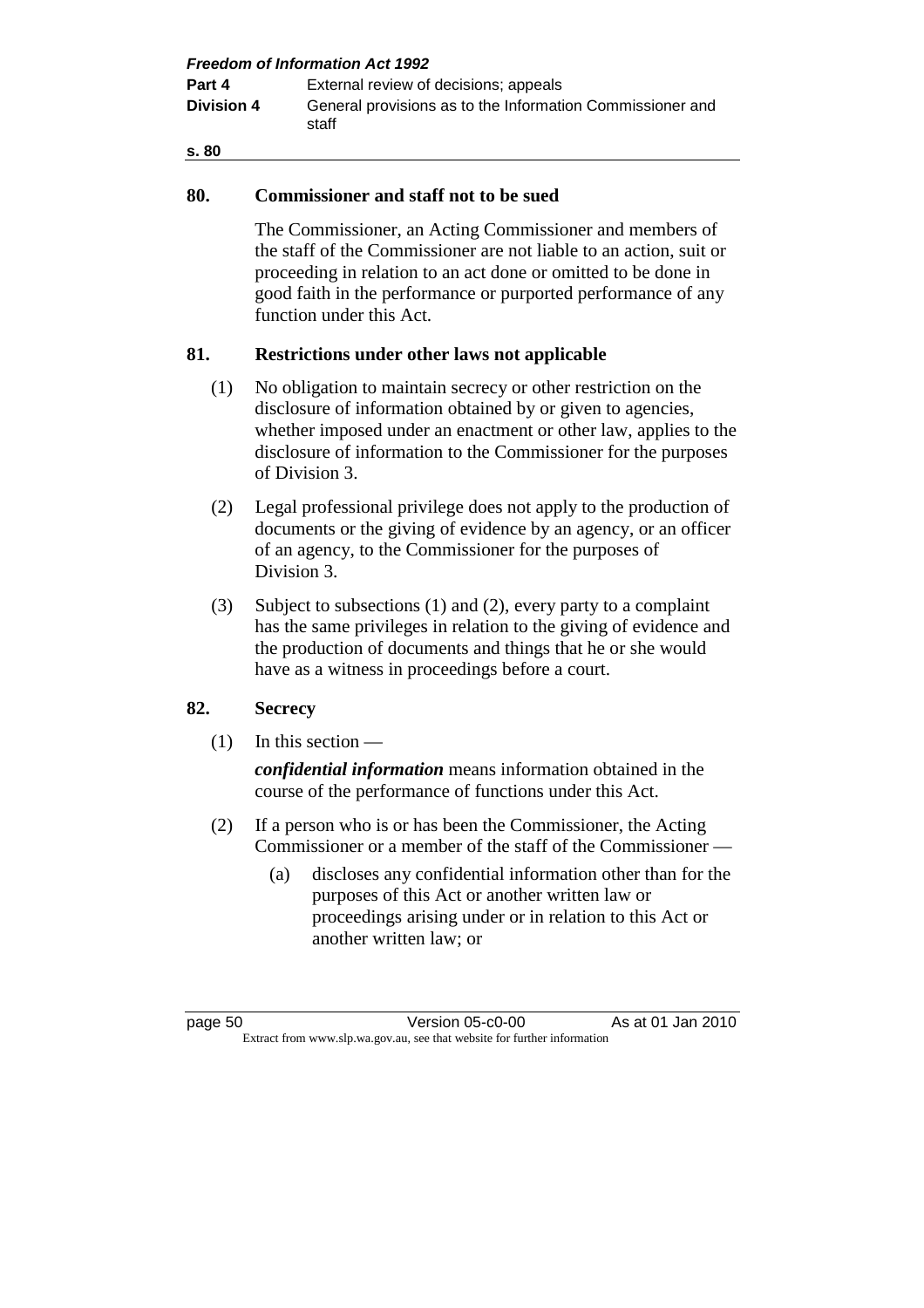## 80. Commissioner and staff not to be sued

The Commissioner, an Acting Commissioner and members of the staff of the Commissioner are not liable to an action, suit or proceeding in relation to an act done or omitted to be done in good faith in the performance or purported performance of any function under this Act.

## 81. Restrictions under other laws not applicable

(1) No obligation to maintain secrecy or other restriction on the disclosure of information obtained by or given to agencies, whether imposed under an enactment or other law, applies to the disclosure of information to the Commissioner for the purposes of Division 3.

(2) Legal professional privilege does not apply to the production of documents or the giving of evidence by an agency, or an officer of an agency, to the Commissioner for the purposes of Division 3.

(3) Subject to subsections (1) and (2), every party to a complaint has the same privileges in relation to the giving of evidence and the production of documents and things that he or she would have as a witness in proceedings before a court.

## 82. Secrecy

(1) In this section —

***confidential information*** means information obtained in the course of the performance of functions under this Act.

(2) If a person who is or has been the Commissioner, the Acting Commissioner or a member of the staff of the Commissioner —

(a) discloses any confidential information other than for the purposes of this Act or another written law or proceedings arising under or in relation to this Act or another written law; or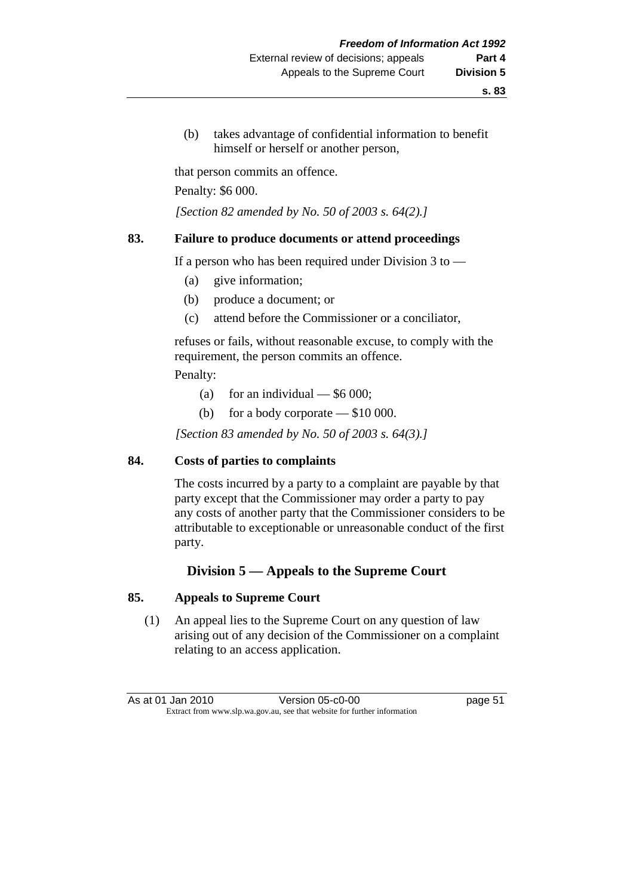(b) takes advantage of confidential information to benefit himself or herself or another person,

that person commits an offence.

Penalty: $6 000.

*[Section 82 amended by No. 50 of 2003 s. 64(2).]*

### 83. Failure to produce documents or attend proceedings

If a person who has been required under Division 3 to —

(a) give information;

(b) produce a document; or

(c) attend before the Commissioner or a conciliator,

refuses or fails, without reasonable excuse, to comply with the requirement, the person commits an offence.

Penalty:

(a) for an individual — $6 000;

(b) for a body corporate — $10 000.

*[Section 83 amended by No. 50 of 2003 s. 64(3).]*

### 84. Costs of parties to complaints

The costs incurred by a party to a complaint are payable by that party except that the Commissioner may order a party to pay any costs of another party that the Commissioner considers to be attributable to exceptionable or unreasonable conduct of the first party.

## Division 5 — Appeals to the Supreme Court

### 85. Appeals to Supreme Court

(1) An appeal lies to the Supreme Court on any question of law arising out of any decision of the Commissioner on a complaint relating to an access application.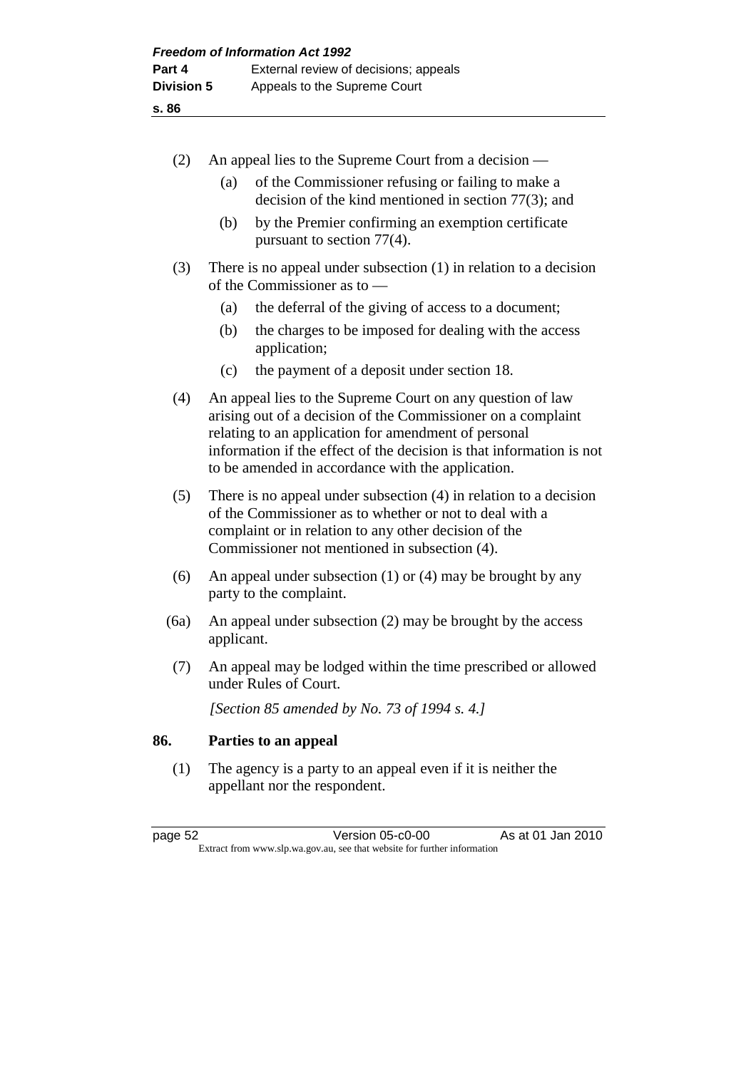(2) An appeal lies to the Supreme Court from a decision —

 (a) of the Commissioner refusing or failing to make a decision of the kind mentioned in section 77(3); and

 (b) by the Premier confirming an exemption certificate pursuant to section 77(4).

(3) There is no appeal under subsection (1) in relation to a decision of the Commissioner as to —

 (a) the deferral of the giving of access to a document;

 (b) the charges to be imposed for dealing with the access application;

 (c) the payment of a deposit under section 18.

(4) An appeal lies to the Supreme Court on any question of law arising out of a decision of the Commissioner on a complaint relating to an application for amendment of personal information if the effect of the decision is that information is not to be amended in accordance with the application.

(5) There is no appeal under subsection (4) in relation to a decision of the Commissioner as to whether or not to deal with a complaint or in relation to any other decision of the Commissioner not mentioned in subsection (4).

(6) An appeal under subsection (1) or (4) may be brought by any party to the complaint.

(6a) An appeal under subsection (2) may be brought by the access applicant.

(7) An appeal may be lodged within the time prescribed or allowed under Rules of Court.

*[Section 85 amended by No. 73 of 1994 s. 4.]*

## 86. Parties to an appeal

(1) The agency is a party to an appeal even if it is neither the appellant nor the respondent.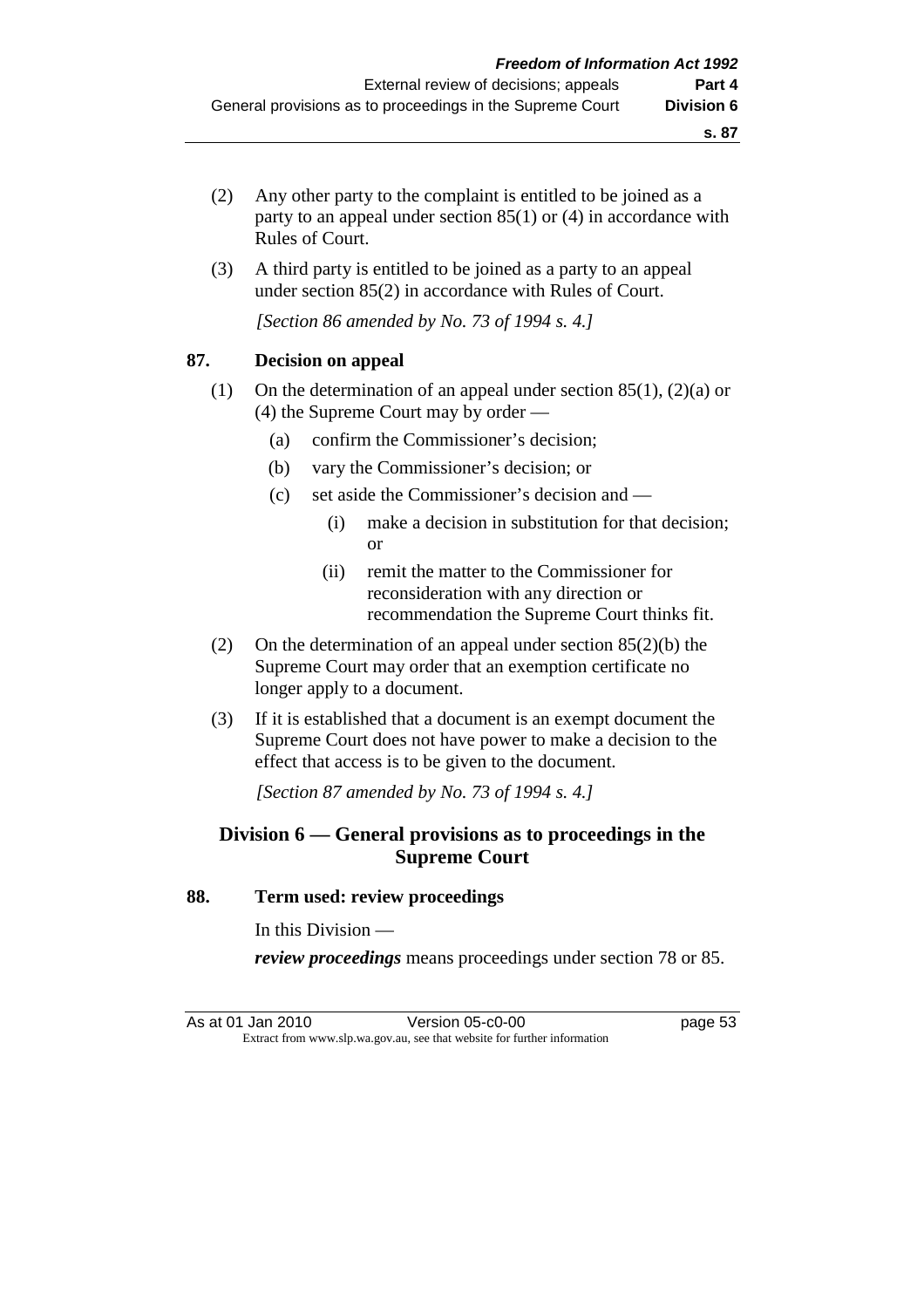(2) Any other party to the complaint is entitled to be joined as a party to an appeal under section 85(1) or (4) in accordance with Rules of Court.

(3) A third party is entitled to be joined as a party to an appeal under section 85(2) in accordance with Rules of Court.

*[Section 86 amended by No. 73 of 1994 s. 4.]*

### 87. Decision on appeal

(1) On the determination of an appeal under section 85(1), (2)(a) or (4) the Supreme Court may by order —

- (a) confirm the Commissioner's decision;
- (b) vary the Commissioner's decision; or
- (c) set aside the Commissioner's decision and —
  - (i) make a decision in substitution for that decision; or
  - (ii) remit the matter to the Commissioner for reconsideration with any direction or recommendation the Supreme Court thinks fit.

(2) On the determination of an appeal under section 85(2)(b) the Supreme Court may order that an exemption certificate no longer apply to a document.

(3) If it is established that a document is an exempt document the Supreme Court does not have power to make a decision to the effect that access is to be given to the document.

*[Section 87 amended by No. 73 of 1994 s. 4.]*

## Division 6 — General provisions as to proceedings in the Supreme Court

### 88. Term used: review proceedings

In this Division —

***review proceedings*** means proceedings under section 78 or 85.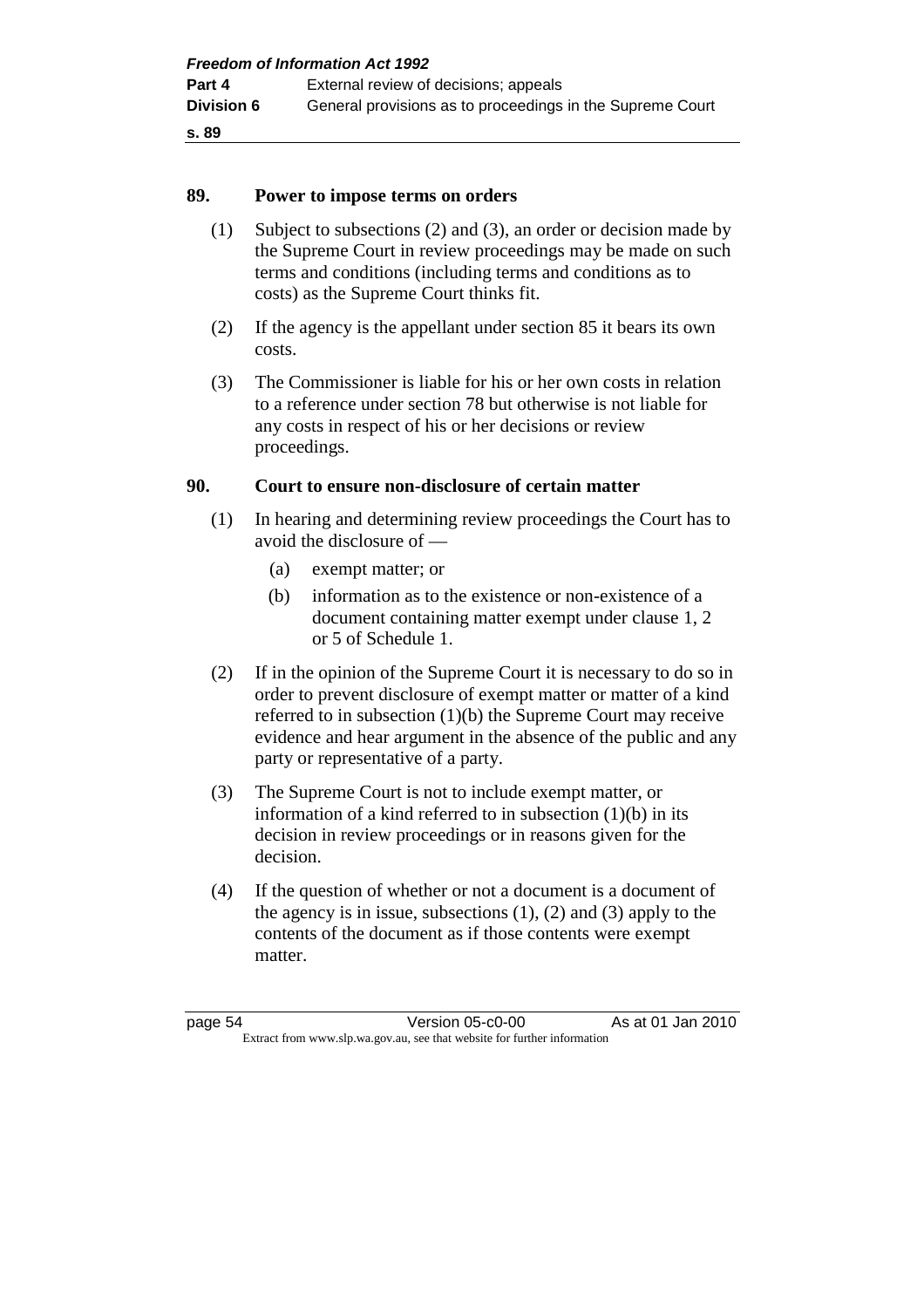## 89. Power to impose terms on orders

(1) Subject to subsections (2) and (3), an order or decision made by the Supreme Court in review proceedings may be made on such terms and conditions (including terms and conditions as to costs) as the Supreme Court thinks fit.

(2) If the agency is the appellant under section 85 it bears its own costs.

(3) The Commissioner is liable for his or her own costs in relation to a reference under section 78 but otherwise is not liable for any costs in respect of his or her decisions or review proceedings.

## 90. Court to ensure non-disclosure of certain matter

(1) In hearing and determining review proceedings the Court has to avoid the disclosure of —

- (a) exempt matter; or
- (b) information as to the existence or non-existence of a document containing matter exempt under clause 1, 2 or 5 of Schedule 1.

(2) If in the opinion of the Supreme Court it is necessary to do so in order to prevent disclosure of exempt matter or matter of a kind referred to in subsection (1)(b) the Supreme Court may receive evidence and hear argument in the absence of the public and any party or representative of a party.

(3) The Supreme Court is not to include exempt matter, or information of a kind referred to in subsection (1)(b) in its decision in review proceedings or in reasons given for the decision.

(4) If the question of whether or not a document is a document of the agency is in issue, subsections (1), (2) and (3) apply to the contents of the document as if those contents were exempt matter.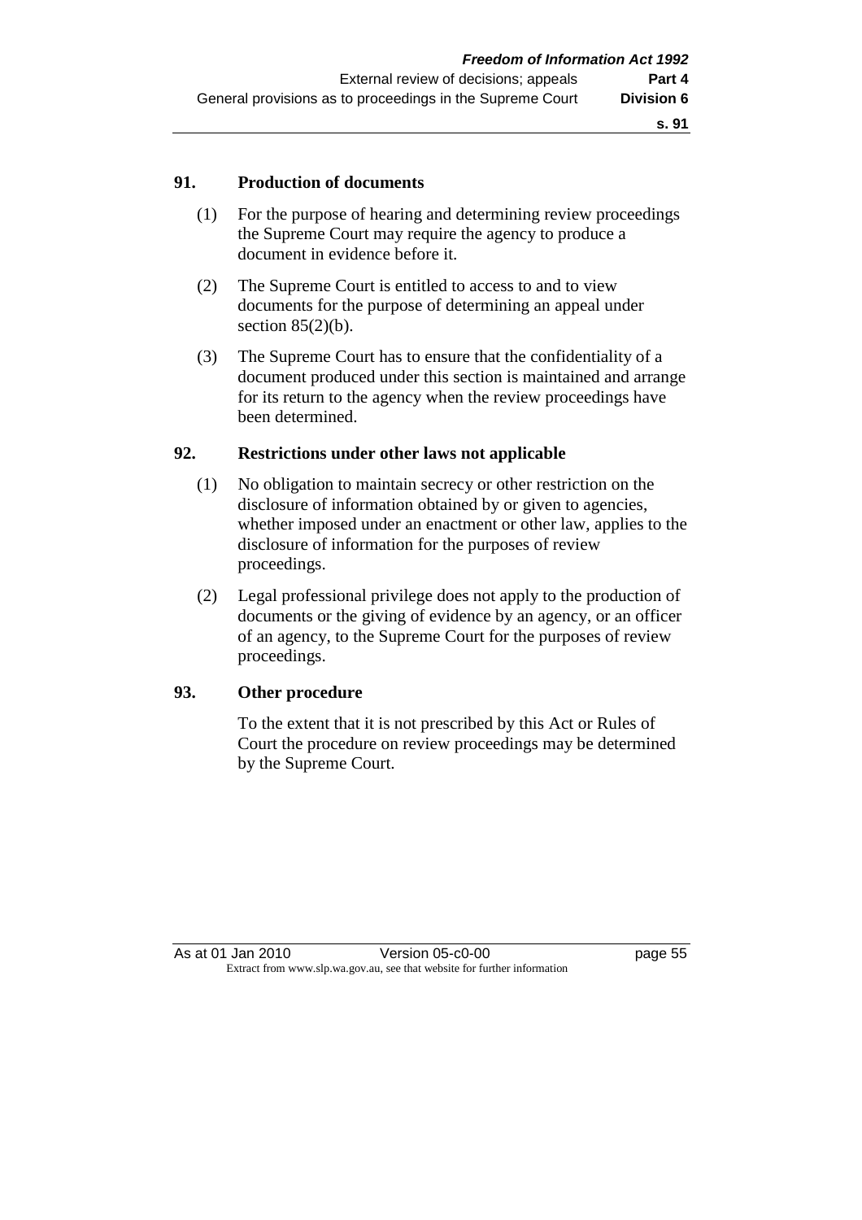## 91. Production of documents

(1) For the purpose of hearing and determining review proceedings the Supreme Court may require the agency to produce a document in evidence before it.

(2) The Supreme Court is entitled to access to and to view documents for the purpose of determining an appeal under section 85(2)(b).

(3) The Supreme Court has to ensure that the confidentiality of a document produced under this section is maintained and arrange for its return to the agency when the review proceedings have been determined.

## 92. Restrictions under other laws not applicable

(1) No obligation to maintain secrecy or other restriction on the disclosure of information obtained by or given to agencies, whether imposed under an enactment or other law, applies to the disclosure of information for the purposes of review proceedings.

(2) Legal professional privilege does not apply to the production of documents or the giving of evidence by an agency, or an officer of an agency, to the Supreme Court for the purposes of review proceedings.

## 93. Other procedure

To the extent that it is not prescribed by this Act or Rules of Court the procedure on review proceedings may be determined by the Supreme Court.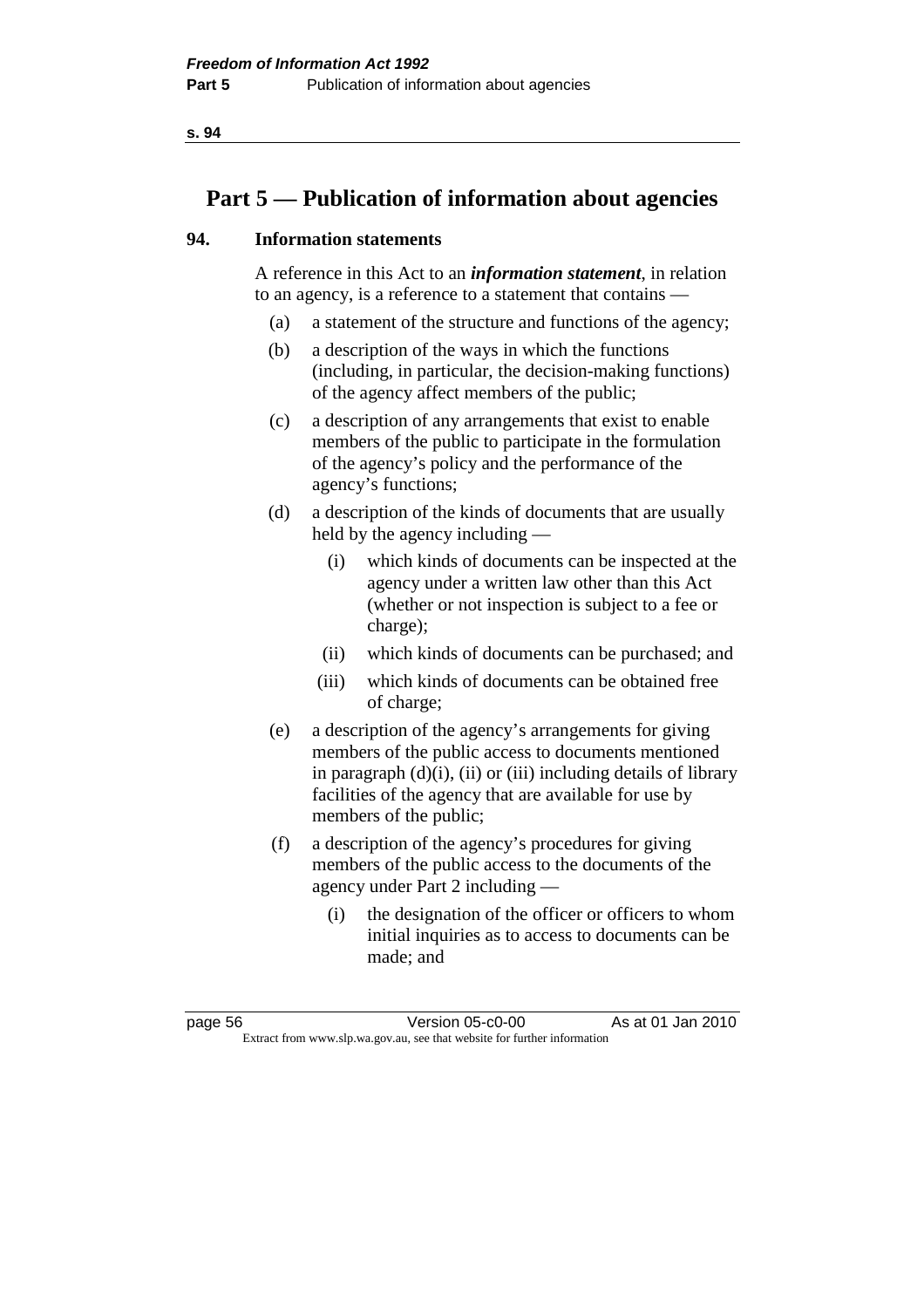# Part 5 — Publication of information about agencies

## 94. Information statements

A reference in this Act to an ***information statement***, in relation to an agency, is a reference to a statement that contains —

- (a) a statement of the structure and functions of the agency;
- (b) a description of the ways in which the functions (including, in particular, the decision-making functions) of the agency affect members of the public;
- (c) a description of any arrangements that exist to enable members of the public to participate in the formulation of the agency's policy and the performance of the agency's functions;
- (d) a description of the kinds of documents that are usually held by the agency including —
  - (i) which kinds of documents can be inspected at the agency under a written law other than this Act (whether or not inspection is subject to a fee or charge);
  - (ii) which kinds of documents can be purchased; and
  - (iii) which kinds of documents can be obtained free of charge;
- (e) a description of the agency's arrangements for giving members of the public access to documents mentioned in paragraph (d)(i), (ii) or (iii) including details of library facilities of the agency that are available for use by members of the public;
- (f) a description of the agency's procedures for giving members of the public access to the documents of the agency under Part 2 including —
  - (i) the designation of the officer or officers to whom initial inquiries as to access to documents can be made; and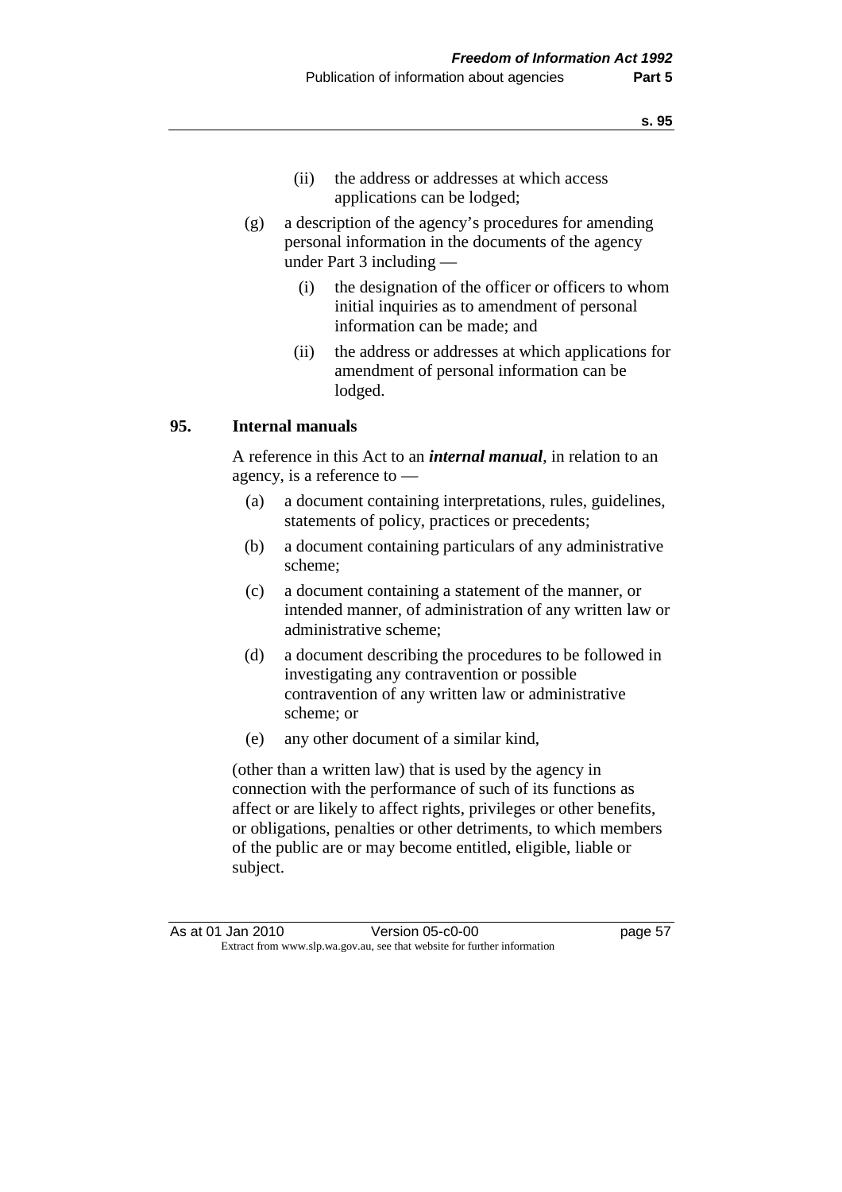(ii) the address or addresses at which access applications can be lodged;

(g) a description of the agency's procedures for amending personal information in the documents of the agency under Part 3 including —

(i) the designation of the officer or officers to whom initial inquiries as to amendment of personal information can be made; and

(ii) the address or addresses at which applications for amendment of personal information can be lodged.

## 95. Internal manuals

A reference in this Act to an ***internal manual***, in relation to an agency, is a reference to —

(a) a document containing interpretations, rules, guidelines, statements of policy, practices or precedents;

(b) a document containing particulars of any administrative scheme;

(c) a document containing a statement of the manner, or intended manner, of administration of any written law or administrative scheme;

(d) a document describing the procedures to be followed in investigating any contravention or possible contravention of any written law or administrative scheme; or

(e) any other document of a similar kind,

(other than a written law) that is used by the agency in connection with the performance of such of its functions as affect or are likely to affect rights, privileges or other benefits, or obligations, penalties or other detriments, to which members of the public are or may become entitled, eligible, liable or subject.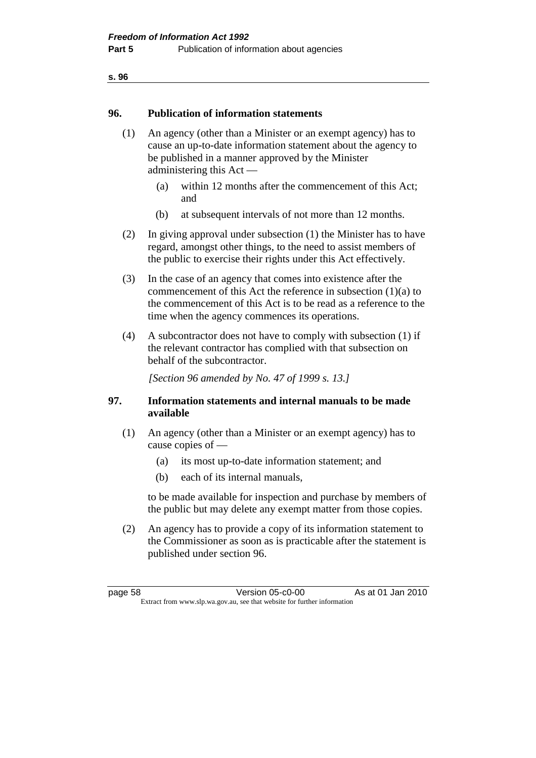## 96. Publication of information statements

(1) An agency (other than a Minister or an exempt agency) has to cause an up-to-date information statement about the agency to be published in a manner approved by the Minister administering this Act —

  (a) within 12 months after the commencement of this Act; and

  (b) at subsequent intervals of not more than 12 months.

(2) In giving approval under subsection (1) the Minister has to have regard, amongst other things, to the need to assist members of the public to exercise their rights under this Act effectively.

(3) In the case of an agency that comes into existence after the commencement of this Act the reference in subsection (1)(a) to the commencement of this Act is to be read as a reference to the time when the agency commences its operations.

(4) A subcontractor does not have to comply with subsection (1) if the relevant contractor has complied with that subsection on behalf of the subcontractor.

*[Section 96 amended by No. 47 of 1999 s. 13.]*

## 97. Information statements and internal manuals to be made available

(1) An agency (other than a Minister or an exempt agency) has to cause copies of —

  (a) its most up-to-date information statement; and

  (b) each of its internal manuals,

to be made available for inspection and purchase by members of the public but may delete any exempt matter from those copies.

(2) An agency has to provide a copy of its information statement to the Commissioner as soon as is practicable after the statement is published under section 96.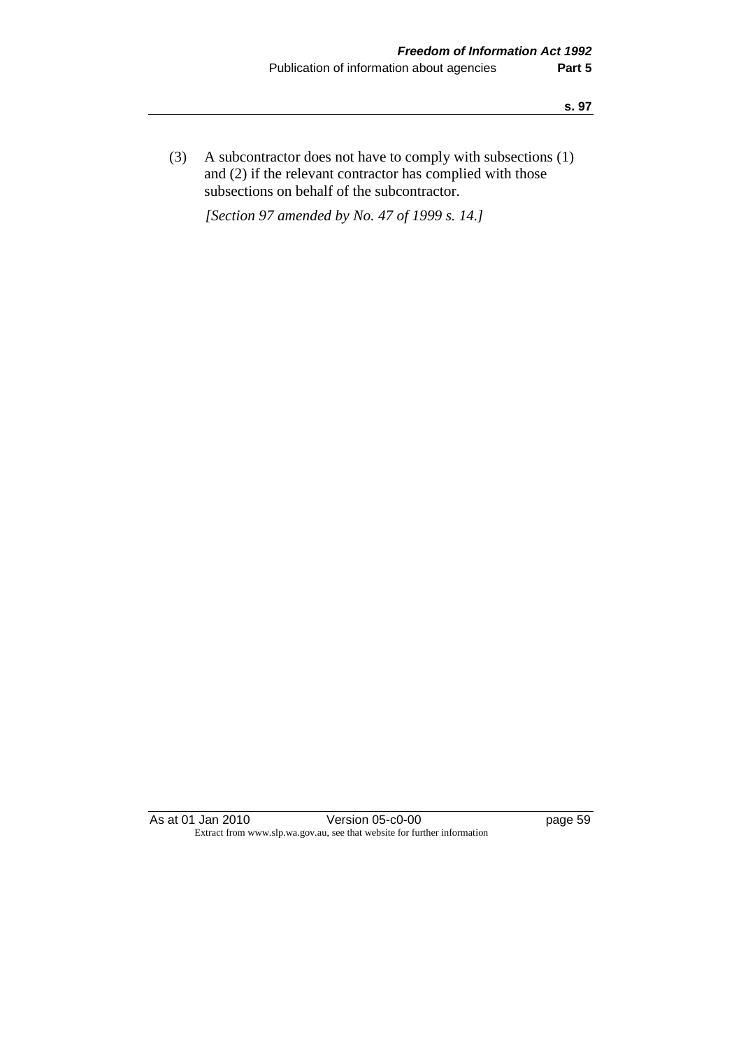(3) A subcontractor does not have to comply with subsections (1) and (2) if the relevant contractor has complied with those subsections on behalf of the subcontractor.

*[Section 97 amended by No. 47 of 1999 s. 14.]*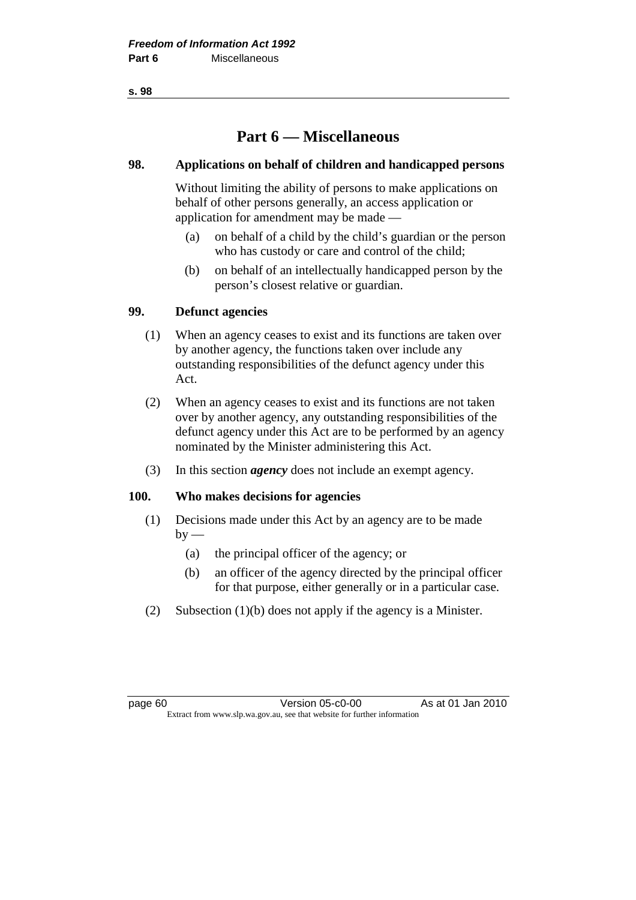# Part 6 — Miscellaneous

## 98. Applications on behalf of children and handicapped persons

Without limiting the ability of persons to make applications on behalf of other persons generally, an access application or application for amendment may be made —

(a) on behalf of a child by the child's guardian or the person who has custody or care and control of the child;

(b) on behalf of an intellectually handicapped person by the person's closest relative or guardian.

## 99. Defunct agencies

(1) When an agency ceases to exist and its functions are taken over by another agency, the functions taken over include any outstanding responsibilities of the defunct agency under this Act.

(2) When an agency ceases to exist and its functions are not taken over by another agency, any outstanding responsibilities of the defunct agency under this Act are to be performed by an agency nominated by the Minister administering this Act.

(3) In this section ***agency*** does not include an exempt agency.

## 100. Who makes decisions for agencies

(1) Decisions made under this Act by an agency are to be made by —

(a) the principal officer of the agency; or

(b) an officer of the agency directed by the principal officer for that purpose, either generally or in a particular case.

(2) Subsection (1)(b) does not apply if the agency is a Minister.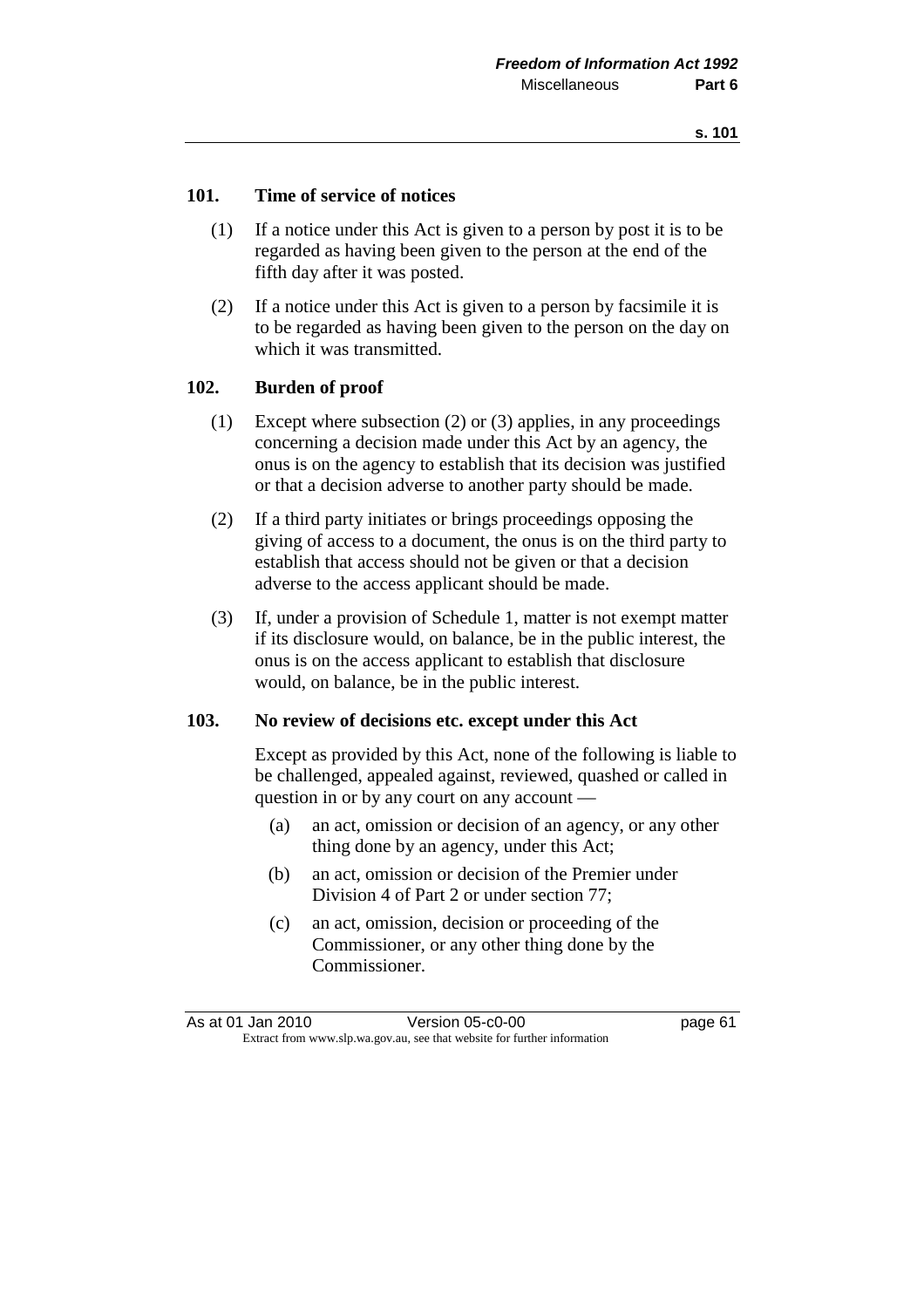## 101. Time of service of notices

(1) If a notice under this Act is given to a person by post it is to be regarded as having been given to the person at the end of the fifth day after it was posted.

(2) If a notice under this Act is given to a person by facsimile it is to be regarded as having been given to the person on the day on which it was transmitted.

## 102. Burden of proof

(1) Except where subsection (2) or (3) applies, in any proceedings concerning a decision made under this Act by an agency, the onus is on the agency to establish that its decision was justified or that a decision adverse to another party should be made.

(2) If a third party initiates or brings proceedings opposing the giving of access to a document, the onus is on the third party to establish that access should not be given or that a decision adverse to the access applicant should be made.

(3) If, under a provision of Schedule 1, matter is not exempt matter if its disclosure would, on balance, be in the public interest, the onus is on the access applicant to establish that disclosure would, on balance, be in the public interest.

## 103. No review of decisions etc. except under this Act

Except as provided by this Act, none of the following is liable to be challenged, appealed against, reviewed, quashed or called in question in or by any court on any account —

(a) an act, omission or decision of an agency, or any other thing done by an agency, under this Act;

(b) an act, omission or decision of the Premier under Division 4 of Part 2 or under section 77;

(c) an act, omission, decision or proceeding of the Commissioner, or any other thing done by the Commissioner.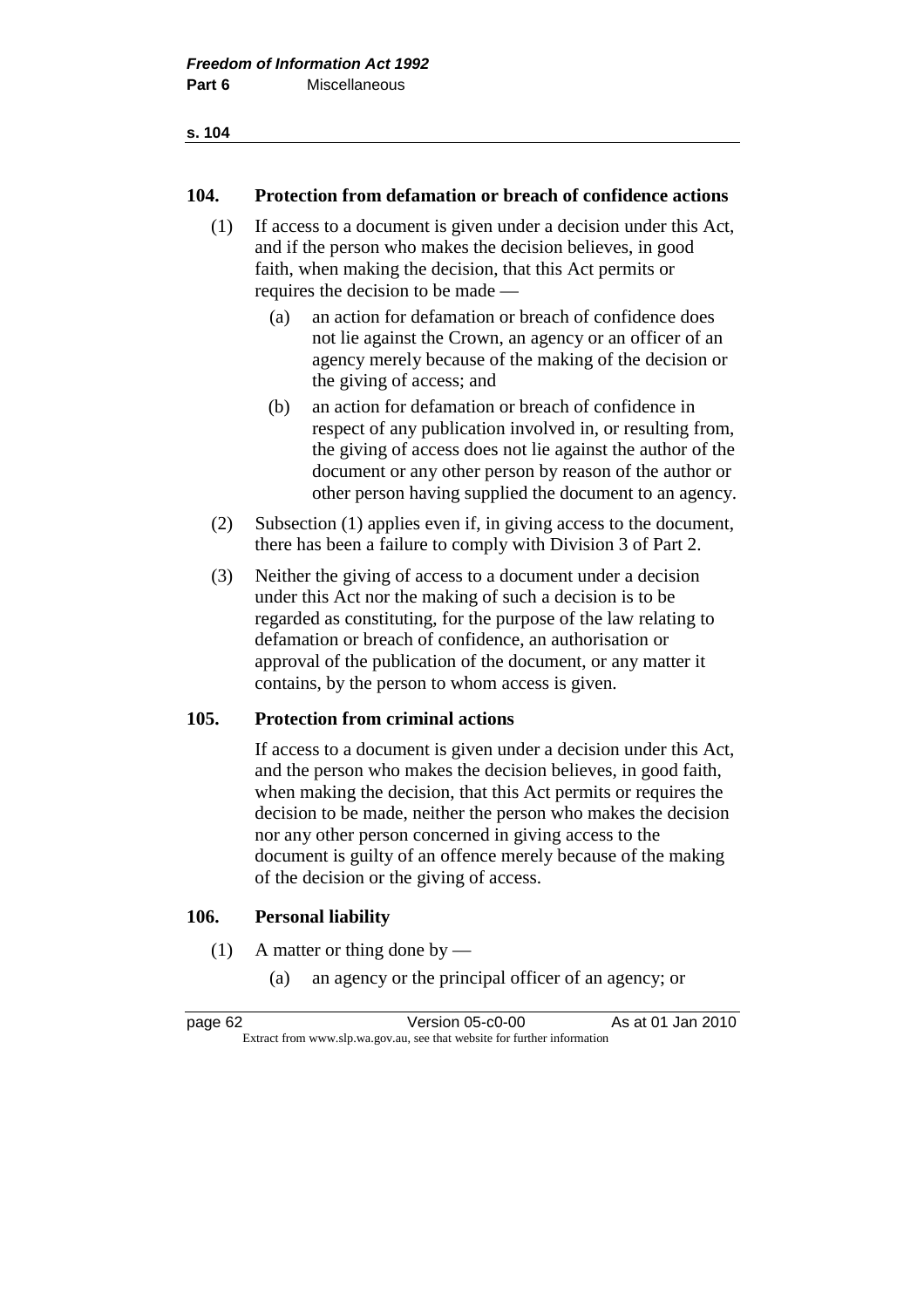### 104. Protection from defamation or breach of confidence actions

(1) If access to a document is given under a decision under this Act, and if the person who makes the decision believes, in good faith, when making the decision, that this Act permits or requires the decision to be made —

- (a) an action for defamation or breach of confidence does not lie against the Crown, an agency or an officer of an agency merely because of the making of the decision or the giving of access; and
- (b) an action for defamation or breach of confidence in respect of any publication involved in, or resulting from, the giving of access does not lie against the author of the document or any other person by reason of the author or other person having supplied the document to an agency.

(2) Subsection (1) applies even if, in giving access to the document, there has been a failure to comply with Division 3 of Part 2.

(3) Neither the giving of access to a document under a decision under this Act nor the making of such a decision is to be regarded as constituting, for the purpose of the law relating to defamation or breach of confidence, an authorisation or approval of the publication of the document, or any matter it contains, by the person to whom access is given.

### 105. Protection from criminal actions

If access to a document is given under a decision under this Act, and the person who makes the decision believes, in good faith, when making the decision, that this Act permits or requires the decision to be made, neither the person who makes the decision nor any other person concerned in giving access to the document is guilty of an offence merely because of the making of the decision or the giving of access.

### 106. Personal liability

(1) A matter or thing done by —

- (a) an agency or the principal officer of an agency; or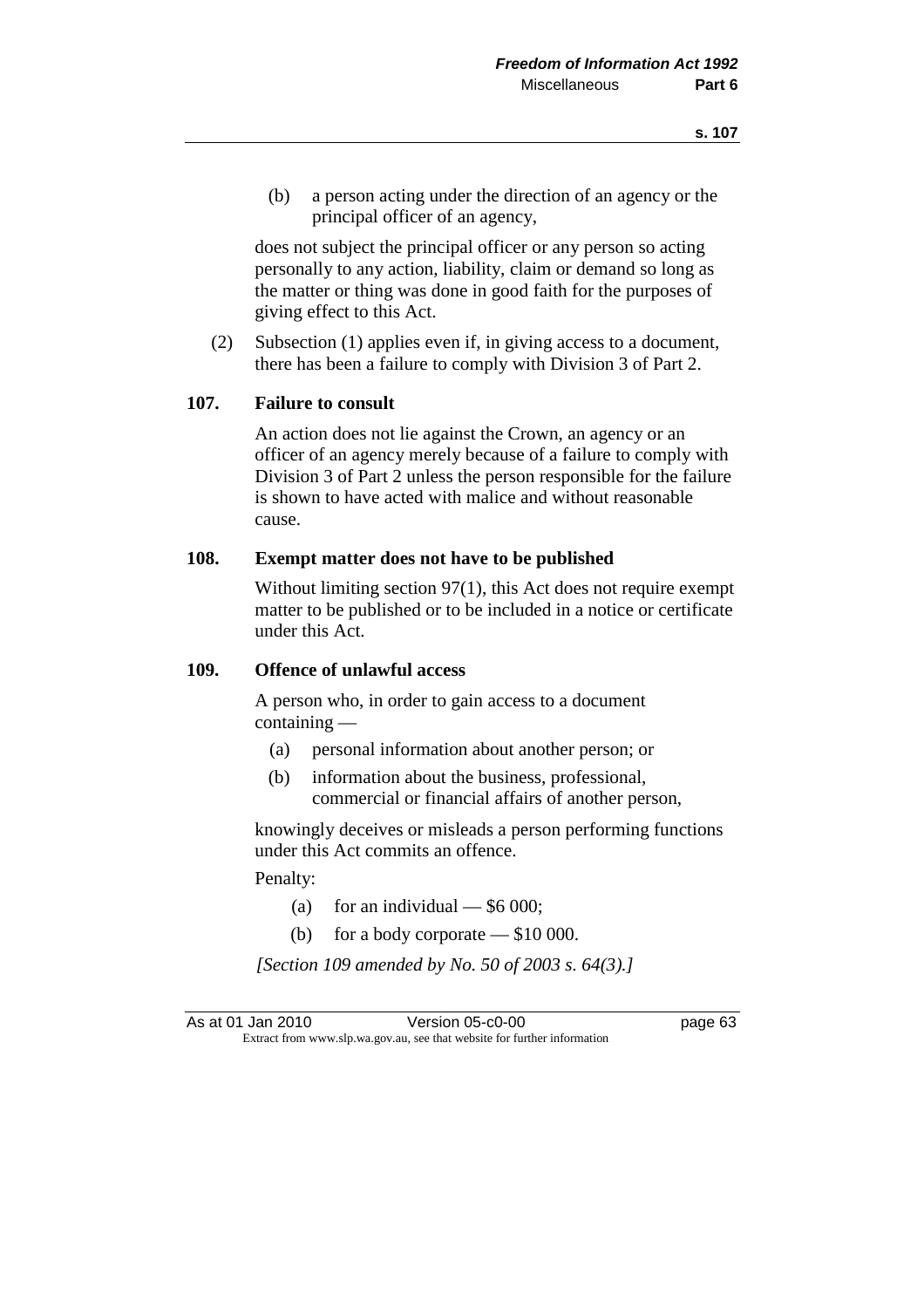(b) a person acting under the direction of an agency or the principal officer of an agency,

does not subject the principal officer or any person so acting personally to any action, liability, claim or demand so long as the matter or thing was done in good faith for the purposes of giving effect to this Act.

(2) Subsection (1) applies even if, in giving access to a document, there has been a failure to comply with Division 3 of Part 2.

### 107. Failure to consult

An action does not lie against the Crown, an agency or an officer of an agency merely because of a failure to comply with Division 3 of Part 2 unless the person responsible for the failure is shown to have acted with malice and without reasonable cause.

### 108. Exempt matter does not have to be published

Without limiting section 97(1), this Act does not require exempt matter to be published or to be included in a notice or certificate under this Act.

### 109. Offence of unlawful access

A person who, in order to gain access to a document containing —

(a) personal information about another person; or

(b) information about the business, professional, commercial or financial affairs of another person,

knowingly deceives or misleads a person performing functions under this Act commits an offence.

Penalty:

(a) for an individual — $6 000;

(b) for a body corporate — $10 000.

*[Section 109 amended by No. 50 of 2003 s. 64(3).]*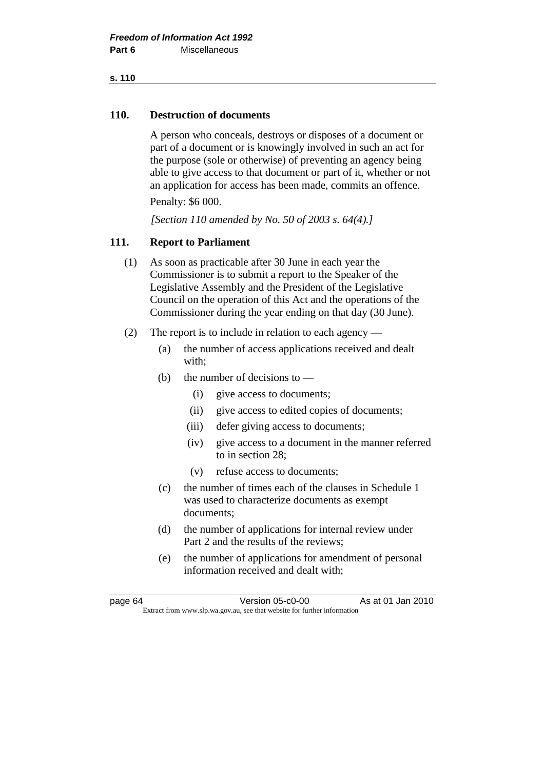## 110. Destruction of documents

A person who conceals, destroys or disposes of a document or part of a document or is knowingly involved in such an act for the purpose (sole or otherwise) of preventing an agency being able to give access to that document or part of it, whether or not an application for access has been made, commits an offence.

Penalty: $6 000.

*[Section 110 amended by No. 50 of 2003 s. 64(4).]*

## 111. Report to Parliament

(1) As soon as practicable after 30 June in each year the Commissioner is to submit a report to the Speaker of the Legislative Assembly and the President of the Legislative Council on the operation of this Act and the operations of the Commissioner during the year ending on that day (30 June).

(2) The report is to include in relation to each agency —

- (a) the number of access applications received and dealt with;
- (b) the number of decisions to —
  - (i) give access to documents;
  - (ii) give access to edited copies of documents;
  - (iii) defer giving access to documents;
  - (iv) give access to a document in the manner referred to in section 28;
  - (v) refuse access to documents;
- (c) the number of times each of the clauses in Schedule 1 was used to characterize documents as exempt documents;
- (d) the number of applications for internal review under Part 2 and the results of the reviews;
- (e) the number of applications for amendment of personal information received and dealt with;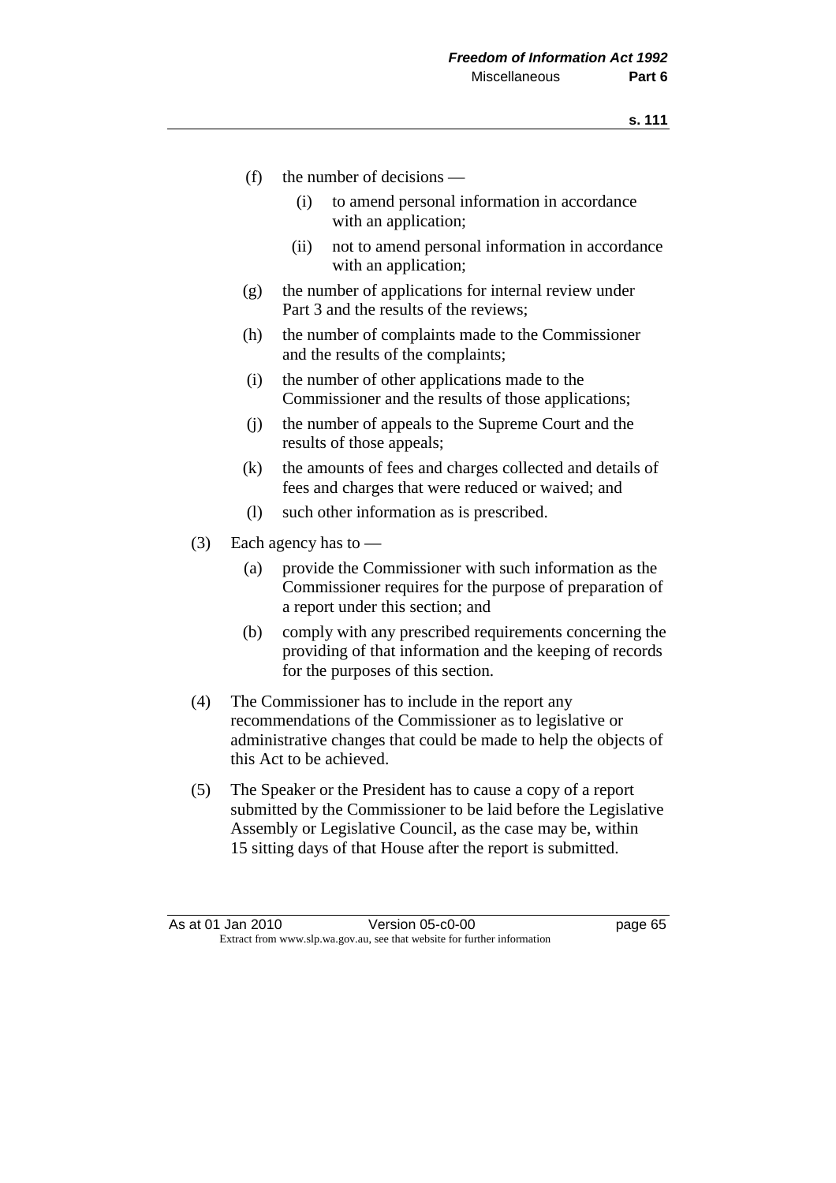(f) the number of decisions —

(i) to amend personal information in accordance with an application;

(ii) not to amend personal information in accordance with an application;

(g) the number of applications for internal review under Part 3 and the results of the reviews;

(h) the number of complaints made to the Commissioner and the results of the complaints;

(i) the number of other applications made to the Commissioner and the results of those applications;

(j) the number of appeals to the Supreme Court and the results of those appeals;

(k) the amounts of fees and charges collected and details of fees and charges that were reduced or waived; and

(l) such other information as is prescribed.

(3) Each agency has to —

(a) provide the Commissioner with such information as the Commissioner requires for the purpose of preparation of a report under this section; and

(b) comply with any prescribed requirements concerning the providing of that information and the keeping of records for the purposes of this section.

(4) The Commissioner has to include in the report any recommendations of the Commissioner as to legislative or administrative changes that could be made to help the objects of this Act to be achieved.

(5) The Speaker or the President has to cause a copy of a report submitted by the Commissioner to be laid before the Legislative Assembly or Legislative Council, as the case may be, within 15 sitting days of that House after the report is submitted.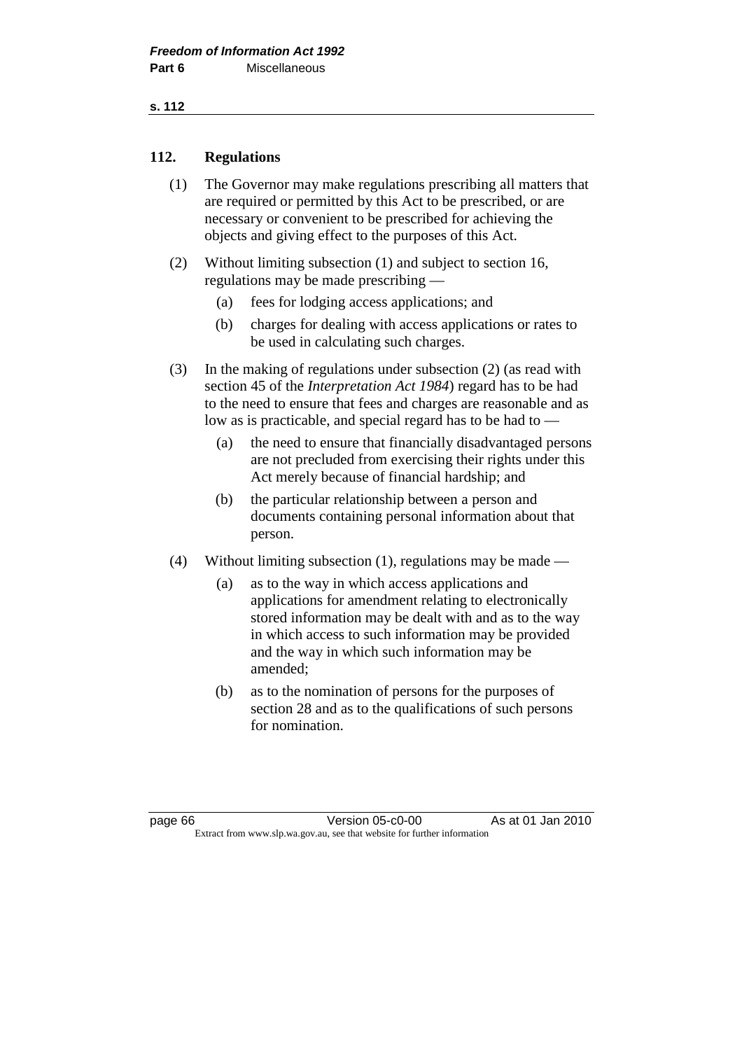## 112. Regulations

(1) The Governor may make regulations prescribing all matters that are required or permitted by this Act to be prescribed, or are necessary or convenient to be prescribed for achieving the objects and giving effect to the purposes of this Act.

(2) Without limiting subsection (1) and subject to section 16, regulations may be made prescribing —

- (a) fees for lodging access applications; and
- (b) charges for dealing with access applications or rates to be used in calculating such charges.

(3) In the making of regulations under subsection (2) (as read with section 45 of the *Interpretation Act 1984*) regard has to be had to the need to ensure that fees and charges are reasonable and as low as is practicable, and special regard has to be had to —

- (a) the need to ensure that financially disadvantaged persons are not precluded from exercising their rights under this Act merely because of financial hardship; and
- (b) the particular relationship between a person and documents containing personal information about that person.

(4) Without limiting subsection (1), regulations may be made —

- (a) as to the way in which access applications and applications for amendment relating to electronically stored information may be dealt with and as to the way in which access to such information may be provided and the way in which such information may be amended;
- (b) as to the nomination of persons for the purposes of section 28 and as to the qualifications of such persons for nomination.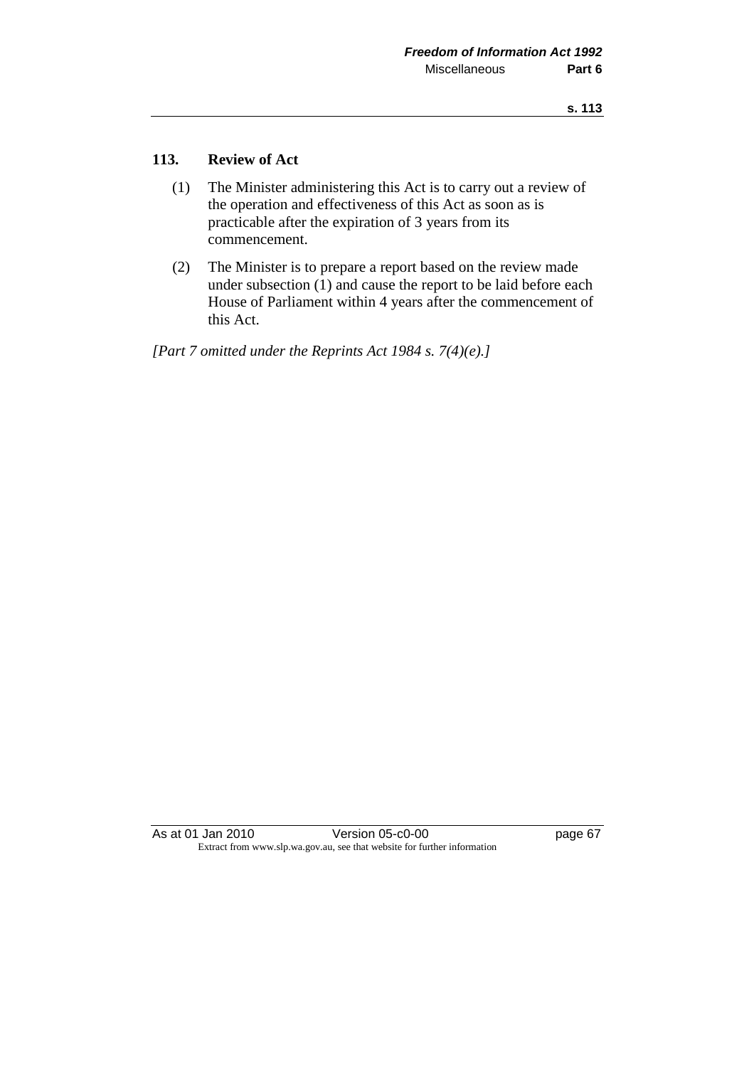## 113. Review of Act

(1) The Minister administering this Act is to carry out a review of the operation and effectiveness of this Act as soon as is practicable after the expiration of 3 years from its commencement.

(2) The Minister is to prepare a report based on the review made under subsection (1) and cause the report to be laid before each House of Parliament within 4 years after the commencement of this Act.

*[Part 7 omitted under the Reprints Act 1984 s. 7(4)(e).]*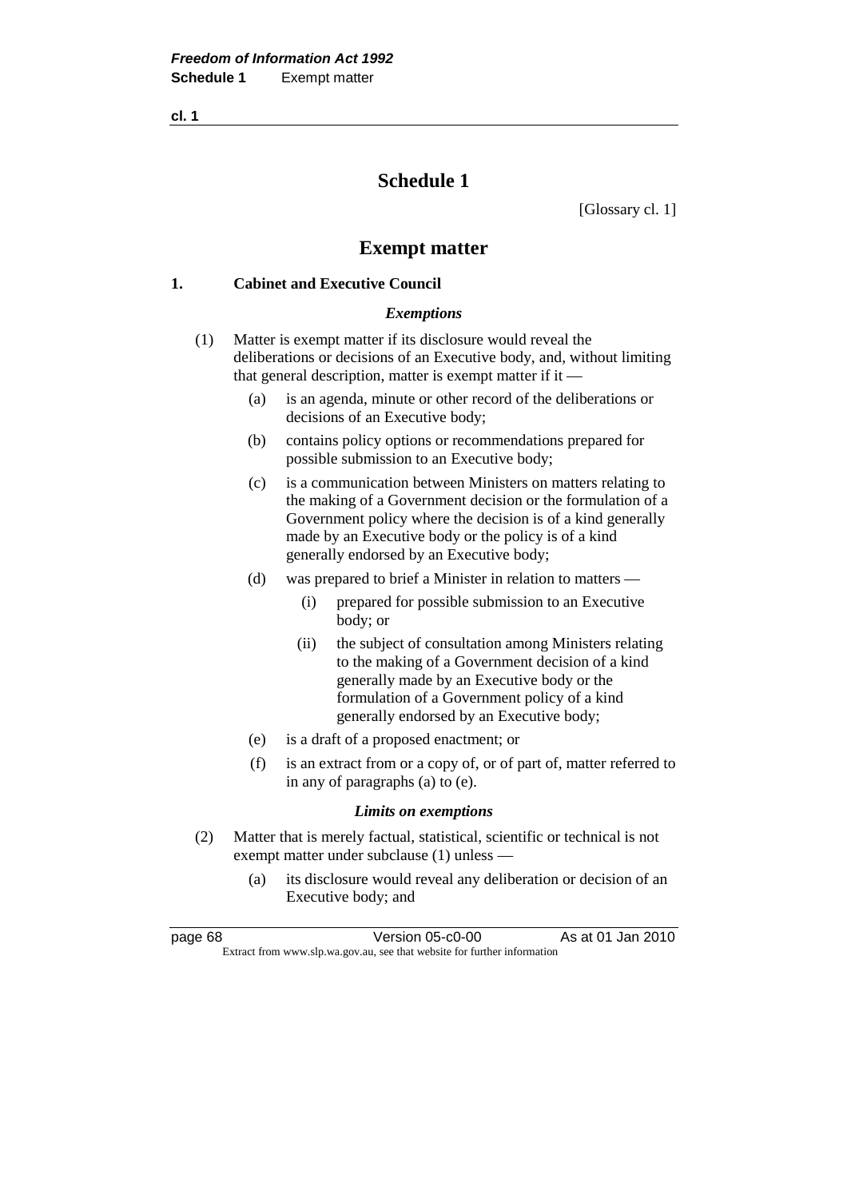# Schedule 1

[Glossary cl. 1]

## Exempt matter

### 1. Cabinet and Executive Council

*Exemptions*

(1) Matter is exempt matter if its disclosure would reveal the deliberations or decisions of an Executive body, and, without limiting that general description, matter is exempt matter if it —

- (a) is an agenda, minute or other record of the deliberations or decisions of an Executive body;
- (b) contains policy options or recommendations prepared for possible submission to an Executive body;
- (c) is a communication between Ministers on matters relating to the making of a Government decision or the formulation of a Government policy where the decision is of a kind generally made by an Executive body or the policy is of a kind generally endorsed by an Executive body;
- (d) was prepared to brief a Minister in relation to matters —
  - (i) prepared for possible submission to an Executive body; or
  - (ii) the subject of consultation among Ministers relating to the making of a Government decision of a kind generally made by an Executive body or the formulation of a Government policy of a kind generally endorsed by an Executive body;
- (e) is a draft of a proposed enactment; or
- (f) is an extract from or a copy of, or of part of, matter referred to in any of paragraphs (a) to (e).

*Limits on exemptions*

(2) Matter that is merely factual, statistical, scientific or technical is not exempt matter under subclause (1) unless —

- (a) its disclosure would reveal any deliberation or decision of an Executive body; and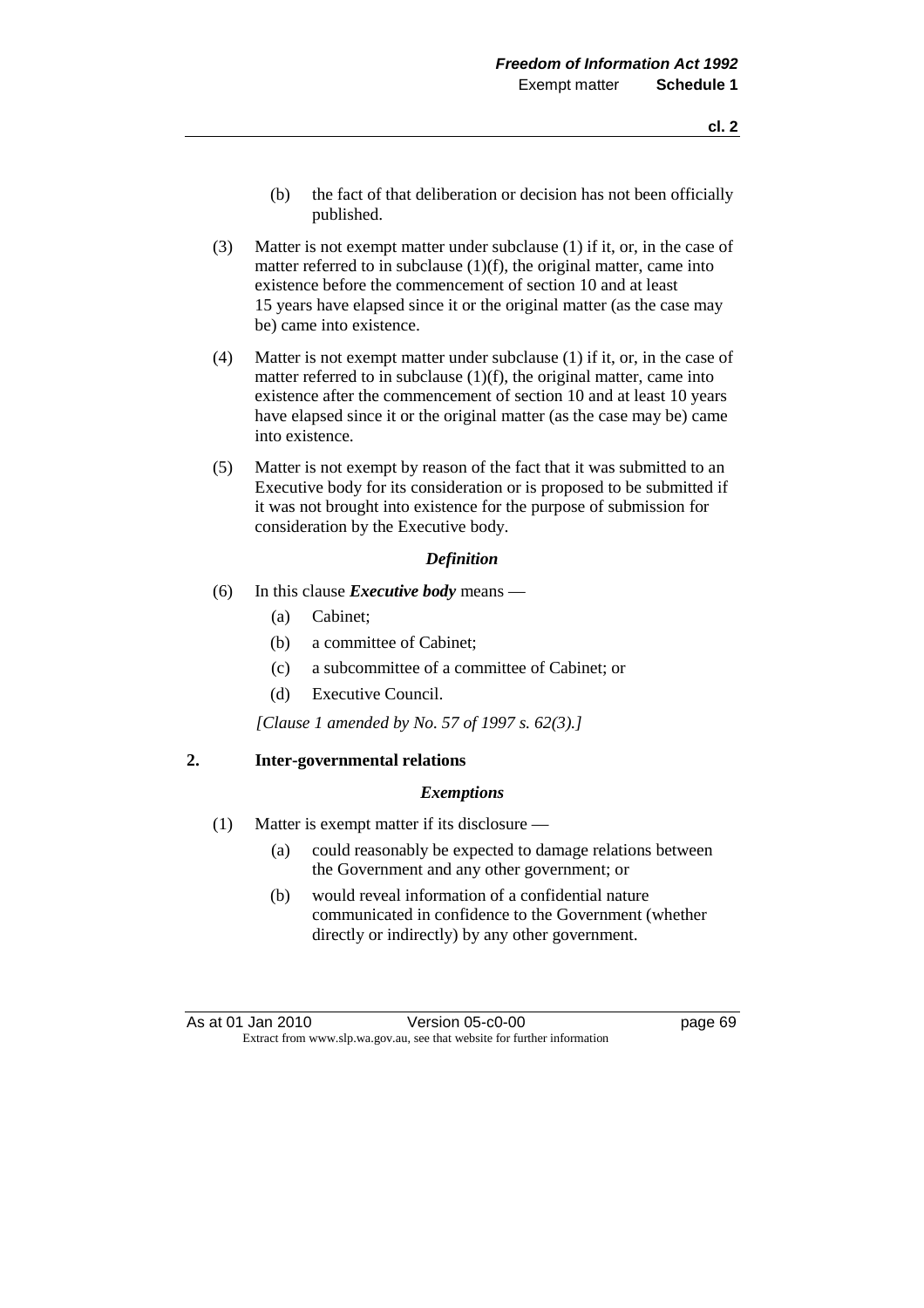(b) the fact of that deliberation or decision has not been officially published.

(3) Matter is not exempt matter under subclause (1) if it, or, in the case of matter referred to in subclause (1)(f), the original matter, came into existence before the commencement of section 10 and at least 15 years have elapsed since it or the original matter (as the case may be) came into existence.

(4) Matter is not exempt matter under subclause (1) if it, or, in the case of matter referred to in subclause (1)(f), the original matter, came into existence after the commencement of section 10 and at least 10 years have elapsed since it or the original matter (as the case may be) came into existence.

(5) Matter is not exempt by reason of the fact that it was submitted to an Executive body for its consideration or is proposed to be submitted if it was not brought into existence for the purpose of submission for consideration by the Executive body.

*Definition*

(6) In this clause ***Executive body*** means —

(a) Cabinet;

(b) a committee of Cabinet;

(c) a subcommittee of a committee of Cabinet; or

(d) Executive Council.

*[Clause 1 amended by No. 57 of 1997 s. 62(3).]*

## 2. Inter-governmental relations

*Exemptions*

(1) Matter is exempt matter if its disclosure —

(a) could reasonably be expected to damage relations between the Government and any other government; or

(b) would reveal information of a confidential nature communicated in confidence to the Government (whether directly or indirectly) by any other government.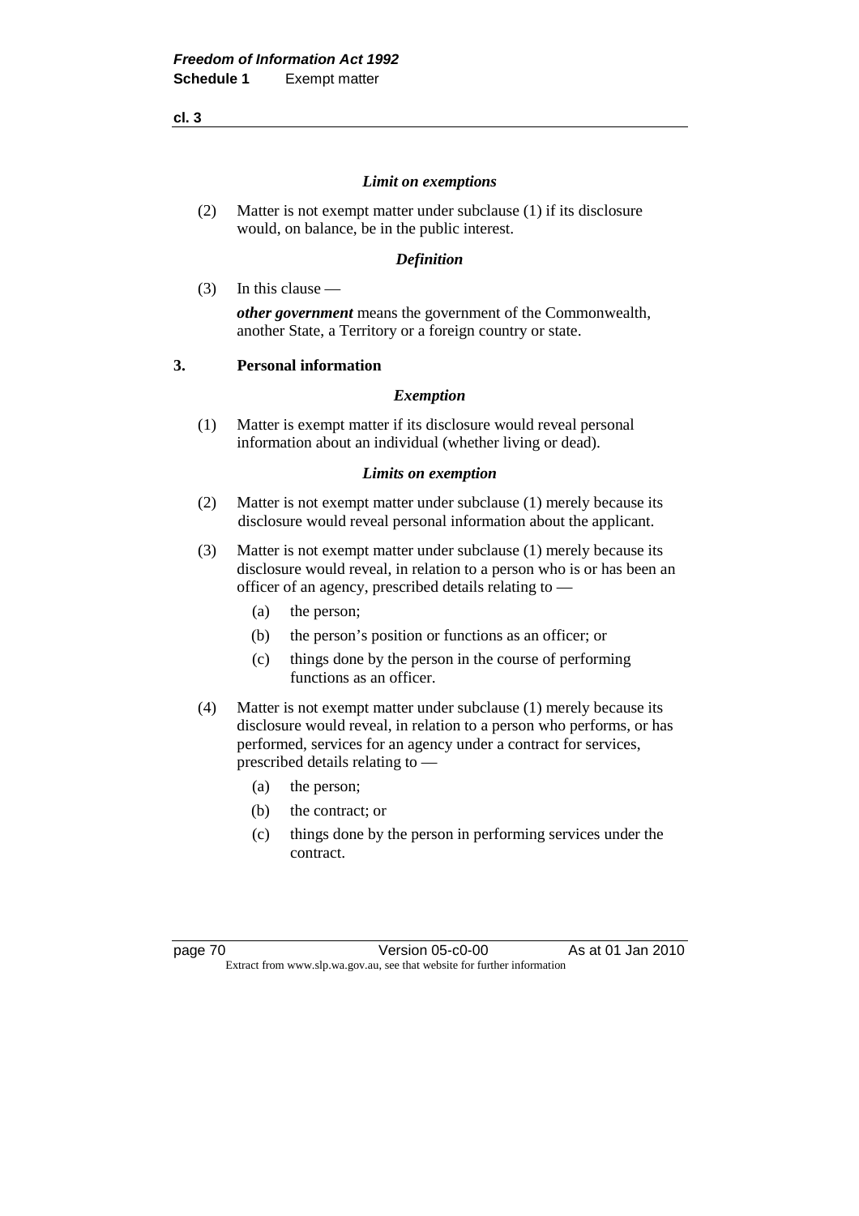*Limit on exemptions*

(2) Matter is not exempt matter under subclause (1) if its disclosure would, on balance, be in the public interest.

*Definition*

(3) In this clause —

***other government*** means the government of the Commonwealth, another State, a Territory or a foreign country or state.

## 3. Personal information

*Exemption*

(1) Matter is exempt matter if its disclosure would reveal personal information about an individual (whether living or dead).

*Limits on exemption*

(2) Matter is not exempt matter under subclause (1) merely because its disclosure would reveal personal information about the applicant.

(3) Matter is not exempt matter under subclause (1) merely because its disclosure would reveal, in relation to a person who is or has been an officer of an agency, prescribed details relating to —

- (a) the person;
- (b) the person's position or functions as an officer; or
- (c) things done by the person in the course of performing functions as an officer.

(4) Matter is not exempt matter under subclause (1) merely because its disclosure would reveal, in relation to a person who performs, or has performed, services for an agency under a contract for services, prescribed details relating to —

- (a) the person;
- (b) the contract; or
- (c) things done by the person in performing services under the contract.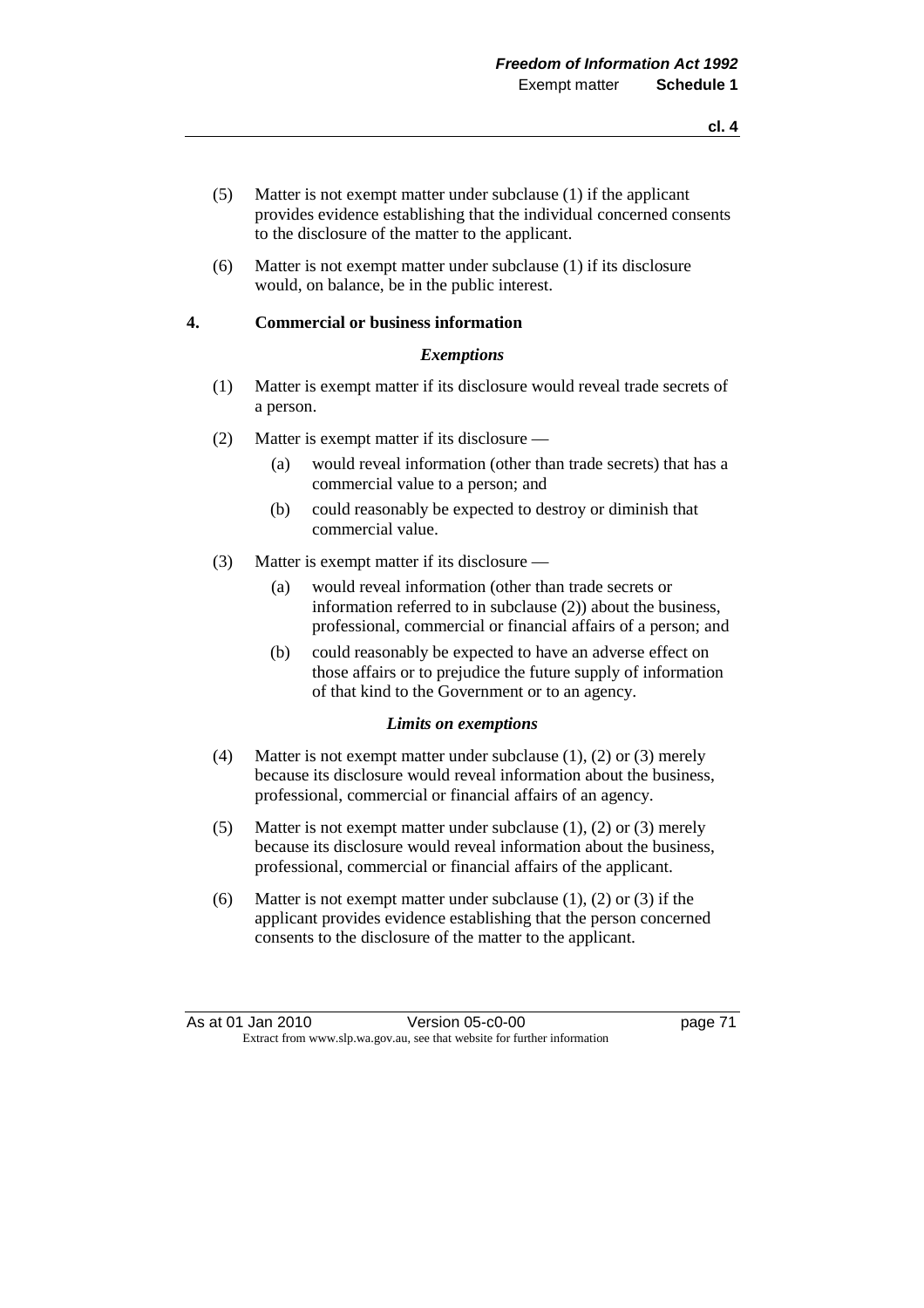(5) Matter is not exempt matter under subclause (1) if the applicant provides evidence establishing that the individual concerned consents to the disclosure of the matter to the applicant.

(6) Matter is not exempt matter under subclause (1) if its disclosure would, on balance, be in the public interest.

## 4. Commercial or business information

### *Exemptions*

(1) Matter is exempt matter if its disclosure would reveal trade secrets of a person.

(2) Matter is exempt matter if its disclosure —

- (a) would reveal information (other than trade secrets) that has a commercial value to a person; and
- (b) could reasonably be expected to destroy or diminish that commercial value.

(3) Matter is exempt matter if its disclosure —

- (a) would reveal information (other than trade secrets or information referred to in subclause (2)) about the business, professional, commercial or financial affairs of a person; and
- (b) could reasonably be expected to have an adverse effect on those affairs or to prejudice the future supply of information of that kind to the Government or to an agency.

### *Limits on exemptions*

(4) Matter is not exempt matter under subclause (1), (2) or (3) merely because its disclosure would reveal information about the business, professional, commercial or financial affairs of an agency.

(5) Matter is not exempt matter under subclause (1), (2) or (3) merely because its disclosure would reveal information about the business, professional, commercial or financial affairs of the applicant.

(6) Matter is not exempt matter under subclause (1), (2) or (3) if the applicant provides evidence establishing that the person concerned consents to the disclosure of the matter to the applicant.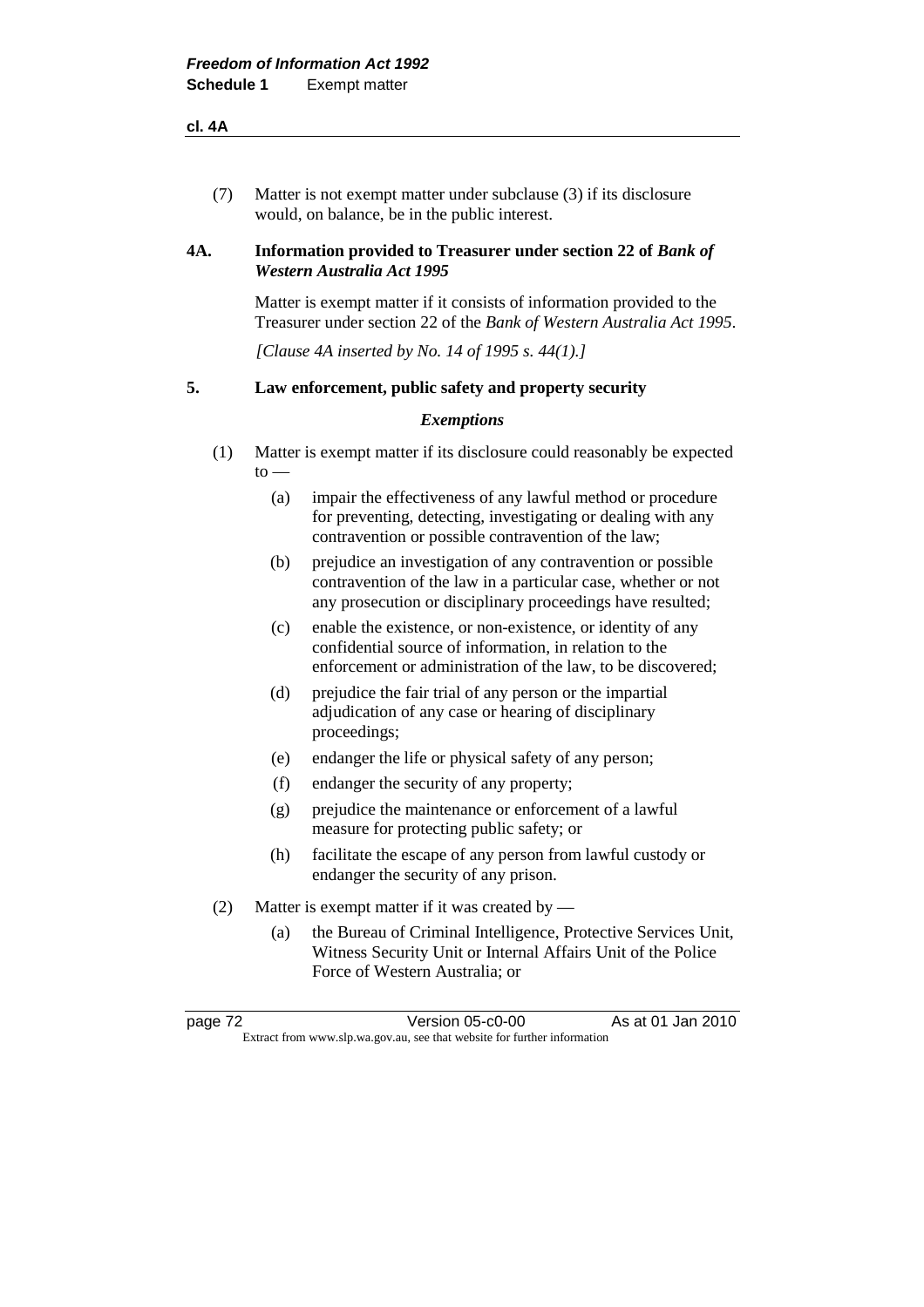(7) Matter is not exempt matter under subclause (3) if its disclosure would, on balance, be in the public interest.

### 4A. Information provided to Treasurer under section 22 of *Bank of Western Australia Act 1995*

Matter is exempt matter if it consists of information provided to the Treasurer under section 22 of the *Bank of Western Australia Act 1995*.

*[Clause 4A inserted by No. 14 of 1995 s. 44(1).]*

### 5. Law enforcement, public safety and property security

***Exemptions***

(1) Matter is exempt matter if its disclosure could reasonably be expected to —

(a) impair the effectiveness of any lawful method or procedure for preventing, detecting, investigating or dealing with any contravention or possible contravention of the law;

(b) prejudice an investigation of any contravention or possible contravention of the law in a particular case, whether or not any prosecution or disciplinary proceedings have resulted;

(c) enable the existence, or non-existence, or identity of any confidential source of information, in relation to the enforcement or administration of the law, to be discovered;

(d) prejudice the fair trial of any person or the impartial adjudication of any case or hearing of disciplinary proceedings;

(e) endanger the life or physical safety of any person;

(f) endanger the security of any property;

(g) prejudice the maintenance or enforcement of a lawful measure for protecting public safety; or

(h) facilitate the escape of any person from lawful custody or endanger the security of any prison.

(2) Matter is exempt matter if it was created by —

(a) the Bureau of Criminal Intelligence, Protective Services Unit, Witness Security Unit or Internal Affairs Unit of the Police Force of Western Australia; or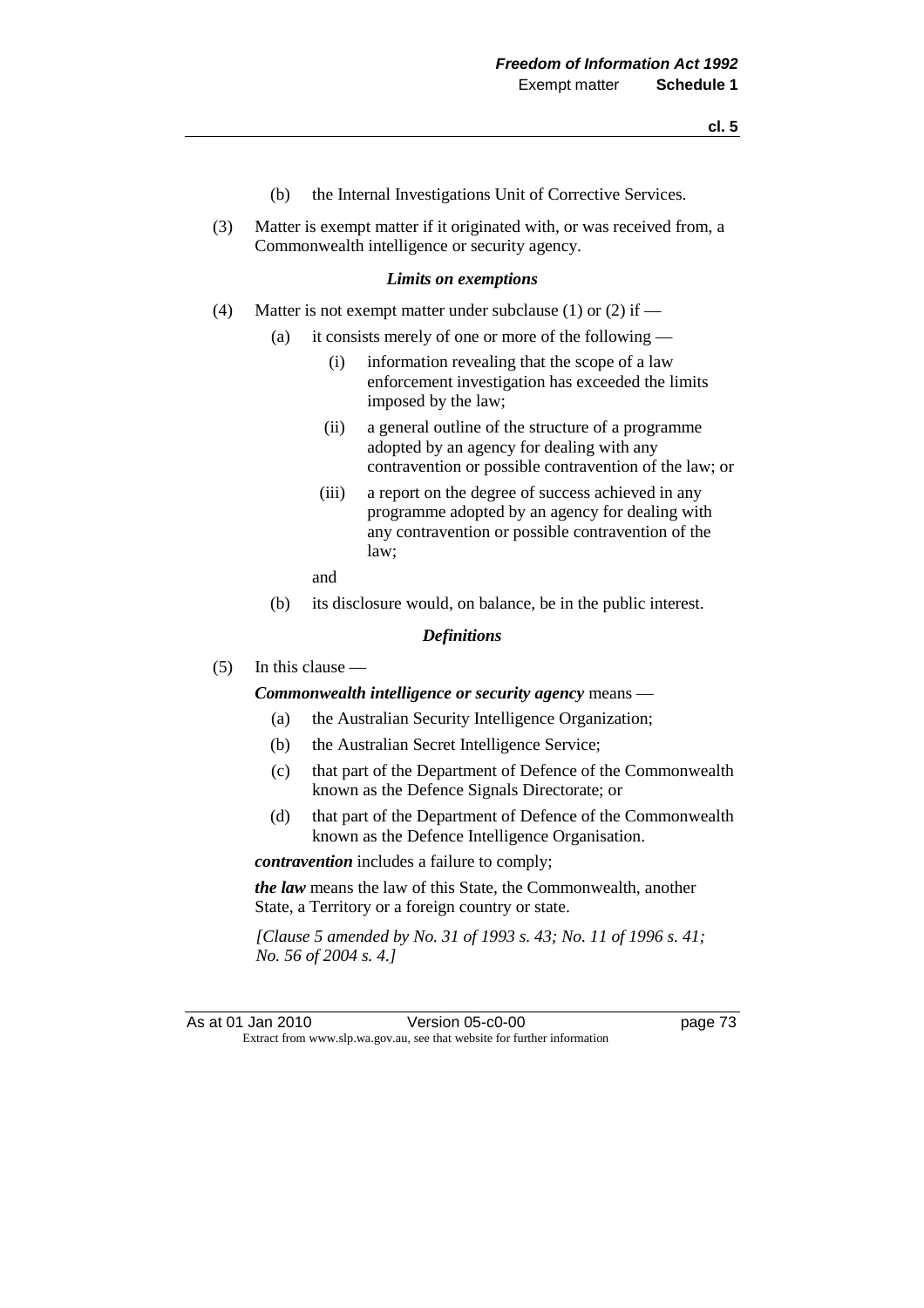(b) the Internal Investigations Unit of Corrective Services.

(3) Matter is exempt matter if it originated with, or was received from, a Commonwealth intelligence or security agency.

*Limits on exemptions*

(4) Matter is not exempt matter under subclause (1) or (2) if —

(a) it consists merely of one or more of the following —

(i) information revealing that the scope of a law enforcement investigation has exceeded the limits imposed by the law;

(ii) a general outline of the structure of a programme adopted by an agency for dealing with any contravention or possible contravention of the law; or

(iii) a report on the degree of success achieved in any programme adopted by an agency for dealing with any contravention or possible contravention of the law;

and

(b) its disclosure would, on balance, be in the public interest.

*Definitions*

(5) In this clause —

***Commonwealth intelligence or security agency*** means —

(a) the Australian Security Intelligence Organization;

(b) the Australian Secret Intelligence Service;

(c) that part of the Department of Defence of the Commonwealth known as the Defence Signals Directorate; or

(d) that part of the Department of Defence of the Commonwealth known as the Defence Intelligence Organisation.

***contravention*** includes a failure to comply;

***the law*** means the law of this State, the Commonwealth, another State, a Territory or a foreign country or state.

*[Clause 5 amended by No. 31 of 1993 s. 43; No. 11 of 1996 s. 41; No. 56 of 2004 s. 4.]*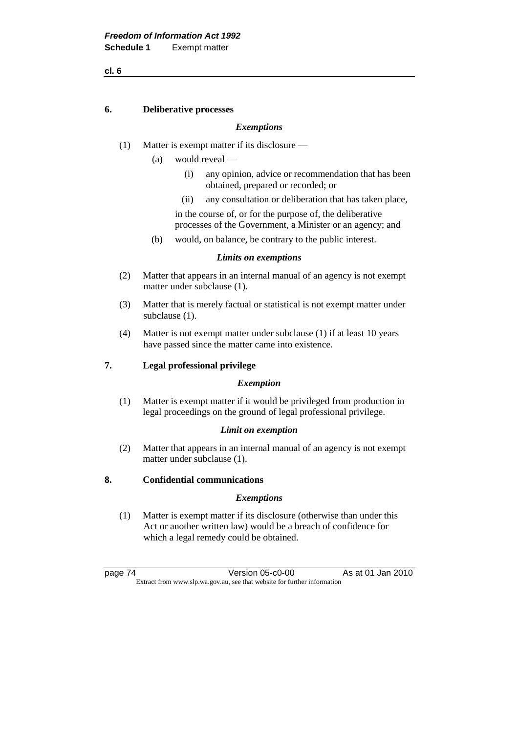## 6. Deliberative processes

*Exemptions*

(1) Matter is exempt matter if its disclosure —

   (a) would reveal —

      (i) any opinion, advice or recommendation that has been obtained, prepared or recorded; or

      (ii) any consultation or deliberation that has taken place,

   in the course of, or for the purpose of, the deliberative processes of the Government, a Minister or an agency; and

   (b) would, on balance, be contrary to the public interest.

*Limits on exemptions*

(2) Matter that appears in an internal manual of an agency is not exempt matter under subclause (1).

(3) Matter that is merely factual or statistical is not exempt matter under subclause (1).

(4) Matter is not exempt matter under subclause (1) if at least 10 years have passed since the matter came into existence.

## 7. Legal professional privilege

*Exemption*

(1) Matter is exempt matter if it would be privileged from production in legal proceedings on the ground of legal professional privilege.

*Limit on exemption*

(2) Matter that appears in an internal manual of an agency is not exempt matter under subclause (1).

## 8. Confidential communications

*Exemptions*

(1) Matter is exempt matter if its disclosure (otherwise than under this Act or another written law) would be a breach of confidence for which a legal remedy could be obtained.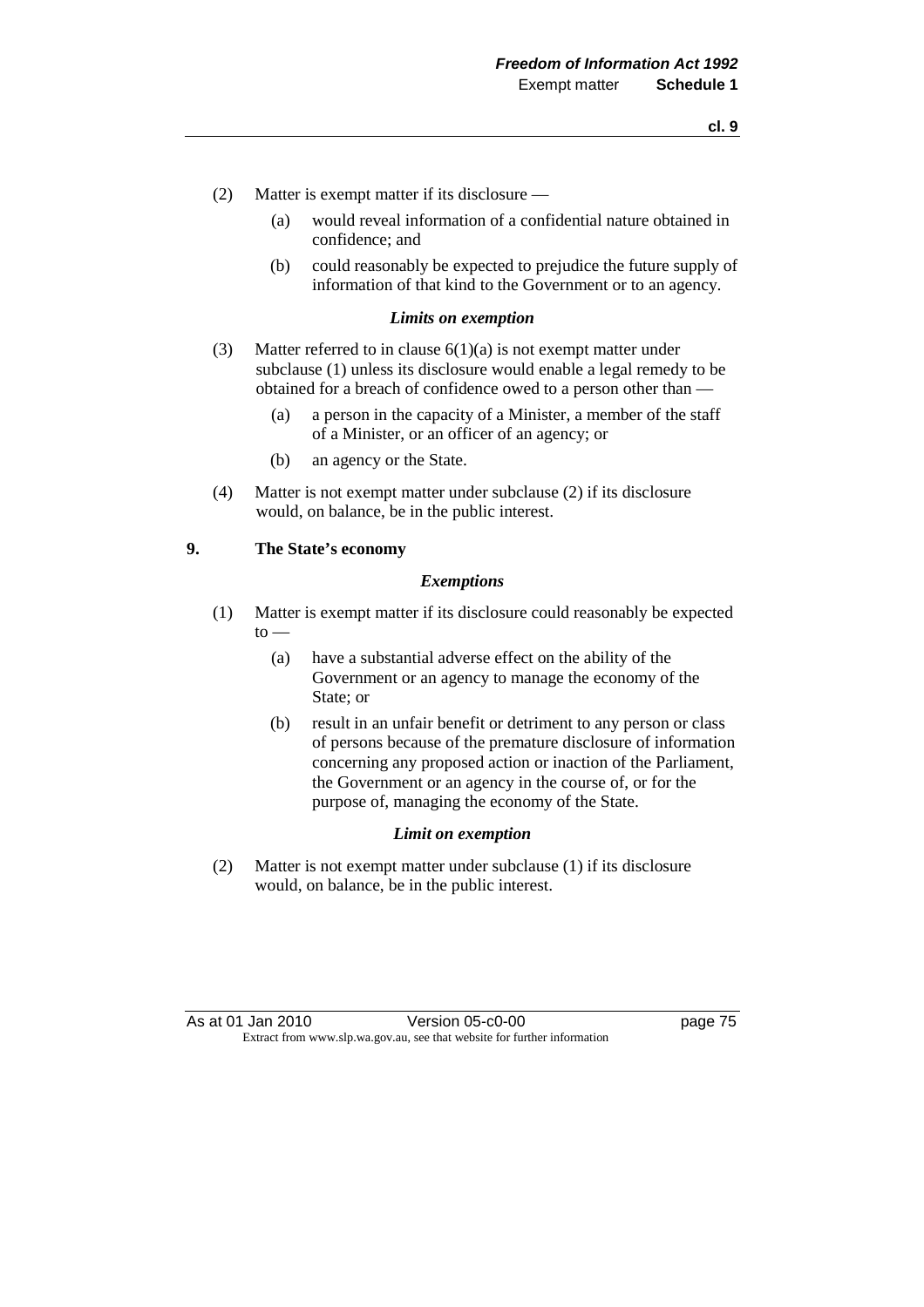(2) Matter is exempt matter if its disclosure —

(a) would reveal information of a confidential nature obtained in confidence; and

(b) could reasonably be expected to prejudice the future supply of information of that kind to the Government or to an agency.

*Limits on exemption*

(3) Matter referred to in clause 6(1)(a) is not exempt matter under subclause (1) unless its disclosure would enable a legal remedy to be obtained for a breach of confidence owed to a person other than —

(a) a person in the capacity of a Minister, a member of the staff of a Minister, or an officer of an agency; or

(b) an agency or the State.

(4) Matter is not exempt matter under subclause (2) if its disclosure would, on balance, be in the public interest.

**9. The State's economy**

*Exemptions*

(1) Matter is exempt matter if its disclosure could reasonably be expected to —

(a) have a substantial adverse effect on the ability of the Government or an agency to manage the economy of the State; or

(b) result in an unfair benefit or detriment to any person or class of persons because of the premature disclosure of information concerning any proposed action or inaction of the Parliament, the Government or an agency in the course of, or for the purpose of, managing the economy of the State.

*Limit on exemption*

(2) Matter is not exempt matter under subclause (1) if its disclosure would, on balance, be in the public interest.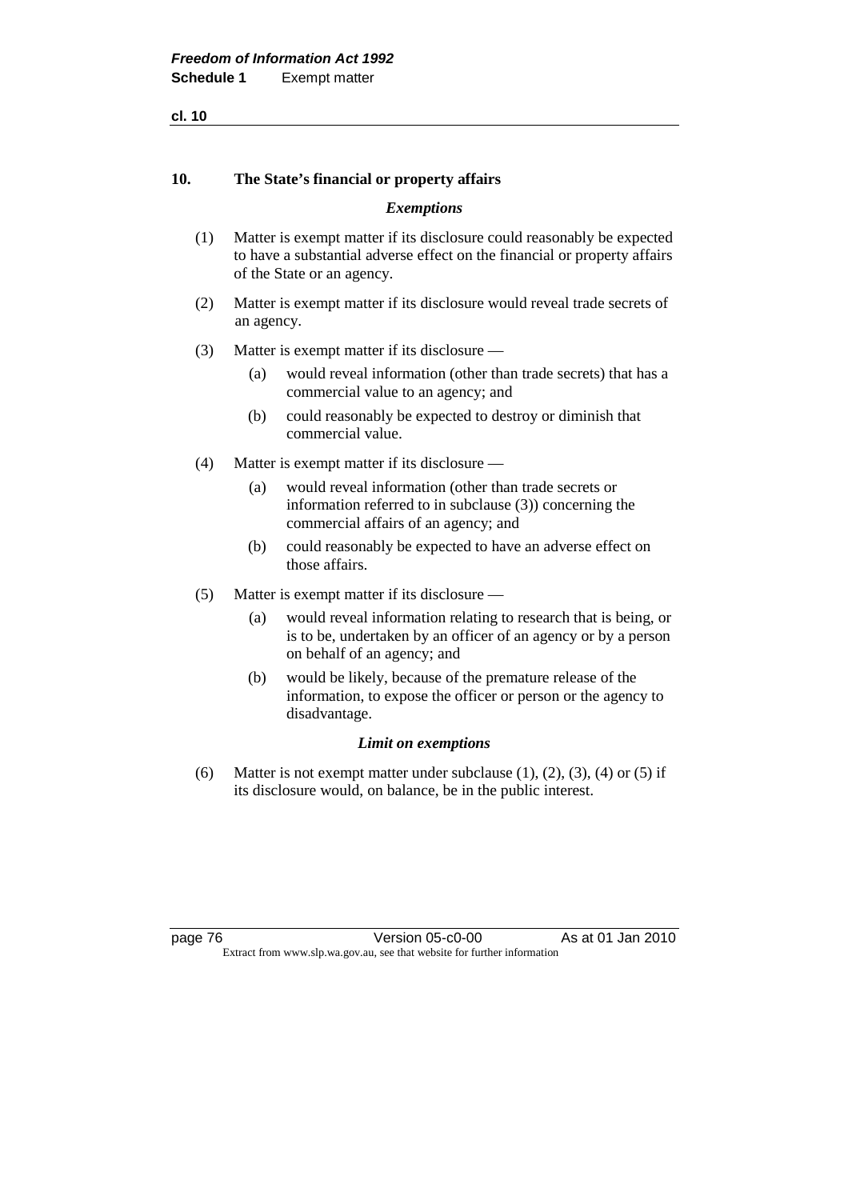## 10. The State's financial or property affairs

### *Exemptions*

(1) Matter is exempt matter if its disclosure could reasonably be expected to have a substantial adverse effect on the financial or property affairs of the State or an agency.

(2) Matter is exempt matter if its disclosure would reveal trade secrets of an agency.

(3) Matter is exempt matter if its disclosure —

- (a) would reveal information (other than trade secrets) that has a commercial value to an agency; and
- (b) could reasonably be expected to destroy or diminish that commercial value.

(4) Matter is exempt matter if its disclosure —

- (a) would reveal information (other than trade secrets or information referred to in subclause (3)) concerning the commercial affairs of an agency; and
- (b) could reasonably be expected to have an adverse effect on those affairs.

(5) Matter is exempt matter if its disclosure —

- (a) would reveal information relating to research that is being, or is to be, undertaken by an officer of an agency or by a person on behalf of an agency; and
- (b) would be likely, because of the premature release of the information, to expose the officer or person or the agency to disadvantage.

### *Limit on exemptions*

(6) Matter is not exempt matter under subclause (1), (2), (3), (4) or (5) if its disclosure would, on balance, be in the public interest.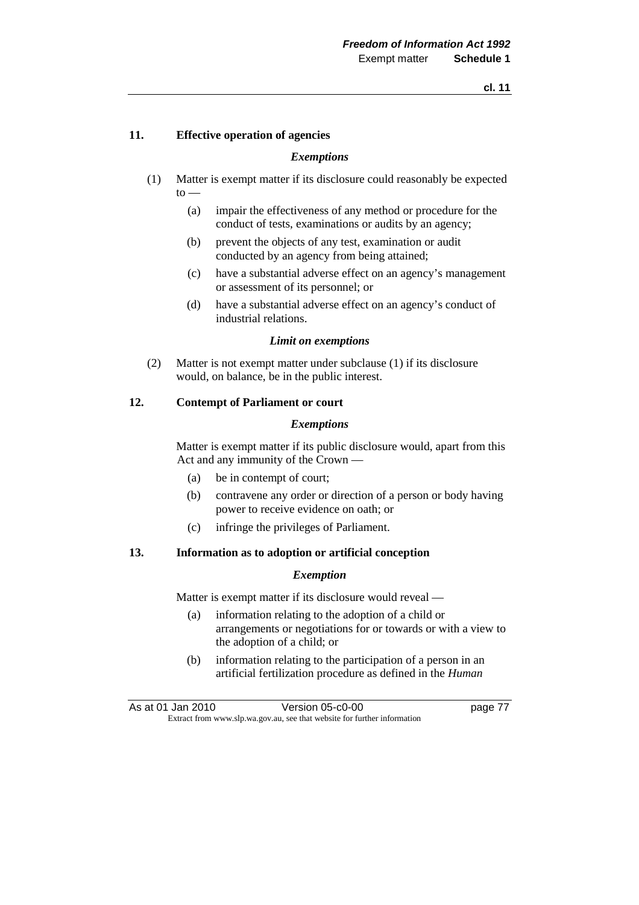## 11. Effective operation of agencies

***Exemptions***

(1) Matter is exempt matter if its disclosure could reasonably be expected to —

(a) impair the effectiveness of any method or procedure for the conduct of tests, examinations or audits by an agency;

(b) prevent the objects of any test, examination or audit conducted by an agency from being attained;

(c) have a substantial adverse effect on an agency's management or assessment of its personnel; or

(d) have a substantial adverse effect on an agency's conduct of industrial relations.

***Limit on exemptions***

(2) Matter is not exempt matter under subclause (1) if its disclosure would, on balance, be in the public interest.

## 12. Contempt of Parliament or court

***Exemptions***

Matter is exempt matter if its public disclosure would, apart from this Act and any immunity of the Crown —

(a) be in contempt of court;

(b) contravene any order or direction of a person or body having power to receive evidence on oath; or

(c) infringe the privileges of Parliament.

## 13. Information as to adoption or artificial conception

***Exemption***

Matter is exempt matter if its disclosure would reveal —

(a) information relating to the adoption of a child or arrangements or negotiations for or towards or with a view to the adoption of a child; or

(b) information relating to the participation of a person in an artificial fertilization procedure as defined in the *Human*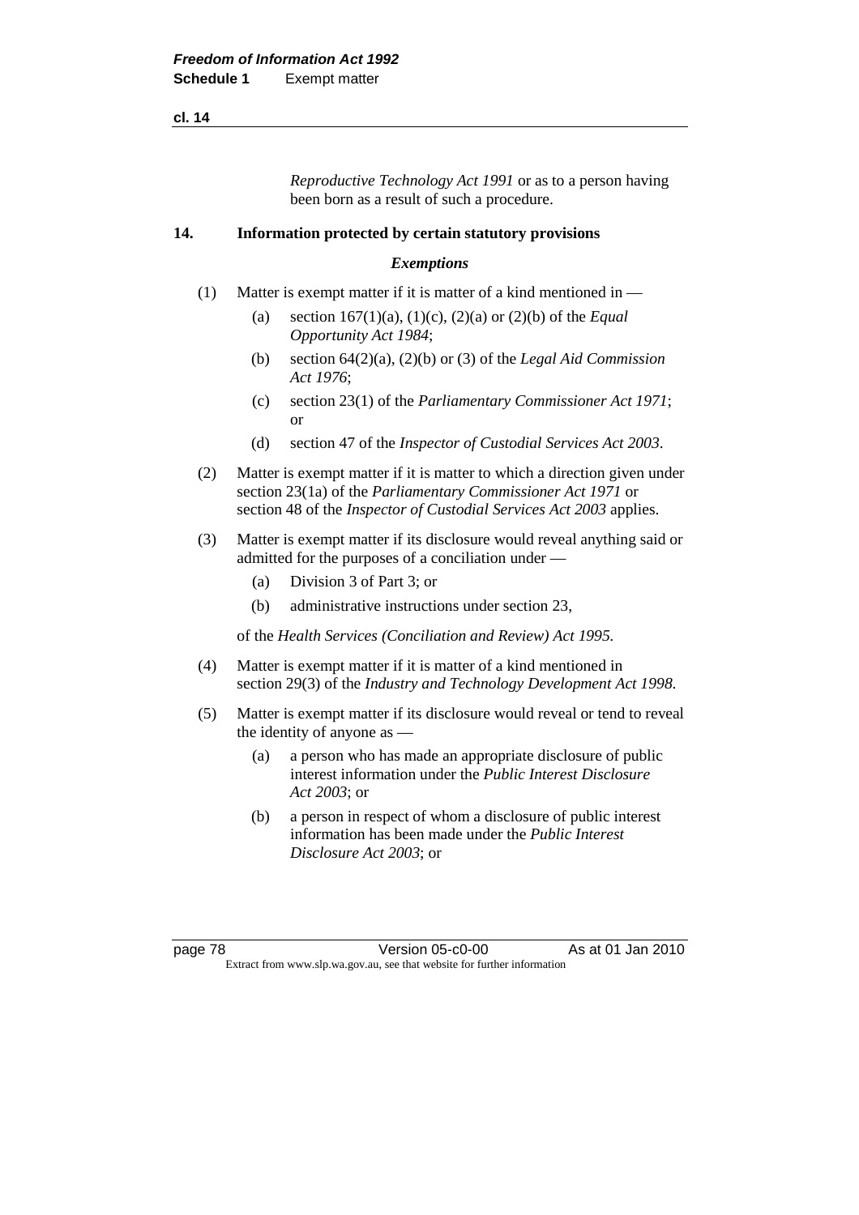*Reproductive Technology Act 1991* or as to a person having been born as a result of such a procedure.

### 14. Information protected by certain statutory provisions

***Exemptions***

(1) Matter is exempt matter if it is matter of a kind mentioned in —

- (a) section 167(1)(a), (1)(c), (2)(a) or (2)(b) of the *Equal Opportunity Act 1984*;
- (b) section 64(2)(a), (2)(b) or (3) of the *Legal Aid Commission Act 1976*;
- (c) section 23(1) of the *Parliamentary Commissioner Act 1971*; or
- (d) section 47 of the *Inspector of Custodial Services Act 2003*.

(2) Matter is exempt matter if it is matter to which a direction given under section 23(1a) of the *Parliamentary Commissioner Act 1971* or section 48 of the *Inspector of Custodial Services Act 2003* applies.

(3) Matter is exempt matter if its disclosure would reveal anything said or admitted for the purposes of a conciliation under —

- (a) Division 3 of Part 3; or
- (b) administrative instructions under section 23,

of the *Health Services (Conciliation and Review) Act 1995.*

(4) Matter is exempt matter if it is matter of a kind mentioned in section 29(3) of the *Industry and Technology Development Act 1998.*

(5) Matter is exempt matter if its disclosure would reveal or tend to reveal the identity of anyone as —

- (a) a person who has made an appropriate disclosure of public interest information under the *Public Interest Disclosure Act 2003*; or
- (b) a person in respect of whom a disclosure of public interest information has been made under the *Public Interest Disclosure Act 2003*; or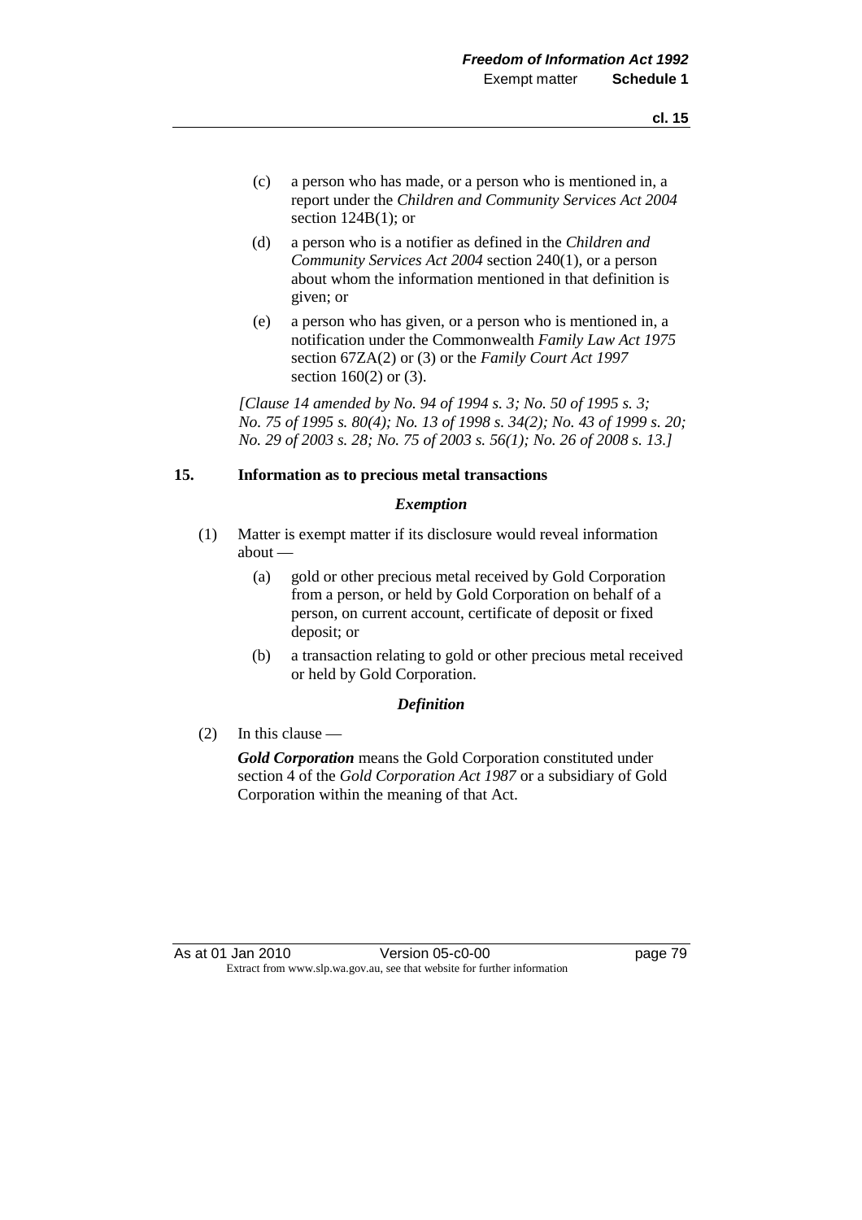(c) a person who has made, or a person who is mentioned in, a report under the *Children and Community Services Act 2004* section 124B(1); or

(d) a person who is a notifier as defined in the *Children and Community Services Act 2004* section 240(1), or a person about whom the information mentioned in that definition is given; or

(e) a person who has given, or a person who is mentioned in, a notification under the Commonwealth *Family Law Act 1975* section 67ZA(2) or (3) or the *Family Court Act 1997* section 160(2) or (3).

*[Clause 14 amended by No. 94 of 1994 s. 3; No. 50 of 1995 s. 3; No. 75 of 1995 s. 80(4); No. 13 of 1998 s. 34(2); No. 43 of 1999 s. 20; No. 29 of 2003 s. 28; No. 75 of 2003 s. 56(1); No. 26 of 2008 s. 13.]*

### 15. Information as to precious metal transactions

***Exemption***

(1) Matter is exempt matter if its disclosure would reveal information about —

(a) gold or other precious metal received by Gold Corporation from a person, or held by Gold Corporation on behalf of a person, on current account, certificate of deposit or fixed deposit; or

(b) a transaction relating to gold or other precious metal received or held by Gold Corporation.

***Definition***

(2) In this clause —

***Gold Corporation*** means the Gold Corporation constituted under section 4 of the *Gold Corporation Act 1987* or a subsidiary of Gold Corporation within the meaning of that Act.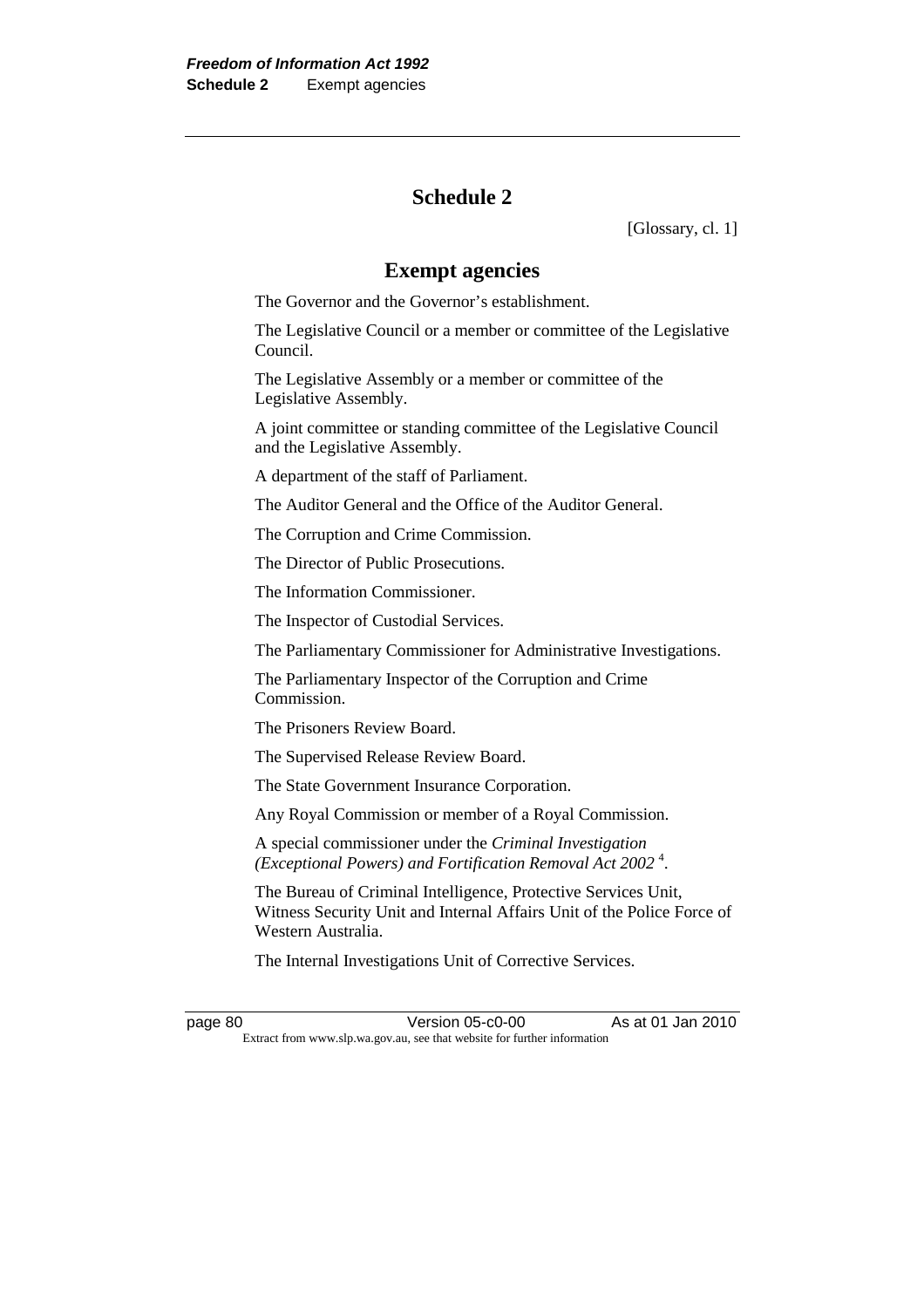# Schedule 2

[Glossary, cl. 1]

## Exempt agencies

The Governor and the Governor's establishment.

The Legislative Council or a member or committee of the Legislative Council.

The Legislative Assembly or a member or committee of the Legislative Assembly.

A joint committee or standing committee of the Legislative Council and the Legislative Assembly.

A department of the staff of Parliament.

The Auditor General and the Office of the Auditor General.

The Corruption and Crime Commission.

The Director of Public Prosecutions.

The Information Commissioner.

The Inspector of Custodial Services.

The Parliamentary Commissioner for Administrative Investigations.

The Parliamentary Inspector of the Corruption and Crime Commission.

The Prisoners Review Board.

The Supervised Release Review Board.

The State Government Insurance Corporation.

Any Royal Commission or member of a Royal Commission.

A special commissioner under the *Criminal Investigation (Exceptional Powers) and Fortification Removal Act 2002* [4].

The Bureau of Criminal Intelligence, Protective Services Unit, Witness Security Unit and Internal Affairs Unit of the Police Force of Western Australia.

The Internal Investigations Unit of Corrective Services.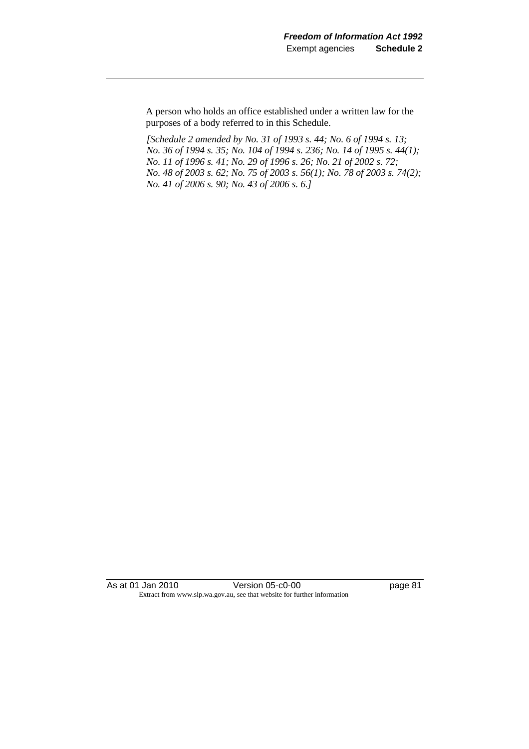A person who holds an office established under a written law for the purposes of a body referred to in this Schedule.

*[Schedule 2 amended by No. 31 of 1993 s. 44; No. 6 of 1994 s. 13; No. 36 of 1994 s. 35; No. 104 of 1994 s. 236; No. 14 of 1995 s. 44(1); No. 11 of 1996 s. 41; No. 29 of 1996 s. 26; No. 21 of 2002 s. 72; No. 48 of 2003 s. 62; No. 75 of 2003 s. 56(1); No. 78 of 2003 s. 74(2); No. 41 of 2006 s. 90; No. 43 of 2006 s. 6.]*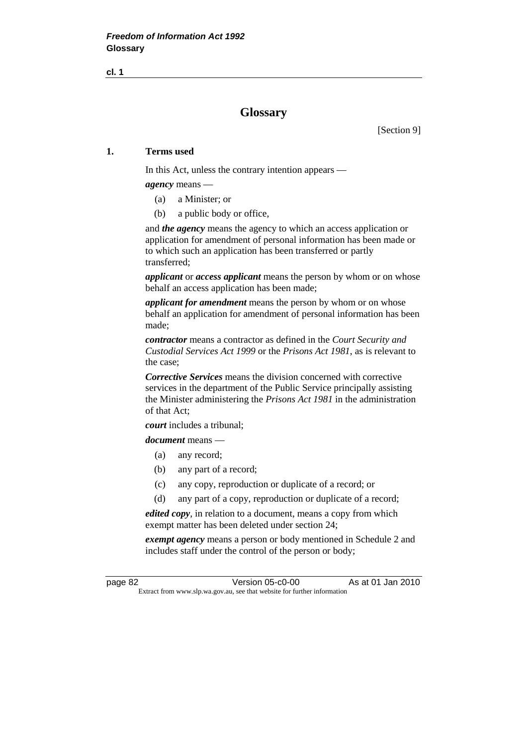# Glossary

[Section 9]

**1. Terms used**

In this Act, unless the contrary intention appears —

***agency*** means —

- (a) a Minister; or
- (b) a public body or office,

and ***the agency*** means the agency to which an access application or application for amendment of personal information has been made or to which such an application has been transferred or partly transferred;

***applicant*** or ***access applicant*** means the person by whom or on whose behalf an access application has been made;

***applicant for amendment*** means the person by whom or on whose behalf an application for amendment of personal information has been made;

***contractor*** means a contractor as defined in the *Court Security and Custodial Services Act 1999* or the *Prisons Act 1981*, as is relevant to the case;

***Corrective Services*** means the division concerned with corrective services in the department of the Public Service principally assisting the Minister administering the *Prisons Act 1981* in the administration of that Act;

***court*** includes a tribunal;

***document*** means —

- (a) any record;
- (b) any part of a record;
- (c) any copy, reproduction or duplicate of a record; or
- (d) any part of a copy, reproduction or duplicate of a record;

***edited copy***, in relation to a document, means a copy from which exempt matter has been deleted under section 24;

***exempt agency*** means a person or body mentioned in Schedule 2 and includes staff under the control of the person or body;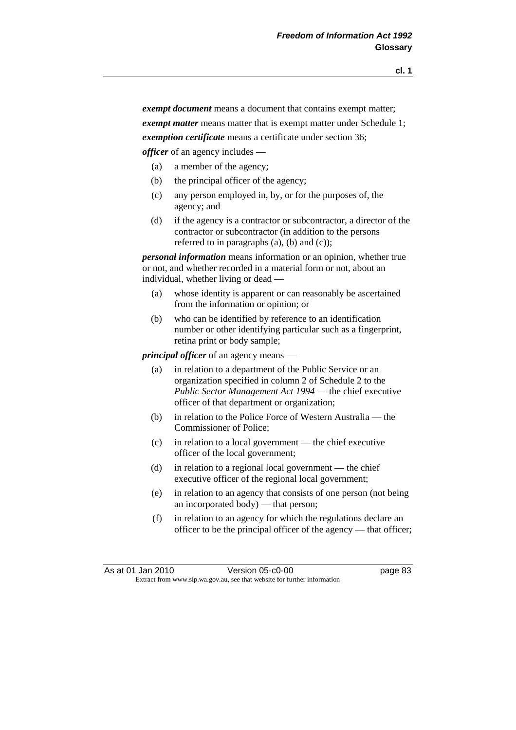***exempt document*** means a document that contains exempt matter;

***exempt matter*** means matter that is exempt matter under Schedule 1;

***exemption certificate*** means a certificate under section 36;

***officer*** of an agency includes —

- (a) a member of the agency;
- (b) the principal officer of the agency;
- (c) any person employed in, by, or for the purposes of, the agency; and
- (d) if the agency is a contractor or subcontractor, a director of the contractor or subcontractor (in addition to the persons referred to in paragraphs (a), (b) and (c));

***personal information*** means information or an opinion, whether true or not, and whether recorded in a material form or not, about an individual, whether living or dead —

- (a) whose identity is apparent or can reasonably be ascertained from the information or opinion; or
- (b) who can be identified by reference to an identification number or other identifying particular such as a fingerprint, retina print or body sample;

***principal officer*** of an agency means —

- (a) in relation to a department of the Public Service or an organization specified in column 2 of Schedule 2 to the *Public Sector Management Act 1994* — the chief executive officer of that department or organization;
- (b) in relation to the Police Force of Western Australia — the Commissioner of Police;
- (c) in relation to a local government — the chief executive officer of the local government;
- (d) in relation to a regional local government — the chief executive officer of the regional local government;
- (e) in relation to an agency that consists of one person (not being an incorporated body) — that person;
- (f) in relation to an agency for which the regulations declare an officer to be the principal officer of the agency — that officer;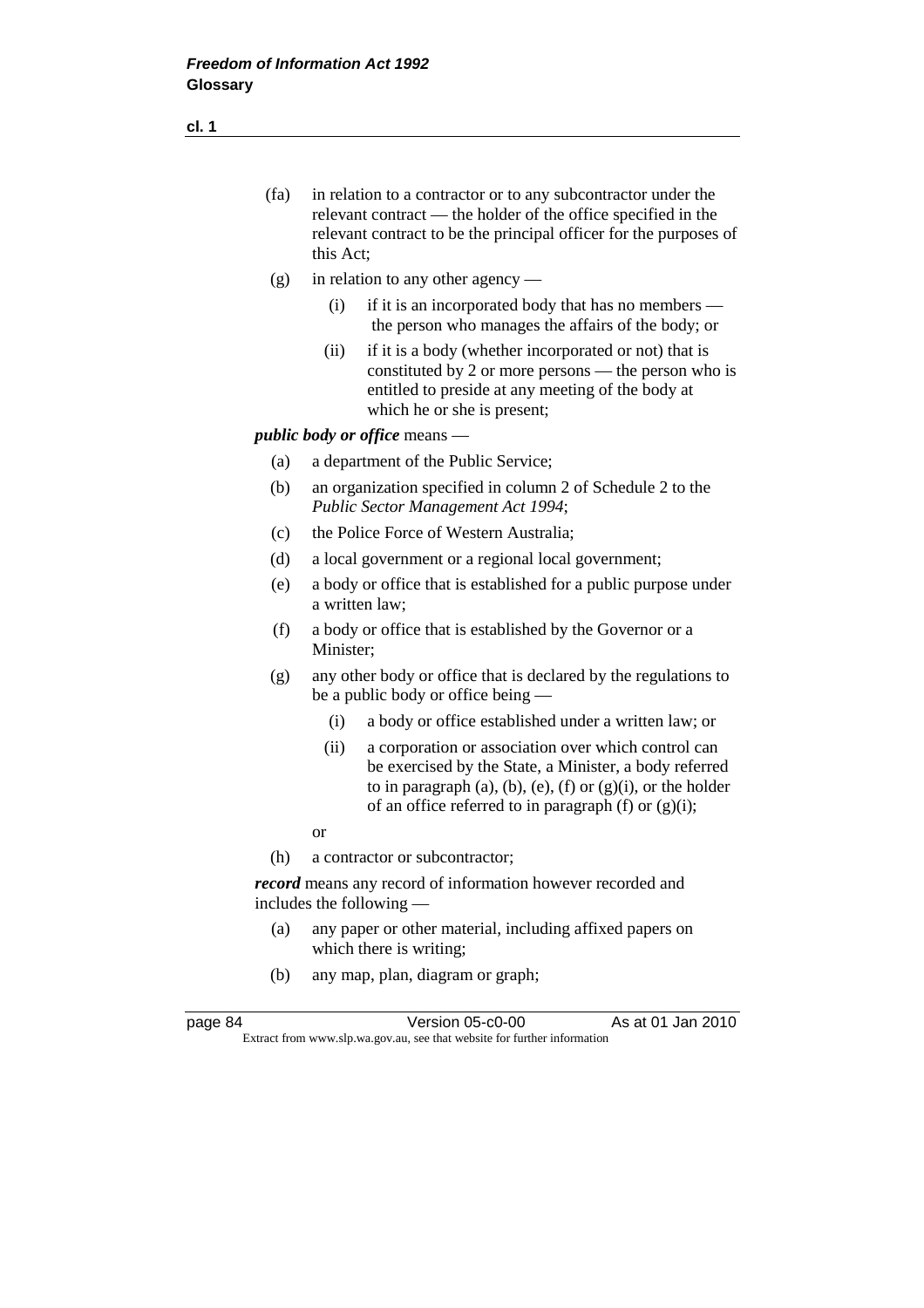(fa) in relation to a contractor or to any subcontractor under the relevant contract — the holder of the office specified in the relevant contract to be the principal officer for the purposes of this Act;

(g) in relation to any other agency —

(i) if it is an incorporated body that has no members — the person who manages the affairs of the body; or

(ii) if it is a body (whether incorporated or not) that is constituted by 2 or more persons — the person who is entitled to preside at any meeting of the body at which he or she is present;

***public body or office*** means —

(a) a department of the Public Service;

(b) an organization specified in column 2 of Schedule 2 to the *Public Sector Management Act 1994*;

(c) the Police Force of Western Australia;

(d) a local government or a regional local government;

(e) a body or office that is established for a public purpose under a written law;

(f) a body or office that is established by the Governor or a Minister;

(g) any other body or office that is declared by the regulations to be a public body or office being —

(i) a body or office established under a written law; or

(ii) a corporation or association over which control can be exercised by the State, a Minister, a body referred to in paragraph (a), (b), (e), (f) or (g)(i), or the holder of an office referred to in paragraph (f) or (g)(i);

or

(h) a contractor or subcontractor;

***record*** means any record of information however recorded and includes the following —

(a) any paper or other material, including affixed papers on which there is writing;

(b) any map, plan, diagram or graph;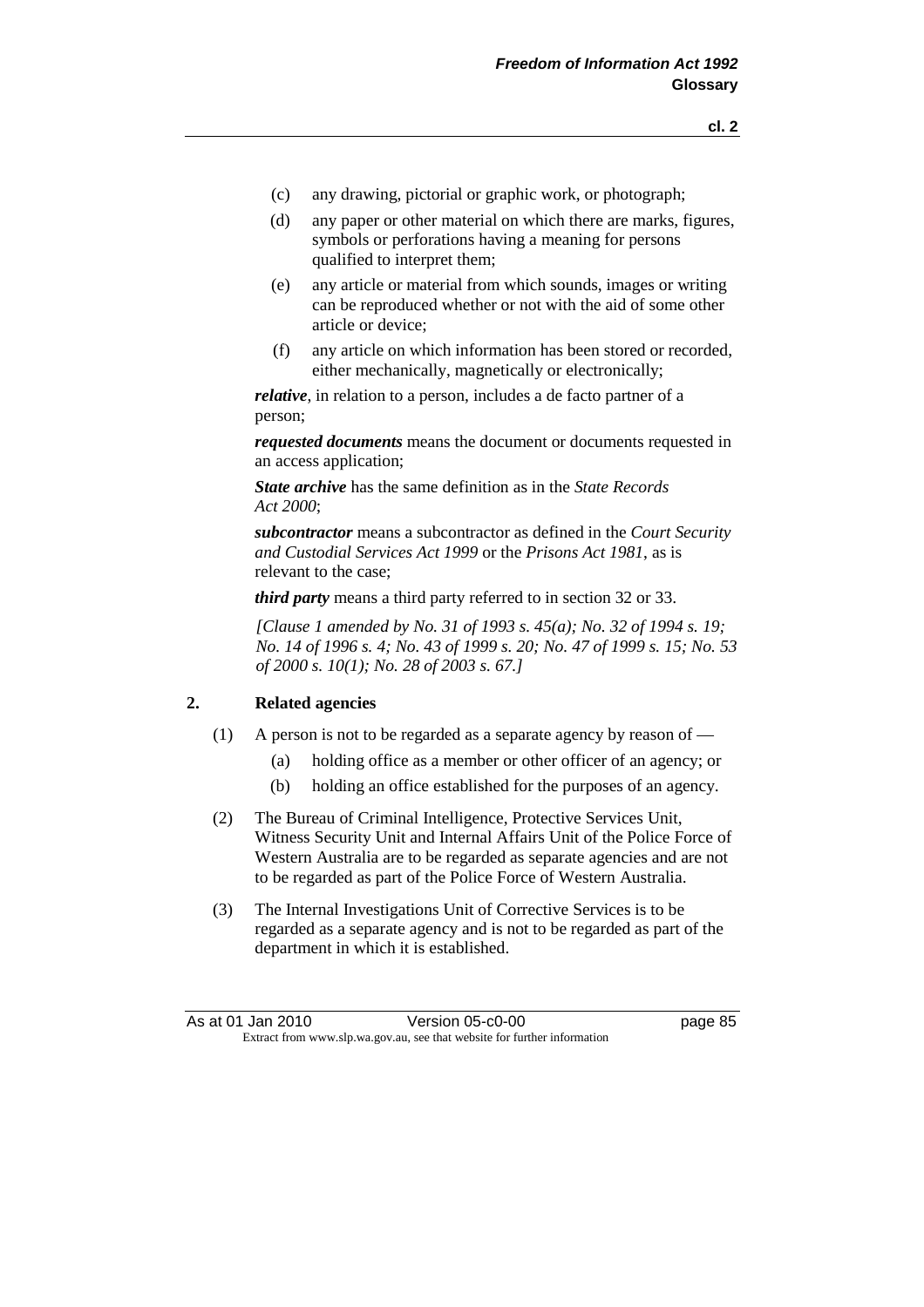(c) any drawing, pictorial or graphic work, or photograph;

(d) any paper or other material on which there are marks, figures, symbols or perforations having a meaning for persons qualified to interpret them;

(e) any article or material from which sounds, images or writing can be reproduced whether or not with the aid of some other article or device;

(f) any article on which information has been stored or recorded, either mechanically, magnetically or electronically;

***relative***, in relation to a person, includes a de facto partner of a person;

***requested documents*** means the document or documents requested in an access application;

***State archive*** has the same definition as in the *State Records Act 2000*;

***subcontractor*** means a subcontractor as defined in the *Court Security and Custodial Services Act 1999* or the *Prisons Act 1981*, as is relevant to the case;

***third party*** means a third party referred to in section 32 or 33.

*[Clause 1 amended by No. 31 of 1993 s. 45(a); No. 32 of 1994 s. 19; No. 14 of 1996 s. 4; No. 43 of 1999 s. 20; No. 47 of 1999 s. 15; No. 53 of 2000 s. 10(1); No. 28 of 2003 s. 67.]*

## 2. Related agencies

(1) A person is not to be regarded as a separate agency by reason of —

(a) holding office as a member or other officer of an agency; or

(b) holding an office established for the purposes of an agency.

(2) The Bureau of Criminal Intelligence, Protective Services Unit, Witness Security Unit and Internal Affairs Unit of the Police Force of Western Australia are to be regarded as separate agencies and are not to be regarded as part of the Police Force of Western Australia.

(3) The Internal Investigations Unit of Corrective Services is to be regarded as a separate agency and is not to be regarded as part of the department in which it is established.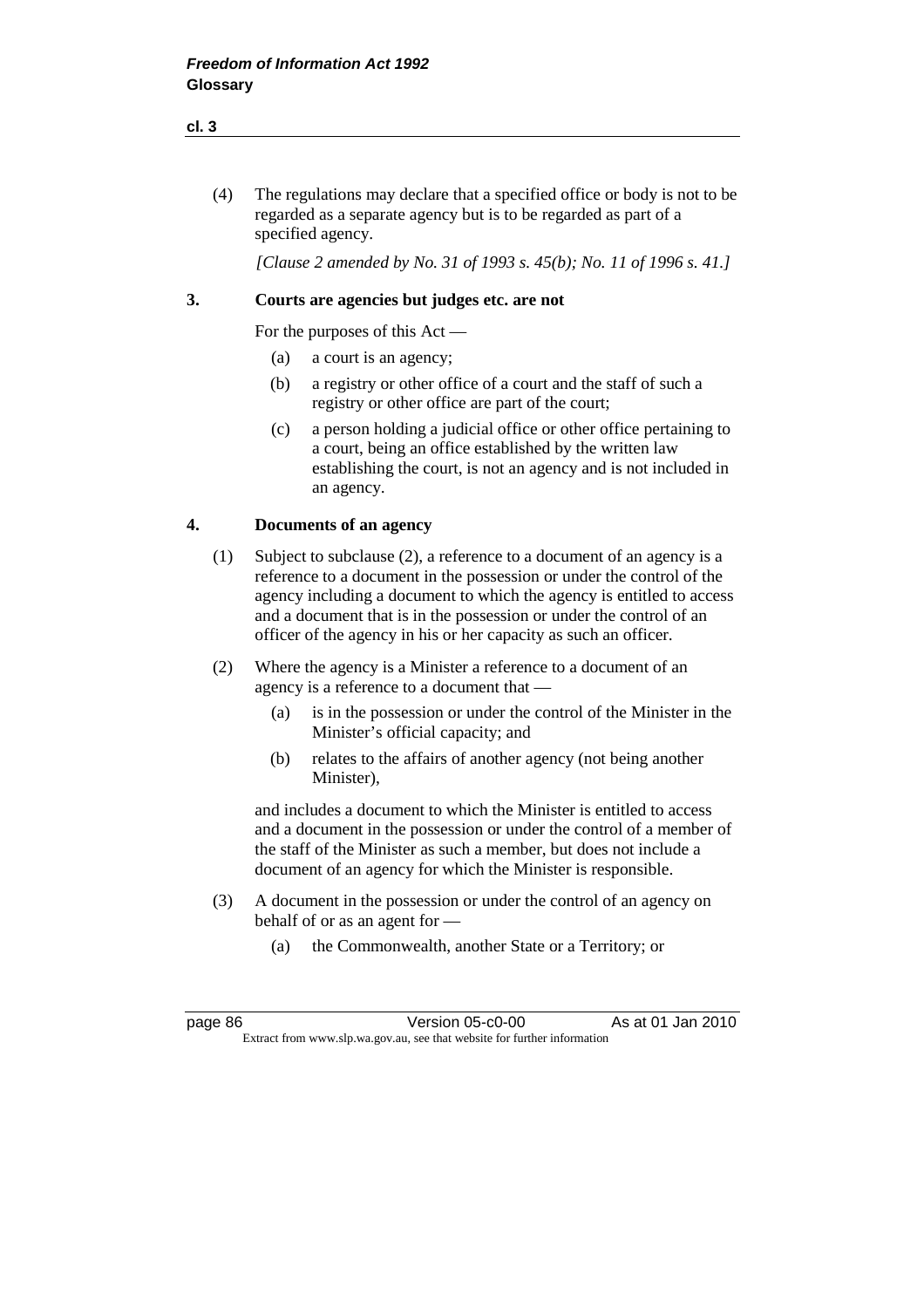(4) The regulations may declare that a specified office or body is not to be regarded as a separate agency but is to be regarded as part of a specified agency.

*[Clause 2 amended by No. 31 of 1993 s. 45(b); No. 11 of 1996 s. 41.]*

### 3. Courts are agencies but judges etc. are not

For the purposes of this Act —

(a) a court is an agency;

(b) a registry or other office of a court and the staff of such a registry or other office are part of the court;

(c) a person holding a judicial office or other office pertaining to a court, being an office established by the written law establishing the court, is not an agency and is not included in an agency.

### 4. Documents of an agency

(1) Subject to subclause (2), a reference to a document of an agency is a reference to a document in the possession or under the control of the agency including a document to which the agency is entitled to access and a document that is in the possession or under the control of an officer of the agency in his or her capacity as such an officer.

(2) Where the agency is a Minister a reference to a document of an agency is a reference to a document that —

(a) is in the possession or under the control of the Minister in the Minister's official capacity; and

(b) relates to the affairs of another agency (not being another Minister),

and includes a document to which the Minister is entitled to access and a document in the possession or under the control of a member of the staff of the Minister as such a member, but does not include a document of an agency for which the Minister is responsible.

(3) A document in the possession or under the control of an agency on behalf of or as an agent for —

(a) the Commonwealth, another State or a Territory; or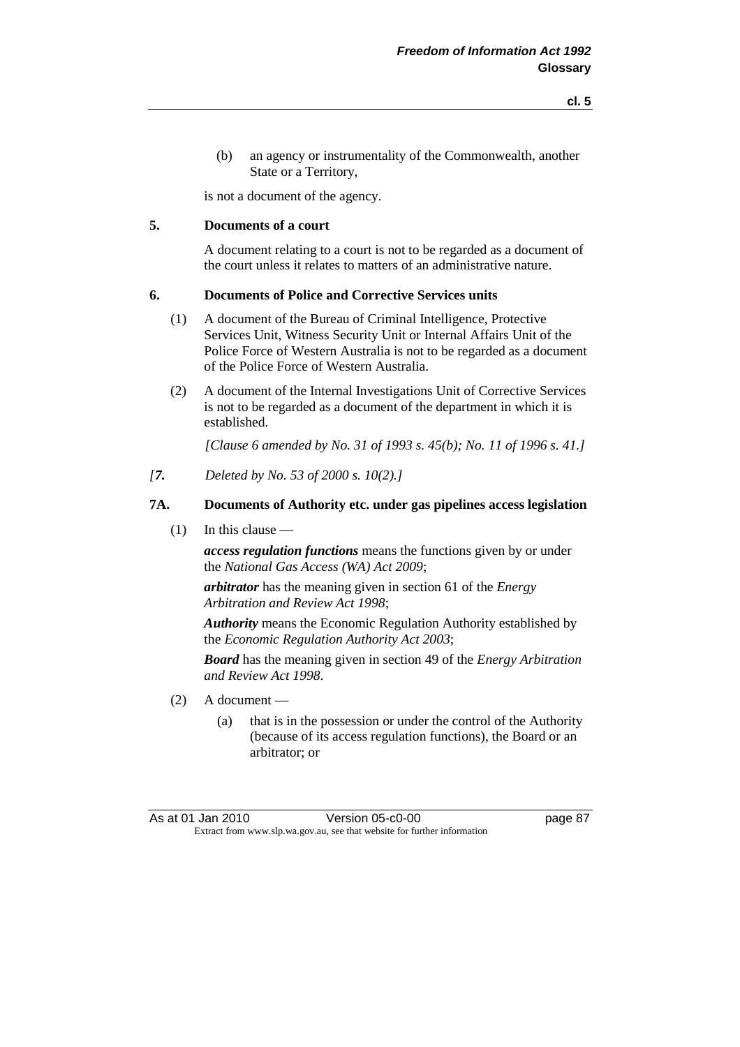(b) an agency or instrumentality of the Commonwealth, another State or a Territory,

is not a document of the agency.

**5. Documents of a court**

A document relating to a court is not to be regarded as a document of the court unless it relates to matters of an administrative nature.

**6. Documents of Police and Corrective Services units**

(1) A document of the Bureau of Criminal Intelligence, Protective Services Unit, Witness Security Unit or Internal Affairs Unit of the Police Force of Western Australia is not to be regarded as a document of the Police Force of Western Australia.

(2) A document of the Internal Investigations Unit of Corrective Services is not to be regarded as a document of the department in which it is established.

*[Clause 6 amended by No. 31 of 1993 s. 45(b); No. 11 of 1996 s. 41.]*

*[**7.** Deleted by No. 53 of 2000 s. 10(2).]*

**7A. Documents of Authority etc. under gas pipelines access legislation**

(1) In this clause —

***access regulation functions*** means the functions given by or under the *National Gas Access (WA) Act 2009*;

***arbitrator*** has the meaning given in section 61 of the *Energy Arbitration and Review Act 1998*;

***Authority*** means the Economic Regulation Authority established by the *Economic Regulation Authority Act 2003*;

***Board*** has the meaning given in section 49 of the *Energy Arbitration and Review Act 1998*.

(2) A document —

(a) that is in the possession or under the control of the Authority (because of its access regulation functions), the Board or an arbitrator; or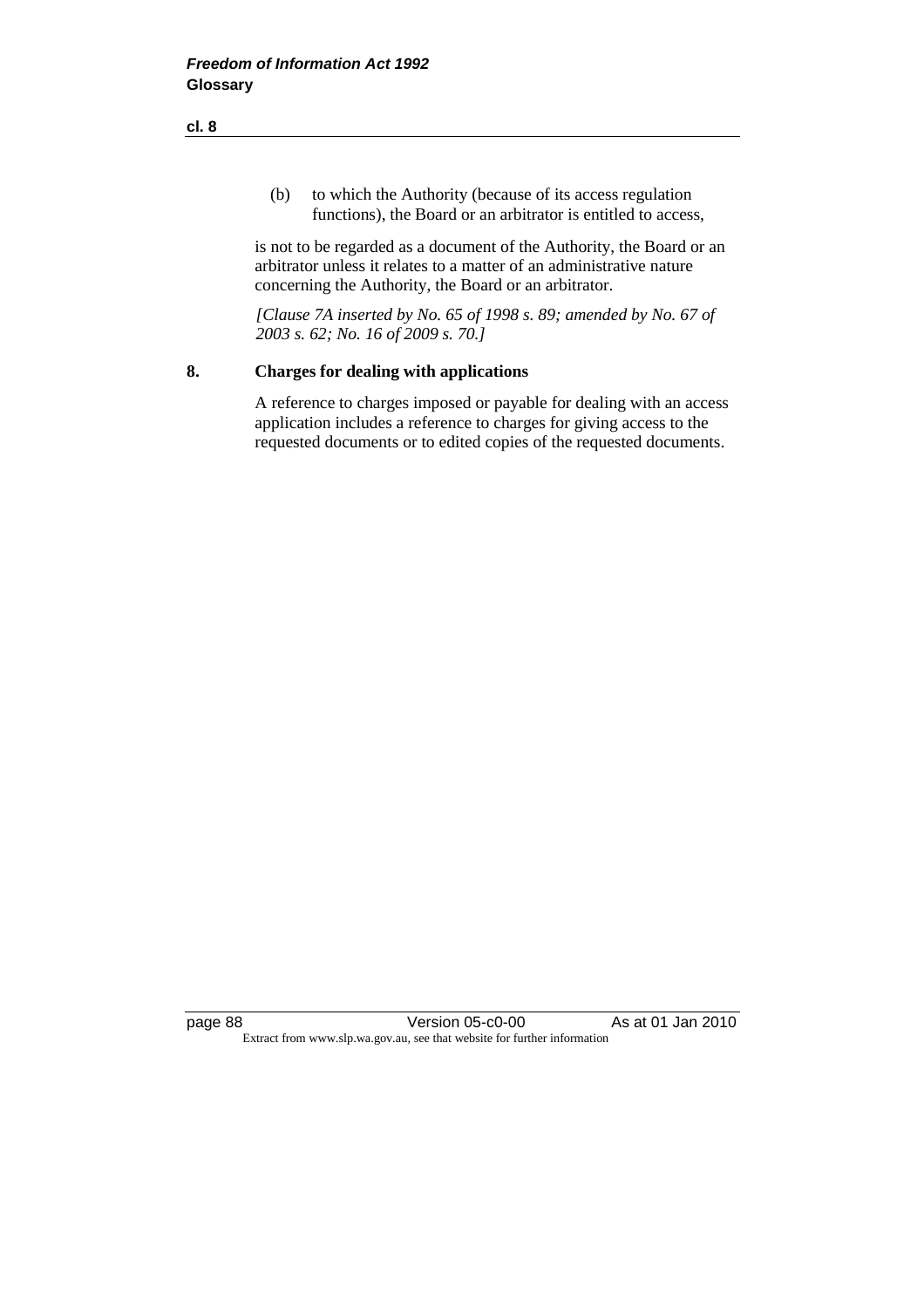(b) to which the Authority (because of its access regulation functions), the Board or an arbitrator is entitled to access,

is not to be regarded as a document of the Authority, the Board or an arbitrator unless it relates to a matter of an administrative nature concerning the Authority, the Board or an arbitrator.

*[Clause 7A inserted by No. 65 of 1998 s. 89; amended by No. 67 of 2003 s. 62; No. 16 of 2009 s. 70.]*

**8. Charges for dealing with applications**

A reference to charges imposed or payable for dealing with an access application includes a reference to charges for giving access to the requested documents or to edited copies of the requested documents.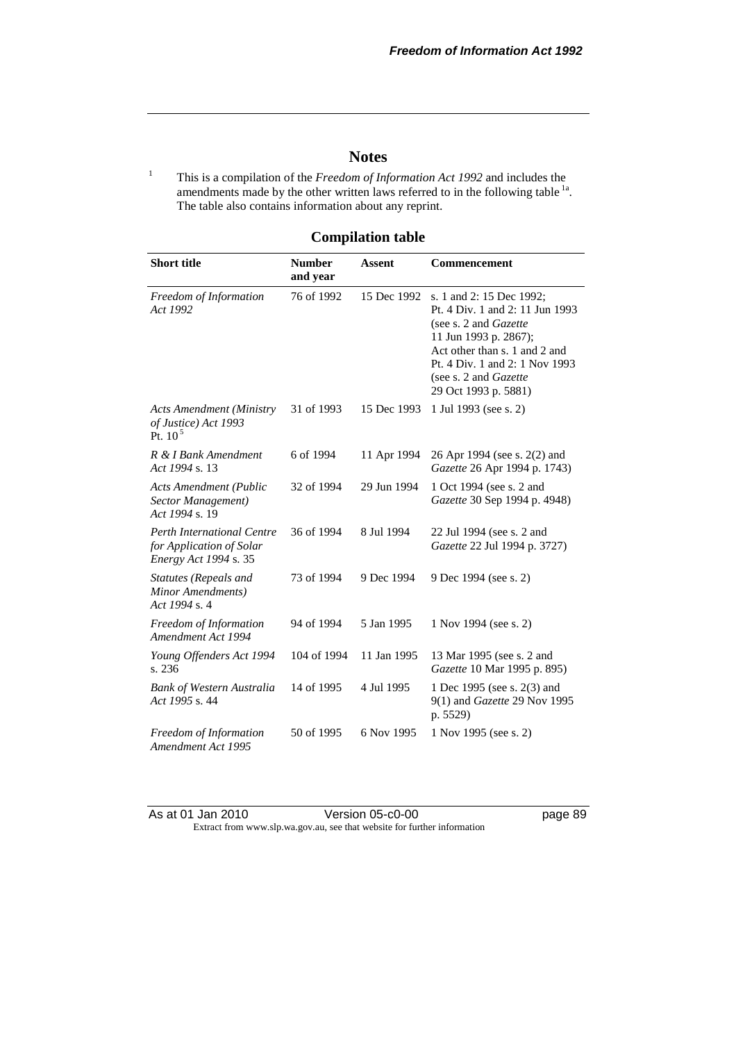# Notes

[1] This is a compilation of the *Freedom of Information Act 1992* and includes the amendments made by the other written laws referred to in the following table [1a]. The table also contains information about any reprint.

## Compilation table

| Short title | Number and year | Assent | Commencement |
|---|---|---|---|
| *Freedom of Information Act 1992* | 76 of 1992 | 15 Dec 1992 | s. 1 and 2: 15 Dec 1992; Pt. 4 Div. 1 and 2: 11 Jun 1993 (see s. 2 and *Gazette* 11 Jun 1993 p. 2867); Act other than s. 1 and 2 and Pt. 4 Div. 1 and 2: 1 Nov 1993 (see s. 2 and *Gazette* 29 Oct 1993 p. 5881) |
| *Acts Amendment (Ministry of Justice) Act 1993* Pt. 10 [5] | 31 of 1993 | 15 Dec 1993 | 1 Jul 1993 (see s. 2) |
| *R & I Bank Amendment Act 1994* s. 13 | 6 of 1994 | 11 Apr 1994 | 26 Apr 1994 (see s. 2(2) and *Gazette* 26 Apr 1994 p. 1743) |
| *Acts Amendment (Public Sector Management) Act 1994* s. 19 | 32 of 1994 | 29 Jun 1994 | 1 Oct 1994 (see s. 2 and *Gazette* 30 Sep 1994 p. 4948) |
| *Perth International Centre for Application of Solar Energy Act 1994* s. 35 | 36 of 1994 | 8 Jul 1994 | 22 Jul 1994 (see s. 2 and *Gazette* 22 Jul 1994 p. 3727) |
| *Statutes (Repeals and Minor Amendments) Act 1994* s. 4 | 73 of 1994 | 9 Dec 1994 | 9 Dec 1994 (see s. 2) |
| *Freedom of Information Amendment Act 1994* | 94 of 1994 | 5 Jan 1995 | 1 Nov 1994 (see s. 2) |
| *Young Offenders Act 1994* s. 236 | 104 of 1994 | 11 Jan 1995 | 13 Mar 1995 (see s. 2 and *Gazette* 10 Mar 1995 p. 895) |
| *Bank of Western Australia Act 1995* s. 44 | 14 of 1995 | 4 Jul 1995 | 1 Dec 1995 (see s. 2(3) and 9(1) and *Gazette* 29 Nov 1995 p. 5529) |
| *Freedom of Information Amendment Act 1995* | 50 of 1995 | 6 Nov 1995 | 1 Nov 1995 (see s. 2) |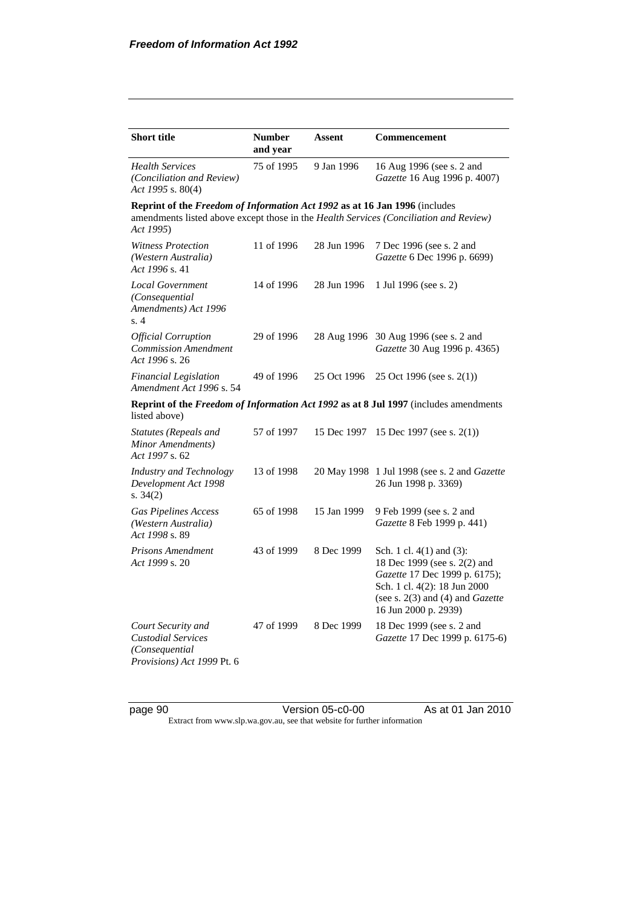| Short title | Number and year | Assent | Commencement |
|---|---|---|---|
| *Health Services (Conciliation and Review) Act 1995* s. 80(4) | 75 of 1995 | 9 Jan 1996 | 16 Aug 1996 (see s. 2 and *Gazette* 16 Aug 1996 p. 4007) |
| **Reprint of the *Freedom of Information Act 1992* as at 16 Jan 1996** (includes amendments listed above except those in the *Health Services (Conciliation and Review) Act 1995*) | | | |
| *Witness Protection (Western Australia) Act 1996* s. 41 | 11 of 1996 | 28 Jun 1996 | 7 Dec 1996 (see s. 2 and *Gazette* 6 Dec 1996 p. 6699) |
| *Local Government (Consequential Amendments) Act 1996* s. 4 | 14 of 1996 | 28 Jun 1996 | 1 Jul 1996 (see s. 2) |
| *Official Corruption Commission Amendment Act 1996* s. 26 | 29 of 1996 | 28 Aug 1996 | 30 Aug 1996 (see s. 2 and *Gazette* 30 Aug 1996 p. 4365) |
| *Financial Legislation Amendment Act 1996* s. 54 | 49 of 1996 | 25 Oct 1996 | 25 Oct 1996 (see s. 2(1)) |
| **Reprint of the *Freedom of Information Act 1992* as at 8 Jul 1997** (includes amendments listed above) | | | |
| *Statutes (Repeals and Minor Amendments) Act 1997* s. 62 | 57 of 1997 | 15 Dec 1997 | 15 Dec 1997 (see s. 2(1)) |
| *Industry and Technology Development Act 1998* s. 34(2) | 13 of 1998 | 20 May 1998 | 1 Jul 1998 (see s. 2 and *Gazette* 26 Jun 1998 p. 3369) |
| *Gas Pipelines Access (Western Australia) Act 1998* s. 89 | 65 of 1998 | 15 Jan 1999 | 9 Feb 1999 (see s. 2 and *Gazette* 8 Feb 1999 p. 441) |
| *Prisons Amendment Act 1999* s. 20 | 43 of 1999 | 8 Dec 1999 | Sch. 1 cl. 4(1) and (3): 18 Dec 1999 (see s. 2(2) and *Gazette* 17 Dec 1999 p. 6175); Sch. 1 cl. 4(2): 18 Jun 2000 (see s. 2(3) and (4) and *Gazette* 16 Jun 2000 p. 2939) |
| *Court Security and Custodial Services (Consequential Provisions) Act 1999* Pt. 6 | 47 of 1999 | 8 Dec 1999 | 18 Dec 1999 (see s. 2 and *Gazette* 17 Dec 1999 p. 6175-6) |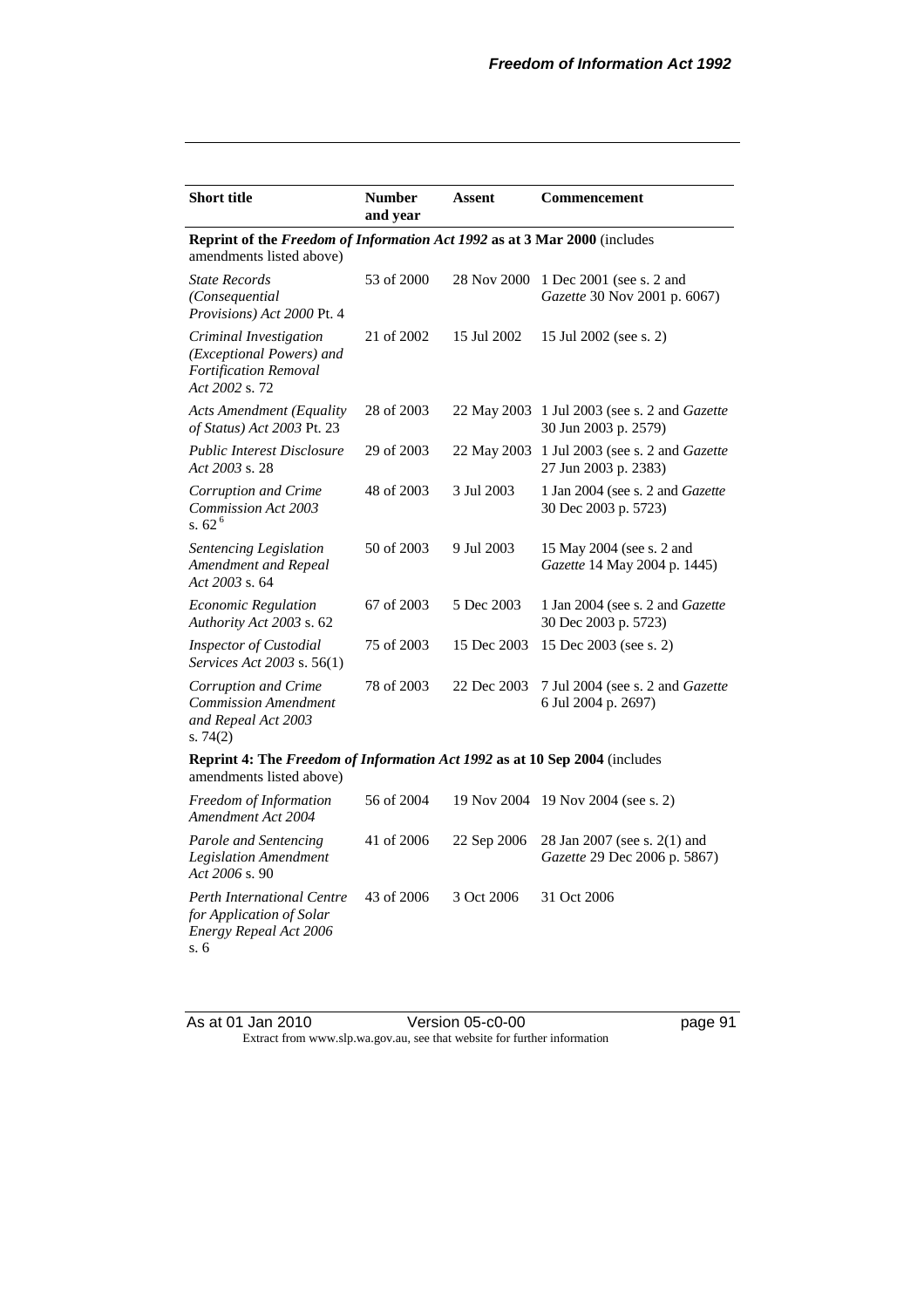| Short title | Number and year | Assent | Commencement |
|---|---|---|---|
| **Reprint of the *Freedom of Information Act 1992* as at 3 Mar 2000** (includes amendments listed above) | | | |
| *State Records (Consequential Provisions) Act 2000* Pt. 4 | 53 of 2000 | 28 Nov 2000 | 1 Dec 2001 (see s. 2 and *Gazette* 30 Nov 2001 p. 6067) |
| *Criminal Investigation (Exceptional Powers) and Fortification Removal Act 2002* s. 72 | 21 of 2002 | 15 Jul 2002 | 15 Jul 2002 (see s. 2) |
| *Acts Amendment (Equality of Status) Act 2003* Pt. 23 | 28 of 2003 | 22 May 2003 | 1 Jul 2003 (see s. 2 and *Gazette* 30 Jun 2003 p. 2579) |
| *Public Interest Disclosure Act 2003* s. 28 | 29 of 2003 | 22 May 2003 | 1 Jul 2003 (see s. 2 and *Gazette* 27 Jun 2003 p. 2383) |
| *Corruption and Crime Commission Act 2003* s. 62 [6] | 48 of 2003 | 3 Jul 2003 | 1 Jan 2004 (see s. 2 and *Gazette* 30 Dec 2003 p. 5723) |
| *Sentencing Legislation Amendment and Repeal Act 2003* s. 64 | 50 of 2003 | 9 Jul 2003 | 15 May 2004 (see s. 2 and *Gazette* 14 May 2004 p. 1445) |
| *Economic Regulation Authority Act 2003* s. 62 | 67 of 2003 | 5 Dec 2003 | 1 Jan 2004 (see s. 2 and *Gazette* 30 Dec 2003 p. 5723) |
| *Inspector of Custodial Services Act 2003* s. 56(1) | 75 of 2003 | 15 Dec 2003 | 15 Dec 2003 (see s. 2) |
| *Corruption and Crime Commission Amendment and Repeal Act 2003* s. 74(2) | 78 of 2003 | 22 Dec 2003 | 7 Jul 2004 (see s. 2 and *Gazette* 6 Jul 2004 p. 2697) |
| **Reprint 4: The *Freedom of Information Act 1992* as at 10 Sep 2004** (includes amendments listed above) | | | |
| *Freedom of Information Amendment Act 2004* | 56 of 2004 | 19 Nov 2004 | 19 Nov 2004 (see s. 2) |
| *Parole and Sentencing Legislation Amendment Act 2006* s. 90 | 41 of 2006 | 22 Sep 2006 | 28 Jan 2007 (see s. 2(1) and *Gazette* 29 Dec 2006 p. 5867) |
| *Perth International Centre for Application of Solar Energy Repeal Act 2006* s. 6 | 43 of 2006 | 3 Oct 2006 | 31 Oct 2006 |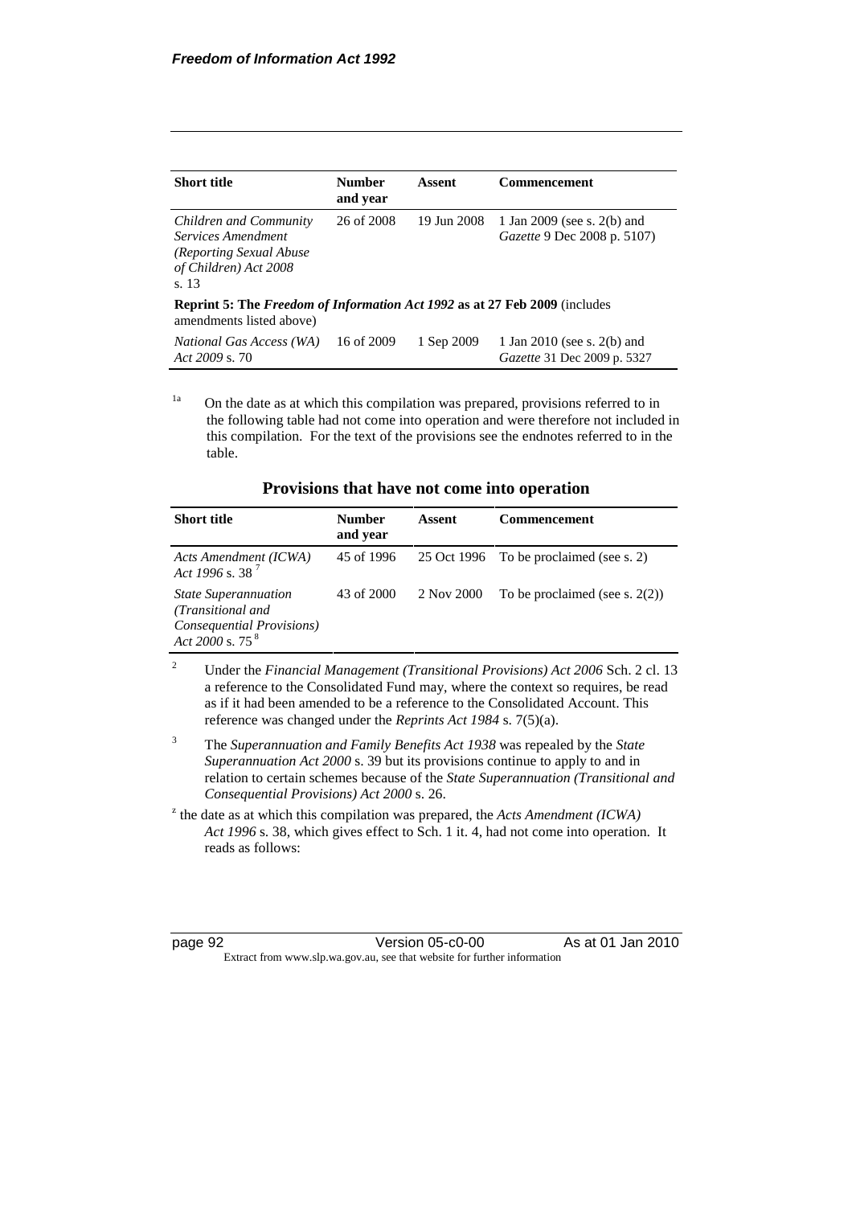| Short title | Number and year | Assent | Commencement |
|---|---|---|---|
| *Children and Community Services Amendment (Reporting Sexual Abuse of Children) Act 2008* s. 13 | 26 of 2008 | 19 Jun 2008 | 1 Jan 2009 (see s. 2(b) and *Gazette* 9 Dec 2008 p. 5107) |
| **Reprint 5: The *Freedom of Information Act 1992* as at 27 Feb 2009** (includes amendments listed above) | | | |
| *National Gas Access (WA) Act 2009* s. 70 | 16 of 2009 | 1 Sep 2009 | 1 Jan 2010 (see s. 2(b) and *Gazette* 31 Dec 2009 p. 5327 |

[1a] On the date as at which this compilation was prepared, provisions referred to in the following table had not come into operation and were therefore not included in this compilation. For the text of the provisions see the endnotes referred to in the table.

## Provisions that have not come into operation

| Short title | Number and year | Assent | Commencement |
|---|---|---|---|
| *Acts Amendment (ICWA) Act 1996* s. 38 [7] | 45 of 1996 | 25 Oct 1996 | To be proclaimed (see s. 2) |
| *State Superannuation (Transitional and Consequential Provisions) Act 2000* s. 75 [8] | 43 of 2000 | 2 Nov 2000 | To be proclaimed (see s. 2(2)) |

[2] Under the *Financial Management (Transitional Provisions) Act 2006* Sch. 2 cl. 13 a reference to the Consolidated Fund may, where the context so requires, be read as if it had been amended to be a reference to the Consolidated Account. This reference was changed under the *Reprints Act 1984* s. 7(5)(a).

[3] The *Superannuation and Family Benefits Act 1938* was repealed by the *State Superannuation Act 2000* s. 39 but its provisions continue to apply to and in relation to certain schemes because of the *State Superannuation (Transitional and Consequential Provisions) Act 2000* s. 26.

[z] the date as at which this compilation was prepared, the *Acts Amendment (ICWA) Act 1996* s. 38, which gives effect to Sch. 1 it. 4, had not come into operation. It reads as follows: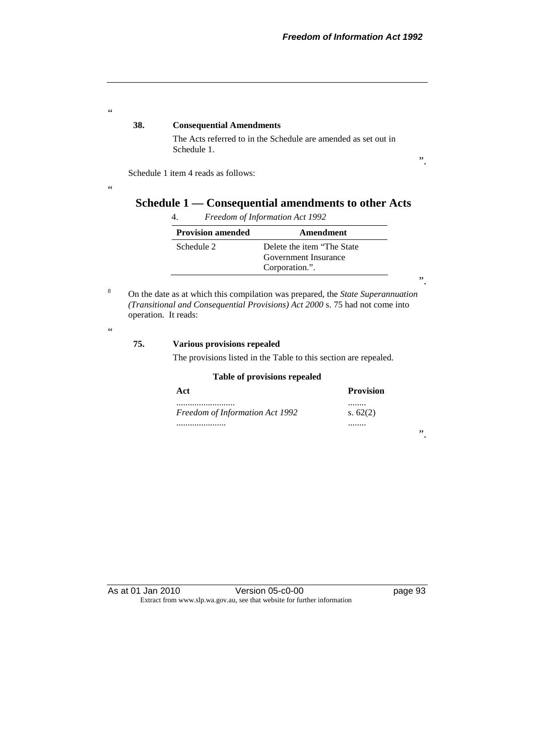"

**38. Consequential Amendments**

The Acts referred to in the Schedule are amended as set out in Schedule 1.

".

Schedule 1 item 4 reads as follows:

"

## Schedule 1 — Consequential amendments to other Acts

4. *Freedom of Information Act 1992*

| Provision amended | Amendment |
|---|---|
| Schedule 2 | Delete the item "The State Government Insurance Corporation.". |

".

[8] On the date as at which this compilation was prepared, the *State Superannuation (Transitional and Consequential Provisions) Act 2000* s. 75 had not come into operation. It reads:

"

**75. Various provisions repealed**

The provisions listed in the Table to this section are repealed.

**Table of provisions repealed**

| Act | Provision |
|---|---|
| ......................... | ........ |
| *Freedom of Information Act 1992* | s. 62(2) |
| ..................... | ........ |

".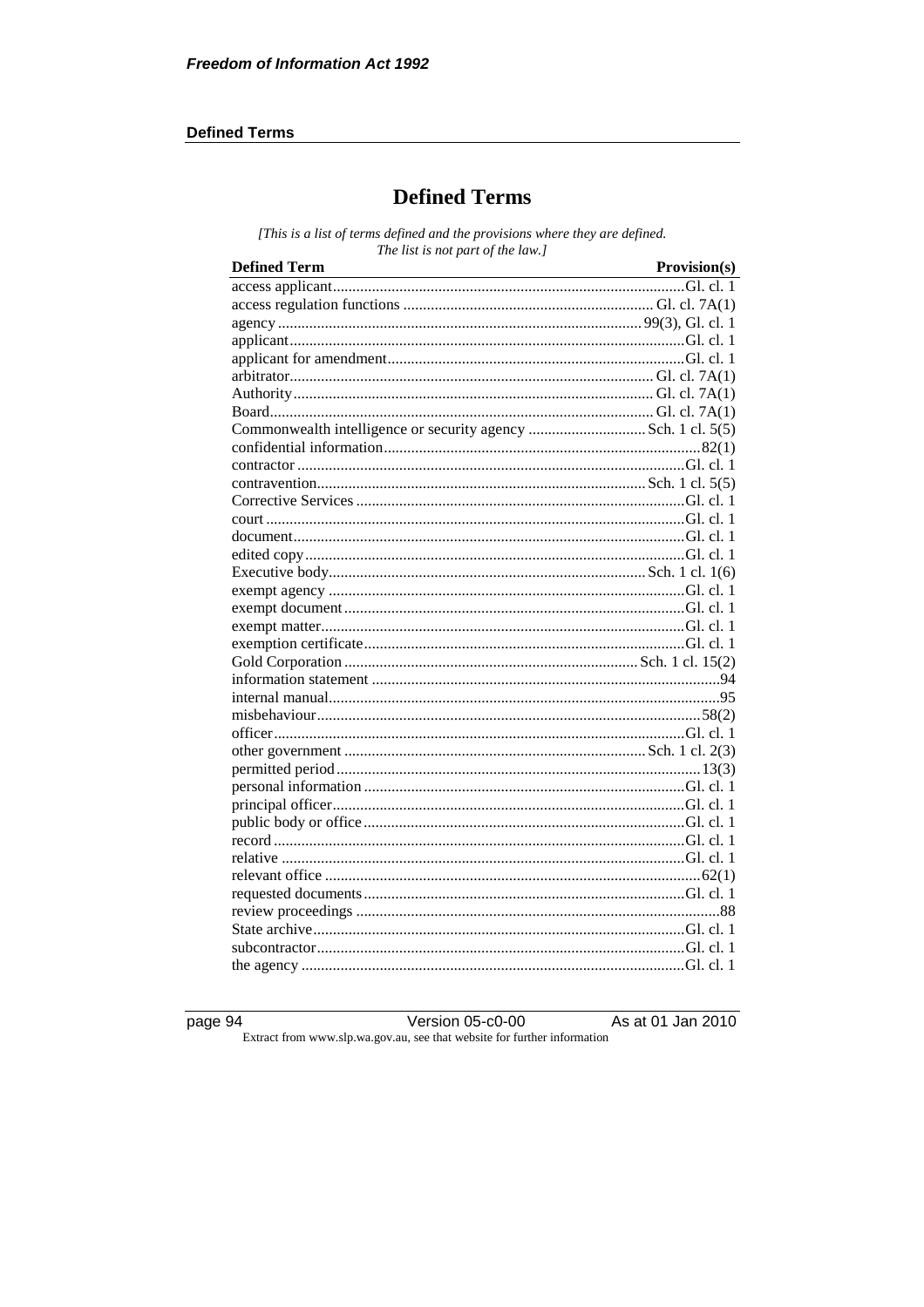# Defined Terms

*[This is a list of terms defined and the provisions where they are defined. The list is not part of the law.]*

| Defined Term | Provision(s) |
|---|---|
| access applicant | Gl. cl. 1 |
| access regulation functions | Gl. cl. 7A(1) |
| agency | 99(3), Gl. cl. 1 |
| applicant | Gl. cl. 1 |
| applicant for amendment | Gl. cl. 1 |
| arbitrator | Gl. cl. 7A(1) |
| Authority | Gl. cl. 7A(1) |
| Board | Gl. cl. 7A(1) |
| Commonwealth intelligence or security agency | Sch. 1 cl. 5(5) |
| confidential information | 82(1) |
| contractor | Gl. cl. 1 |
| contravention | Sch. 1 cl. 5(5) |
| Corrective Services | Gl. cl. 1 |
| court | Gl. cl. 1 |
| document | Gl. cl. 1 |
| edited copy | Gl. cl. 1 |
| Executive body | Sch. 1 cl. 1(6) |
| exempt agency | Gl. cl. 1 |
| exempt document | Gl. cl. 1 |
| exempt matter | Gl. cl. 1 |
| exemption certificate | Gl. cl. 1 |
| Gold Corporation | Sch. 1 cl. 15(2) |
| information statement | 94 |
| internal manual | 95 |
| misbehaviour | 58(2) |
| officer | Gl. cl. 1 |
| other government | Sch. 1 cl. 2(3) |
| permitted period | 13(3) |
| personal information | Gl. cl. 1 |
| principal officer | Gl. cl. 1 |
| public body or office | Gl. cl. 1 |
| record | Gl. cl. 1 |
| relative | Gl. cl. 1 |
| relevant office | 62(1) |
| requested documents | Gl. cl. 1 |
| review proceedings | 88 |
| State archive | Gl. cl. 1 |
| subcontractor | Gl. cl. 1 |
| the agency | Gl. cl. 1 |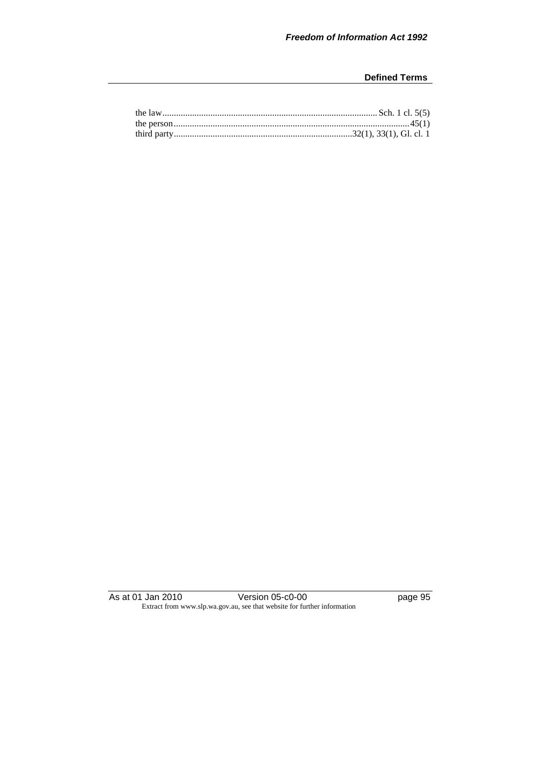the law.............................................................................................Sch. 1 cl. 5(5)
the person.......................................................................................................45(1)
third party..............................................................................32(1), 33(1), Gl. cl. 1